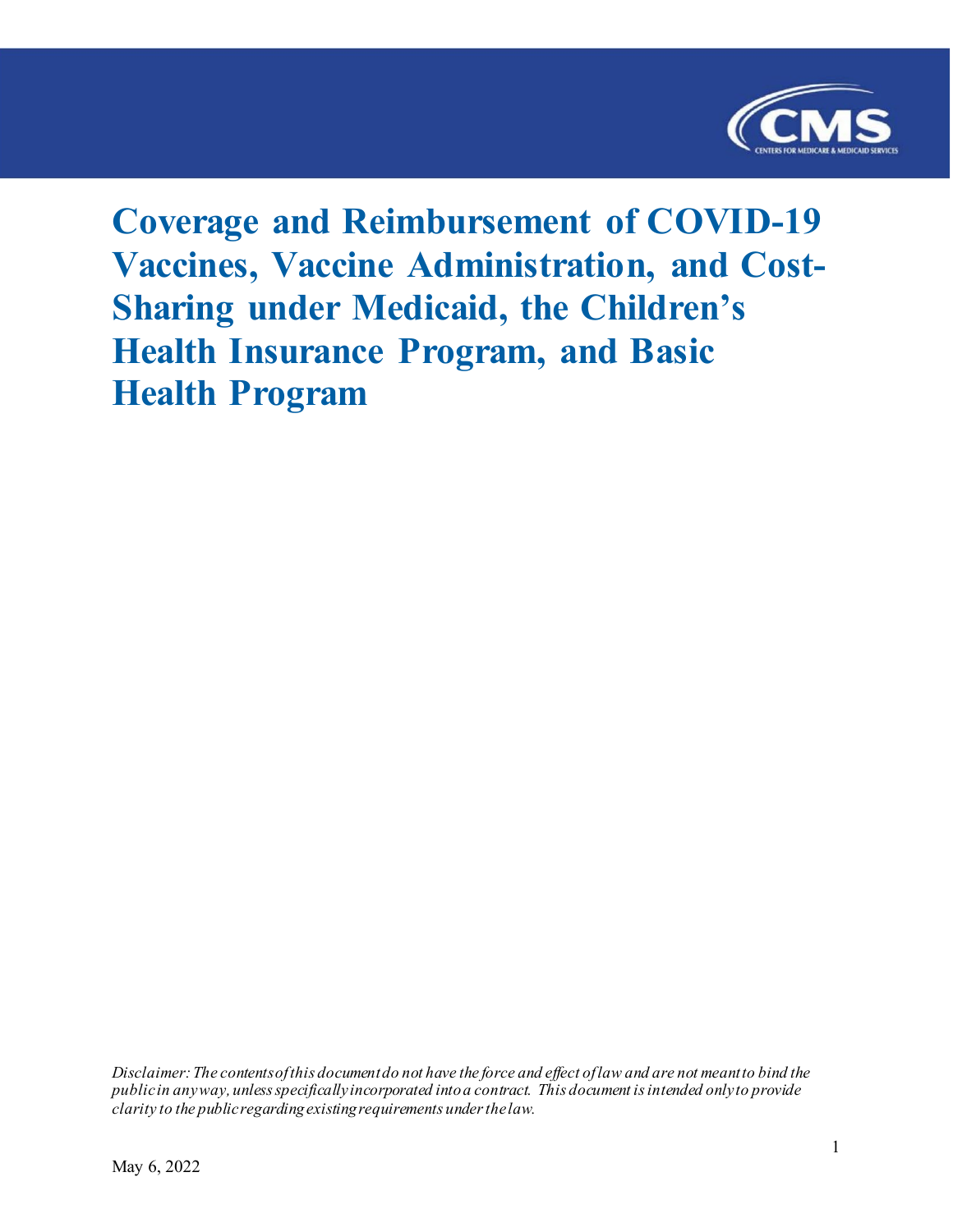# Coverage and Reimbursement of COVID-19 Vaccines, Vaccine Administration, and Cost-Sharing under Medicaid, the Children's Health Insurance Program, and Basic Health Program

*Disclaimer: The contents of this document do not have the force and effect of law and are not meant to bind the public in any way, unless specifically incorporated into a contract. This document is intended only to provide clarity to the public regarding existing requirements under the law.*

May 6, 2022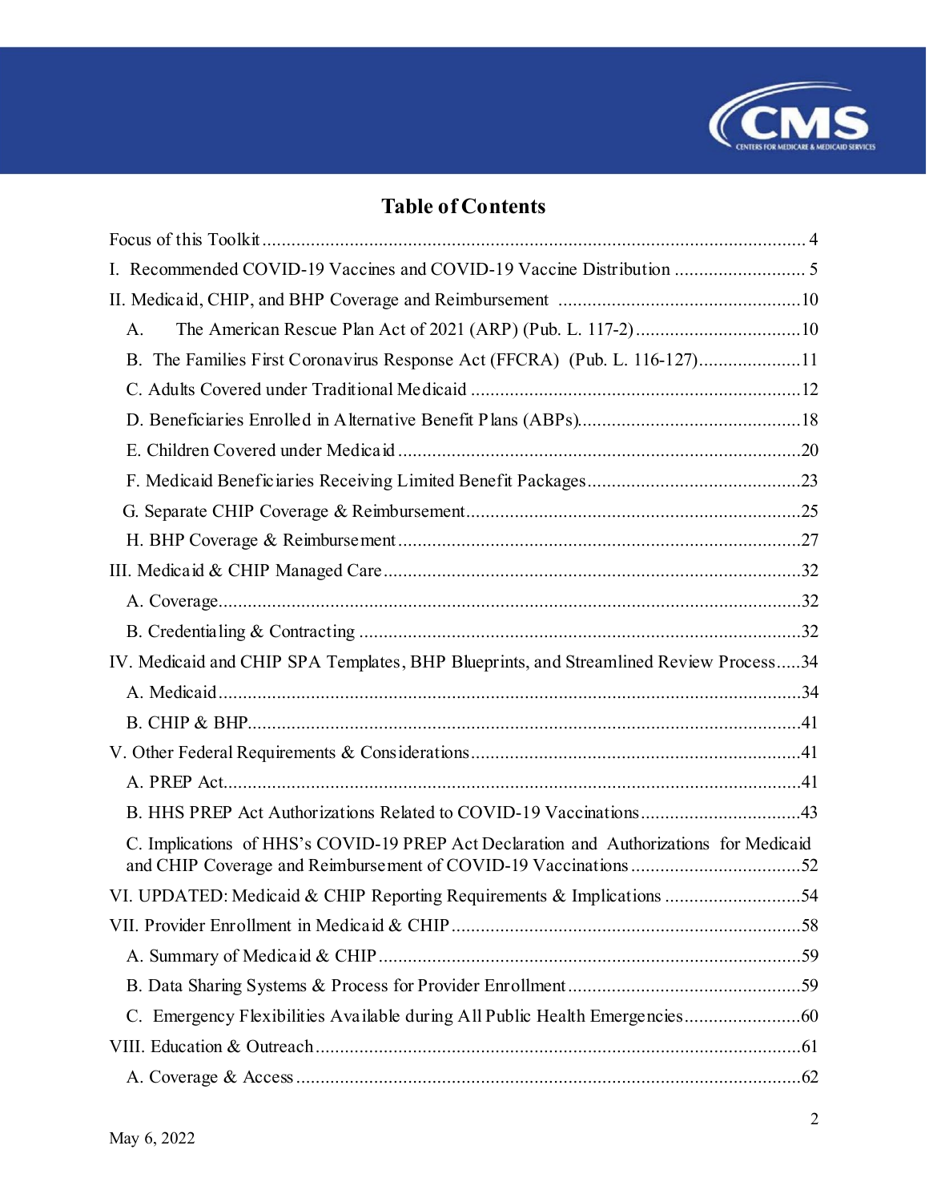# Table of Contents

Focus of this Toolkit ... 4

I. Recommended COVID-19 Vaccines and COVID-19 Vaccine Distribution ... 5

II. Medicaid, CHIP, and BHP Coverage and Reimbursement ... 10

- A. The American Rescue Plan Act of 2021 (ARP) (Pub. L. 117-2) ... 10
- B. The Families First Coronavirus Response Act (FFCRA) (Pub. L. 116-127) ... 11
- C. Adults Covered under Traditional Medicaid ... 12
- D. Beneficiaries Enrolled in Alternative Benefit Plans (ABPs) ... 18
- E. Children Covered under Medicaid ... 20
- F. Medicaid Beneficiaries Receiving Limited Benefit Packages ... 23
- G. Separate CHIP Coverage & Reimbursement ... 25
- H. BHP Coverage & Reimbursement ... 27

III. Medicaid & CHIP Managed Care ... 32

- A. Coverage ... 32
- B. Credentialing & Contracting ... 32

IV. Medicaid and CHIP SPA Templates, BHP Blueprints, and Streamlined Review Process ... 34

- A. Medicaid ... 34
- B. CHIP & BHP ... 41

V. Other Federal Requirements & Considerations ... 41

- A. PREP Act ... 41
- B. HHS PREP Act Authorizations Related to COVID-19 Vaccinations ... 43
- C. Implications of HHS's COVID-19 PREP Act Declaration and Authorizations for Medicaid and CHIP Coverage and Reimbursement of COVID-19 Vaccinations ... 52

VI. UPDATED: Medicaid & CHIP Reporting Requirements & Implications ... 54

VII. Provider Enrollment in Medicaid & CHIP ... 58

- A. Summary of Medicaid & CHIP ... 59
- B. Data Sharing Systems & Process for Provider Enrollment ... 59
- C. Emergency Flexibilities Available during All Public Health Emergencies ... 60

VIII. Education & Outreach ... 61

- A. Coverage & Access ... 62

May 6, 2022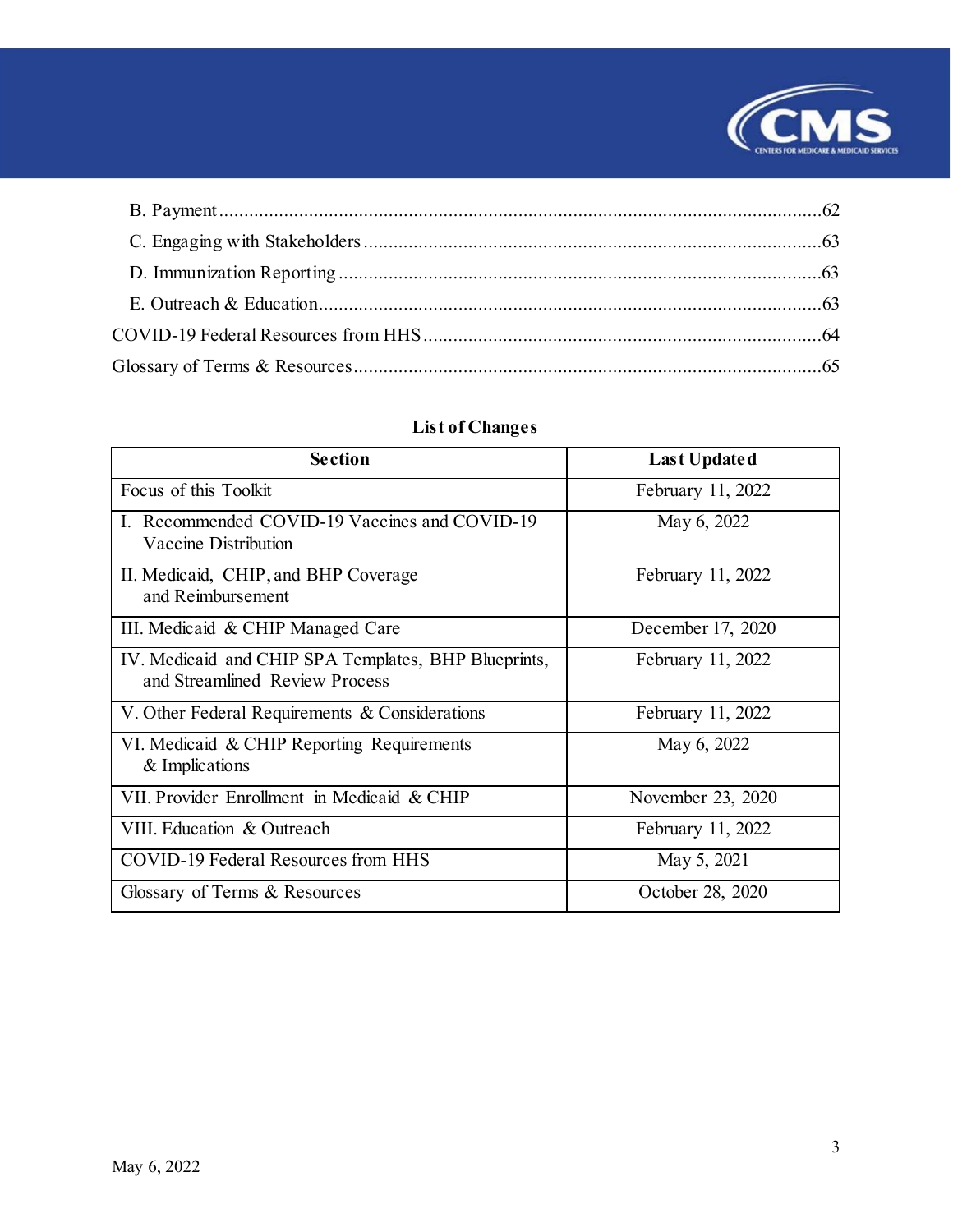B. Payment ......................................................................................................................62

C. Engaging with Stakeholders ............................................................................................63

D. Immunization Reporting ..................................................................................................63

E. Outreach & Education.....................................................................................................63

COVID-19 Federal Resources from HHS ................................................................................64

Glossary of Terms & Resources ..............................................................................................65

**List of Changes**

| Section | Last Updated |
|---|---|
| Focus of this Toolkit | February 11, 2022 |
| I. Recommended COVID-19 Vaccines and COVID-19 Vaccine Distribution | May 6, 2022 |
| II. Medicaid, CHIP, and BHP Coverage and Reimbursement | February 11, 2022 |
| III. Medicaid & CHIP Managed Care | December 17, 2020 |
| IV. Medicaid and CHIP SPA Templates, BHP Blueprints, and Streamlined Review Process | February 11, 2022 |
| V. Other Federal Requirements & Considerations | February 11, 2022 |
| VI. Medicaid & CHIP Reporting Requirements & Implications | May 6, 2022 |
| VII. Provider Enrollment in Medicaid & CHIP | November 23, 2020 |
| VIII. Education & Outreach | February 11, 2022 |
| COVID-19 Federal Resources from HHS | May 5, 2021 |
| Glossary of Terms & Resources | October 28, 2020 |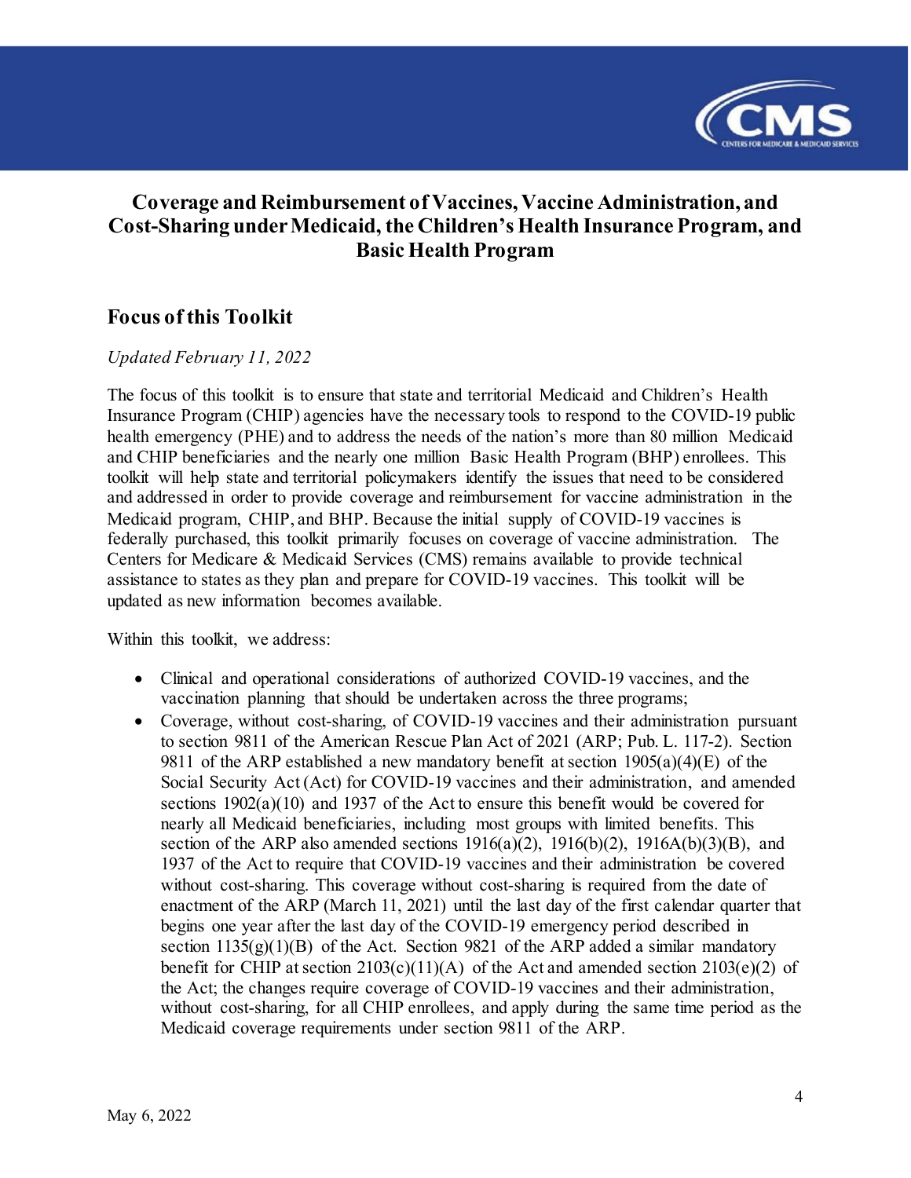# Coverage and Reimbursement of Vaccines, Vaccine Administration, and Cost-Sharing under Medicaid, the Children's Health Insurance Program, and Basic Health Program

## Focus of this Toolkit

*Updated February 11, 2022*

The focus of this toolkit is to ensure that state and territorial Medicaid and Children's Health Insurance Program (CHIP) agencies have the necessary tools to respond to the COVID-19 public health emergency (PHE) and to address the needs of the nation's more than 80 million Medicaid and CHIP beneficiaries and the nearly one million Basic Health Program (BHP) enrollees. This toolkit will help state and territorial policymakers identify the issues that need to be considered and addressed in order to provide coverage and reimbursement for vaccine administration in the Medicaid program, CHIP, and BHP. Because the initial supply of COVID-19 vaccines is federally purchased, this toolkit primarily focuses on coverage of vaccine administration. The Centers for Medicare & Medicaid Services (CMS) remains available to provide technical assistance to states as they plan and prepare for COVID-19 vaccines. This toolkit will be updated as new information becomes available.

Within this toolkit, we address:

- Clinical and operational considerations of authorized COVID-19 vaccines, and the vaccination planning that should be undertaken across the three programs;
- Coverage, without cost-sharing, of COVID-19 vaccines and their administration pursuant to section 9811 of the American Rescue Plan Act of 2021 (ARP; Pub. L. 117-2). Section 9811 of the ARP established a new mandatory benefit at section 1905(a)(4)(E) of the Social Security Act (Act) for COVID-19 vaccines and their administration, and amended sections 1902(a)(10) and 1937 of the Act to ensure this benefit would be covered for nearly all Medicaid beneficiaries, including most groups with limited benefits. This section of the ARP also amended sections 1916(a)(2), 1916(b)(2), 1916A(b)(3)(B), and 1937 of the Act to require that COVID-19 vaccines and their administration be covered without cost-sharing. This coverage without cost-sharing is required from the date of enactment of the ARP (March 11, 2021) until the last day of the first calendar quarter that begins one year after the last day of the COVID-19 emergency period described in section 1135(g)(1)(B) of the Act. Section 9821 of the ARP added a similar mandatory benefit for CHIP at section 2103(c)(11)(A) of the Act and amended section 2103(e)(2) of the Act; the changes require coverage of COVID-19 vaccines and their administration, without cost-sharing, for all CHIP enrollees, and apply during the same time period as the Medicaid coverage requirements under section 9811 of the ARP.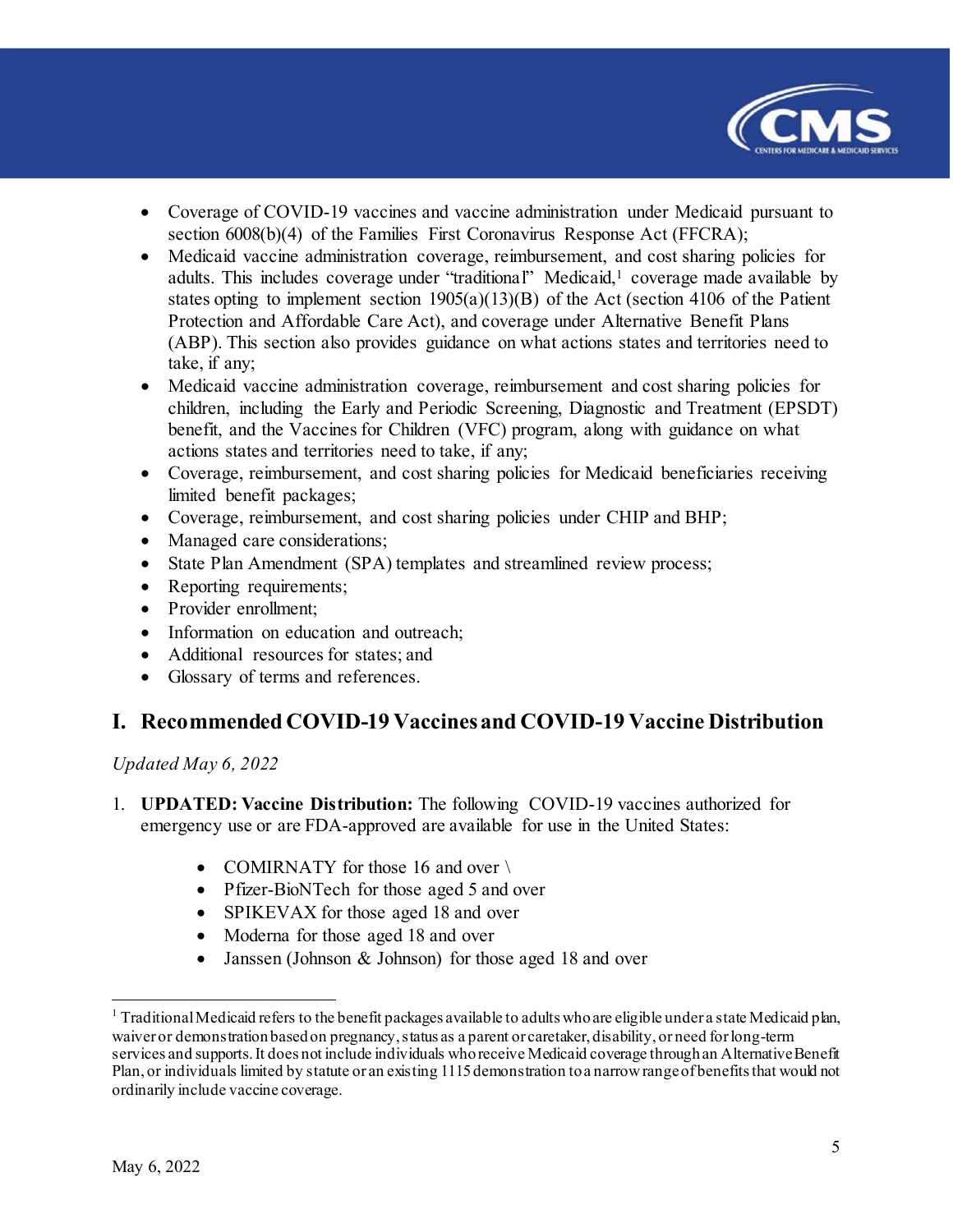- Coverage of COVID-19 vaccines and vaccine administration under Medicaid pursuant to section 6008(b)(4) of the Families First Coronavirus Response Act (FFCRA);
- Medicaid vaccine administration coverage, reimbursement, and cost sharing policies for adults. This includes coverage under "traditional" Medicaid,[1] coverage made available by states opting to implement section 1905(a)(13)(B) of the Act (section 4106 of the Patient Protection and Affordable Care Act), and coverage under Alternative Benefit Plans (ABP). This section also provides guidance on what actions states and territories need to take, if any;
- Medicaid vaccine administration coverage, reimbursement and cost sharing policies for children, including the Early and Periodic Screening, Diagnostic and Treatment (EPSDT) benefit, and the Vaccines for Children (VFC) program, along with guidance on what actions states and territories need to take, if any;
- Coverage, reimbursement, and cost sharing policies for Medicaid beneficiaries receiving limited benefit packages;
- Coverage, reimbursement, and cost sharing policies under CHIP and BHP;
- Managed care considerations;
- State Plan Amendment (SPA) templates and streamlined review process;
- Reporting requirements;
- Provider enrollment;
- Information on education and outreach;
- Additional resources for states; and
- Glossary of terms and references.

## I. Recommended COVID-19 Vaccines and COVID-19 Vaccine Distribution

*Updated May 6, 2022*

1. **UPDATED: Vaccine Distribution:** The following COVID-19 vaccines authorized for emergency use or are FDA-approved are available for use in the United States:

    - COMIRNATY for those 16 and over \
    - Pfizer-BioNTech for those aged 5 and over
    - SPIKEVAX for those aged 18 and over
    - Moderna for those aged 18 and over
    - Janssen (Johnson & Johnson) for those aged 18 and over

[1] Traditional Medicaid refers to the benefit packages available to adults who are eligible under a state Medicaid plan, waiver or demonstration based on pregnancy, status as a parent or caretaker, disability, or need for long-term services and supports. It does not include individuals who receive Medicaid coverage through an Alternative Benefit Plan, or individuals limited by statute or an existing 1115 demonstration to a narrow range of benefits that would not ordinarily include vaccine coverage.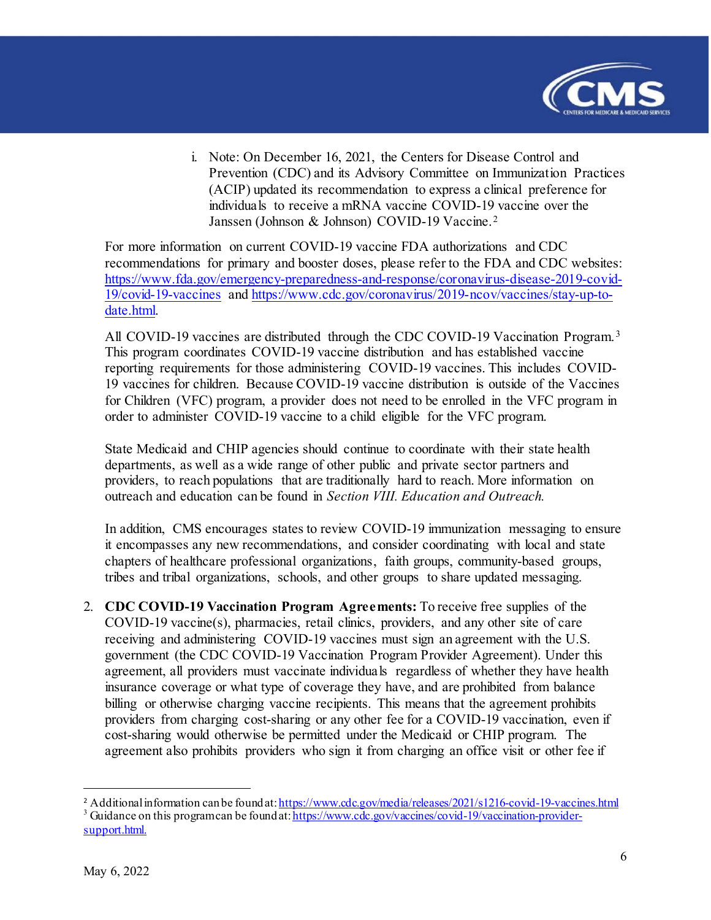i. Note: On December 16, 2021, the Centers for Disease Control and Prevention (CDC) and its Advisory Committee on Immunization Practices (ACIP) updated its recommendation to express a clinical preference for individuals to receive a mRNA vaccine COVID-19 vaccine over the Janssen (Johnson & Johnson) COVID-19 Vaccine.[2]

For more information on current COVID-19 vaccine FDA authorizations and CDC recommendations for primary and booster doses, please refer to the FDA and CDC websites: https://www.fda.gov/emergency-preparedness-and-response/coronavirus-disease-2019-covid-19/covid-19-vaccines and https://www.cdc.gov/coronavirus/2019-ncov/vaccines/stay-up-to-date.html.

All COVID-19 vaccines are distributed through the CDC COVID-19 Vaccination Program.[3] This program coordinates COVID-19 vaccine distribution and has established vaccine reporting requirements for those administering COVID-19 vaccines. This includes COVID-19 vaccines for children. Because COVID-19 vaccine distribution is outside of the Vaccines for Children (VFC) program, a provider does not need to be enrolled in the VFC program in order to administer COVID-19 vaccine to a child eligible for the VFC program.

State Medicaid and CHIP agencies should continue to coordinate with their state health departments, as well as a wide range of other public and private sector partners and providers, to reach populations that are traditionally hard to reach. More information on outreach and education can be found in *Section VIII. Education and Outreach.*

In addition, CMS encourages states to review COVID-19 immunization messaging to ensure it encompasses any new recommendations, and consider coordinating with local and state chapters of healthcare professional organizations, faith groups, community-based groups, tribes and tribal organizations, schools, and other groups to share updated messaging.

2. **CDC COVID-19 Vaccination Program Agreements:** To receive free supplies of the COVID-19 vaccine(s), pharmacies, retail clinics, providers, and any other site of care receiving and administering COVID-19 vaccines must sign an agreement with the U.S. government (the CDC COVID-19 Vaccination Program Provider Agreement). Under this agreement, all providers must vaccinate individuals regardless of whether they have health insurance coverage or what type of coverage they have, and are prohibited from balance billing or otherwise charging vaccine recipients. This means that the agreement prohibits providers from charging cost-sharing or any other fee for a COVID-19 vaccination, even if cost-sharing would otherwise be permitted under the Medicaid or CHIP program. The agreement also prohibits providers who sign it from charging an office visit or other fee if

[2] Additional information can be found at: https://www.cdc.gov/media/releases/2021/s1216-covid-19-vaccines.html

[3] Guidance on this program can be found at: https://www.cdc.gov/vaccines/covid-19/vaccination-provider-support.html.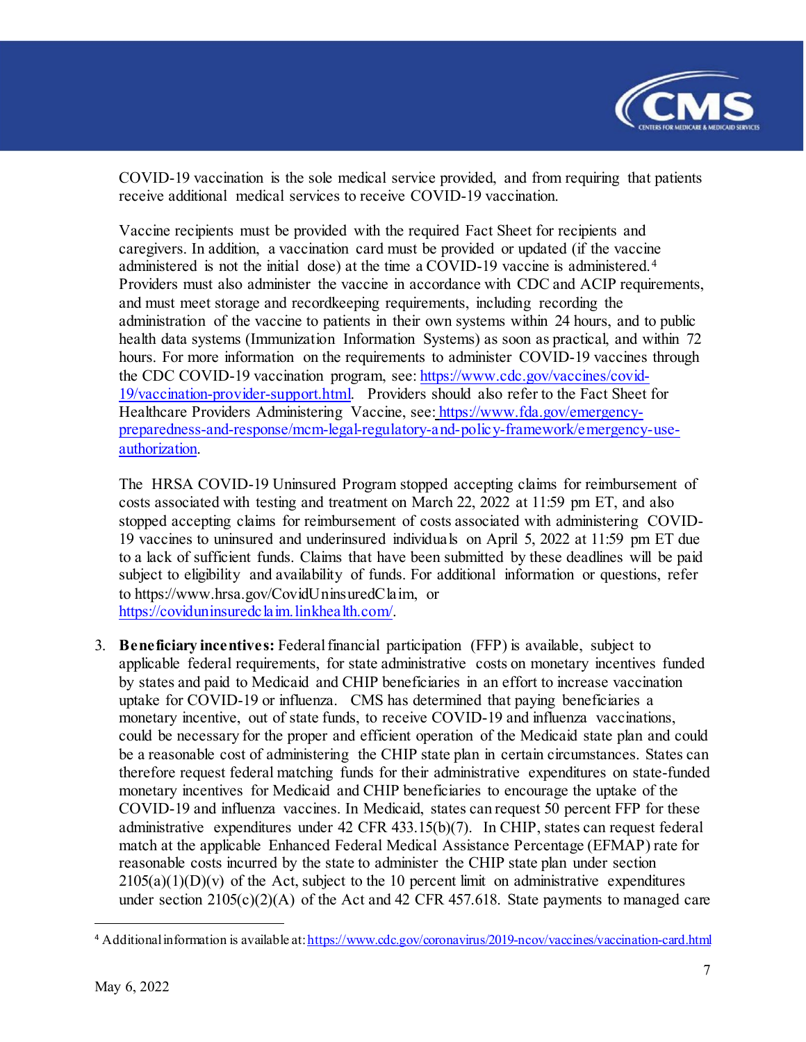COVID-19 vaccination is the sole medical service provided, and from requiring that patients receive additional medical services to receive COVID-19 vaccination.

Vaccine recipients must be provided with the required Fact Sheet for recipients and caregivers. In addition, a vaccination card must be provided or updated (if the vaccine administered is not the initial dose) at the time a COVID-19 vaccine is administered.[4] Providers must also administer the vaccine in accordance with CDC and ACIP requirements, and must meet storage and recordkeeping requirements, including recording the administration of the vaccine to patients in their own systems within 24 hours, and to public health data systems (Immunization Information Systems) as soon as practical, and within 72 hours. For more information on the requirements to administer COVID-19 vaccines through the CDC COVID-19 vaccination program, see: [https://www.cdc.gov/vaccines/covid-19/vaccination-provider-support.html](https://www.cdc.gov/vaccines/covid-19/vaccination-provider-support.html). Providers should also refer to the Fact Sheet for Healthcare Providers Administering Vaccine, see: [https://www.fda.gov/emergency-preparedness-and-response/mcm-legal-regulatory-and-policy-framework/emergency-use-authorization](https://www.fda.gov/emergency-preparedness-and-response/mcm-legal-regulatory-and-policy-framework/emergency-use-authorization).

The HRSA COVID-19 Uninsured Program stopped accepting claims for reimbursement of costs associated with testing and treatment on March 22, 2022 at 11:59 pm ET, and also stopped accepting claims for reimbursement of costs associated with administering COVID-19 vaccines to uninsured and underinsured individuals on April 5, 2022 at 11:59 pm ET due to a lack of sufficient funds. Claims that have been submitted by these deadlines will be paid subject to eligibility and availability of funds. For additional information or questions, refer to https://www.hrsa.gov/CovidUninsuredClaim, or [https://coviduninsuredclaim.linkhealth.com/](https://coviduninsuredclaim.linkhealth.com/).

3. **Beneficiary incentives:** Federal financial participation (FFP) is available, subject to applicable federal requirements, for state administrative costs on monetary incentives funded by states and paid to Medicaid and CHIP beneficiaries in an effort to increase vaccination uptake for COVID-19 or influenza. CMS has determined that paying beneficiaries a monetary incentive, out of state funds, to receive COVID-19 and influenza vaccinations, could be necessary for the proper and efficient operation of the Medicaid state plan and could be a reasonable cost of administering the CHIP state plan in certain circumstances. States can therefore request federal matching funds for their administrative expenditures on state-funded monetary incentives for Medicaid and CHIP beneficiaries to encourage the uptake of the COVID-19 and influenza vaccines. In Medicaid, states can request 50 percent FFP for these administrative expenditures under 42 CFR 433.15(b)(7). In CHIP, states can request federal match at the applicable Enhanced Federal Medical Assistance Percentage (EFMAP) rate for reasonable costs incurred by the state to administer the CHIP state plan under section 2105(a)(1)(D)(v) of the Act, subject to the 10 percent limit on administrative expenditures under section 2105(c)(2)(A) of the Act and 42 CFR 457.618. State payments to managed care

[4] Additional information is available at: [https://www.cdc.gov/coronavirus/2019-ncov/vaccines/vaccination-card.html](https://www.cdc.gov/coronavirus/2019-ncov/vaccines/vaccination-card.html)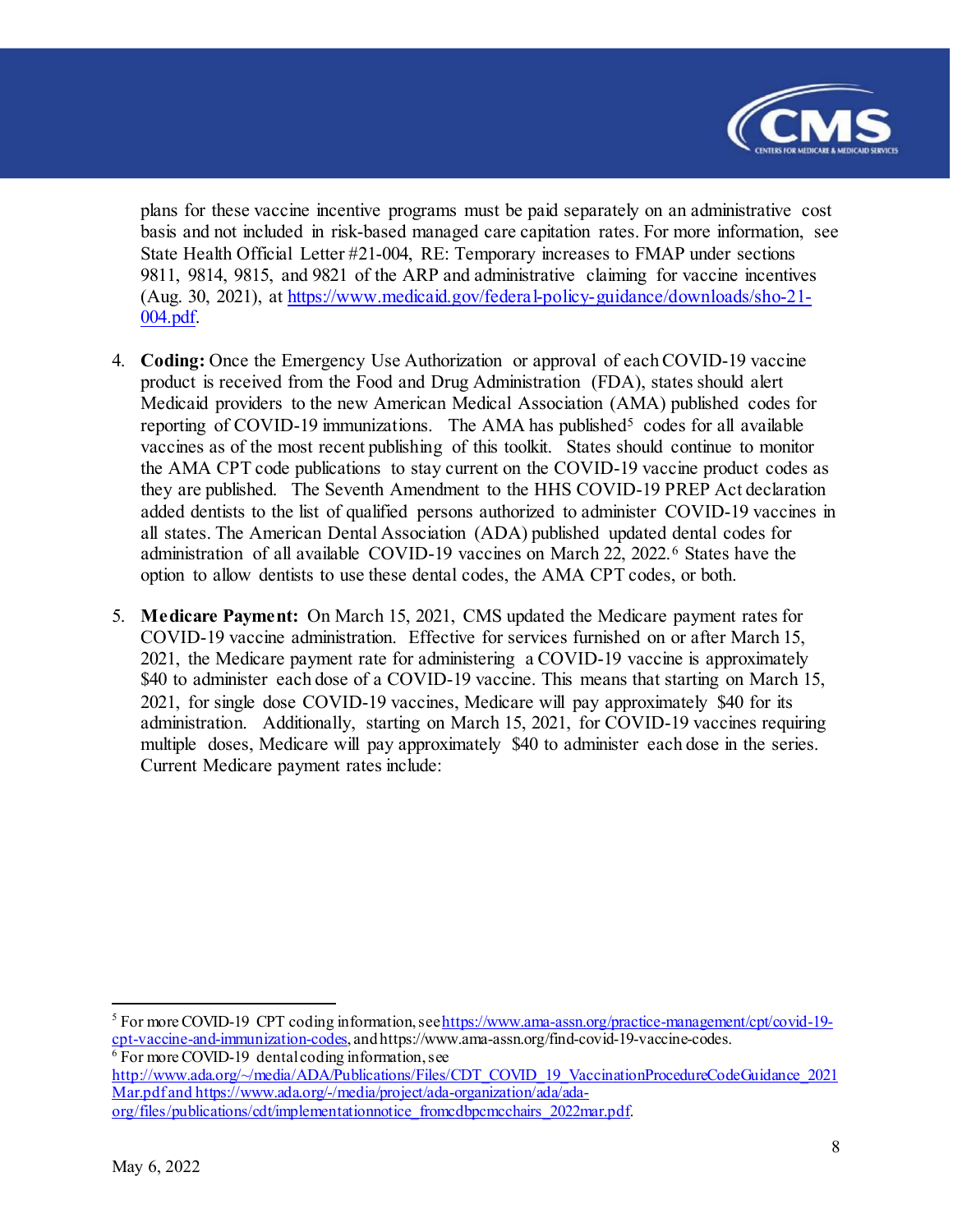plans for these vaccine incentive programs must be paid separately on an administrative cost basis and not included in risk-based managed care capitation rates. For more information, see State Health Official Letter #21-004, RE: Temporary increases to FMAP under sections 9811, 9814, 9815, and 9821 of the ARP and administrative claiming for vaccine incentives (Aug. 30, 2021), at https://www.medicaid.gov/federal-policy-guidance/downloads/sho-21-004.pdf.

4. **Coding:** Once the Emergency Use Authorization or approval of each COVID-19 vaccine product is received from the Food and Drug Administration (FDA), states should alert Medicaid providers to the new American Medical Association (AMA) published codes for reporting of COVID-19 immunizations. The AMA has published[5] codes for all available vaccines as of the most recent publishing of this toolkit. States should continue to monitor the AMA CPT code publications to stay current on the COVID-19 vaccine product codes as they are published. The Seventh Amendment to the HHS COVID-19 PREP Act declaration added dentists to the list of qualified persons authorized to administer COVID-19 vaccines in all states. The American Dental Association (ADA) published updated dental codes for administration of all available COVID-19 vaccines on March 22, 2022.[6] States have the option to allow dentists to use these dental codes, the AMA CPT codes, or both.

5. **Medicare Payment:** On March 15, 2021, CMS updated the Medicare payment rates for COVID-19 vaccine administration. Effective for services furnished on or after March 15, 2021, the Medicare payment rate for administering a COVID-19 vaccine is approximately $40 to administer each dose of a COVID-19 vaccine. This means that starting on March 15, 2021, for single dose COVID-19 vaccines, Medicare will pay approximately $40 for its administration. Additionally, starting on March 15, 2021, for COVID-19 vaccines requiring multiple doses, Medicare will pay approximately $40 to administer each dose in the series. Current Medicare payment rates include:

---

[5] For more COVID-19 CPT coding information, see https://www.ama-assn.org/practice-management/cpt/covid-19-cpt-vaccine-and-immunization-codes, and https://www.ama-assn.org/find-covid-19-vaccine-codes.

[6] For more COVID-19 dental coding information, see http://www.ada.org/~/media/ADA/Publications/Files/CDT_COVID_19_VaccinationProcedureCodeGuidance_2021Mar.pdf and https://www.ada.org/-/media/project/ada-organization/ada/ada-org/files/publications/cdt/implementationnotice_fromcdbpcmcchairs_2022mar.pdf.

May 6, 2022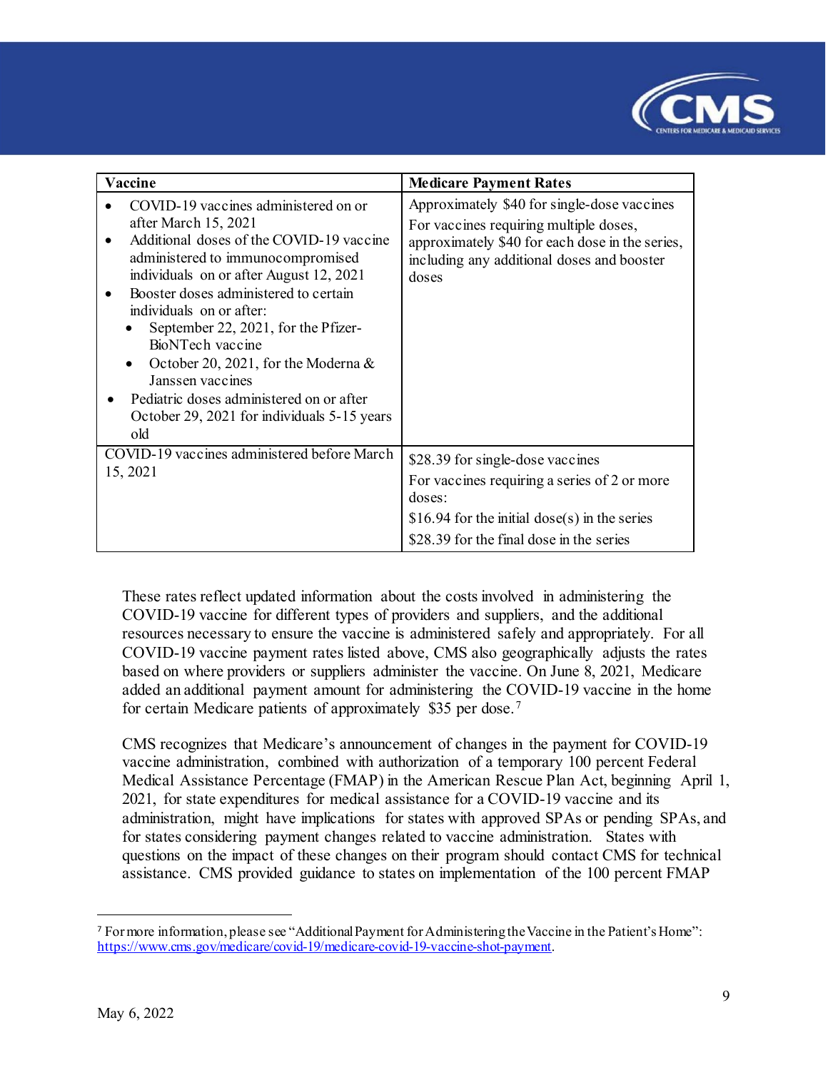| Vaccine | Medicare Payment Rates |
| --- | --- |
| • COVID-19 vaccines administered on or after March 15, 2021<br>• Additional doses of the COVID-19 vaccine administered to immunocompromised individuals on or after August 12, 2021<br>• Booster doses administered to certain individuals on or after:<br>  • September 22, 2021, for the Pfizer-BioNTech vaccine<br>  • October 20, 2021, for the Moderna & Janssen vaccines<br>• Pediatric doses administered on or after October 29, 2021 for individuals 5-15 years old | Approximately $40 for single-dose vaccines<br>For vaccines requiring multiple doses, approximately $40 for each dose in the series, including any additional doses and booster doses |
| COVID-19 vaccines administered before March 15, 2021 | $28.39 for single-dose vaccines<br>For vaccines requiring a series of 2 or more doses:<br>$16.94 for the initial dose(s) in the series<br>$28.39 for the final dose in the series |

These rates reflect updated information about the costs involved in administering the COVID-19 vaccine for different types of providers and suppliers, and the additional resources necessary to ensure the vaccine is administered safely and appropriately. For all COVID-19 vaccine payment rates listed above, CMS also geographically adjusts the rates based on where providers or suppliers administer the vaccine. On June 8, 2021, Medicare added an additional payment amount for administering the COVID-19 vaccine in the home for certain Medicare patients of approximately $35 per dose.[7]

CMS recognizes that Medicare's announcement of changes in the payment for COVID-19 vaccine administration, combined with authorization of a temporary 100 percent Federal Medical Assistance Percentage (FMAP) in the American Rescue Plan Act, beginning April 1, 2021, for state expenditures for medical assistance for a COVID-19 vaccine and its administration, might have implications for states with approved SPAs or pending SPAs, and for states considering payment changes related to vaccine administration. States with questions on the impact of these changes on their program should contact CMS for technical assistance. CMS provided guidance to states on implementation of the 100 percent FMAP

[7] For more information, please see "Additional Payment for Administering the Vaccine in the Patient's Home": https://www.cms.gov/medicare/covid-19/medicare-covid-19-vaccine-shot-payment.

May 6, 2022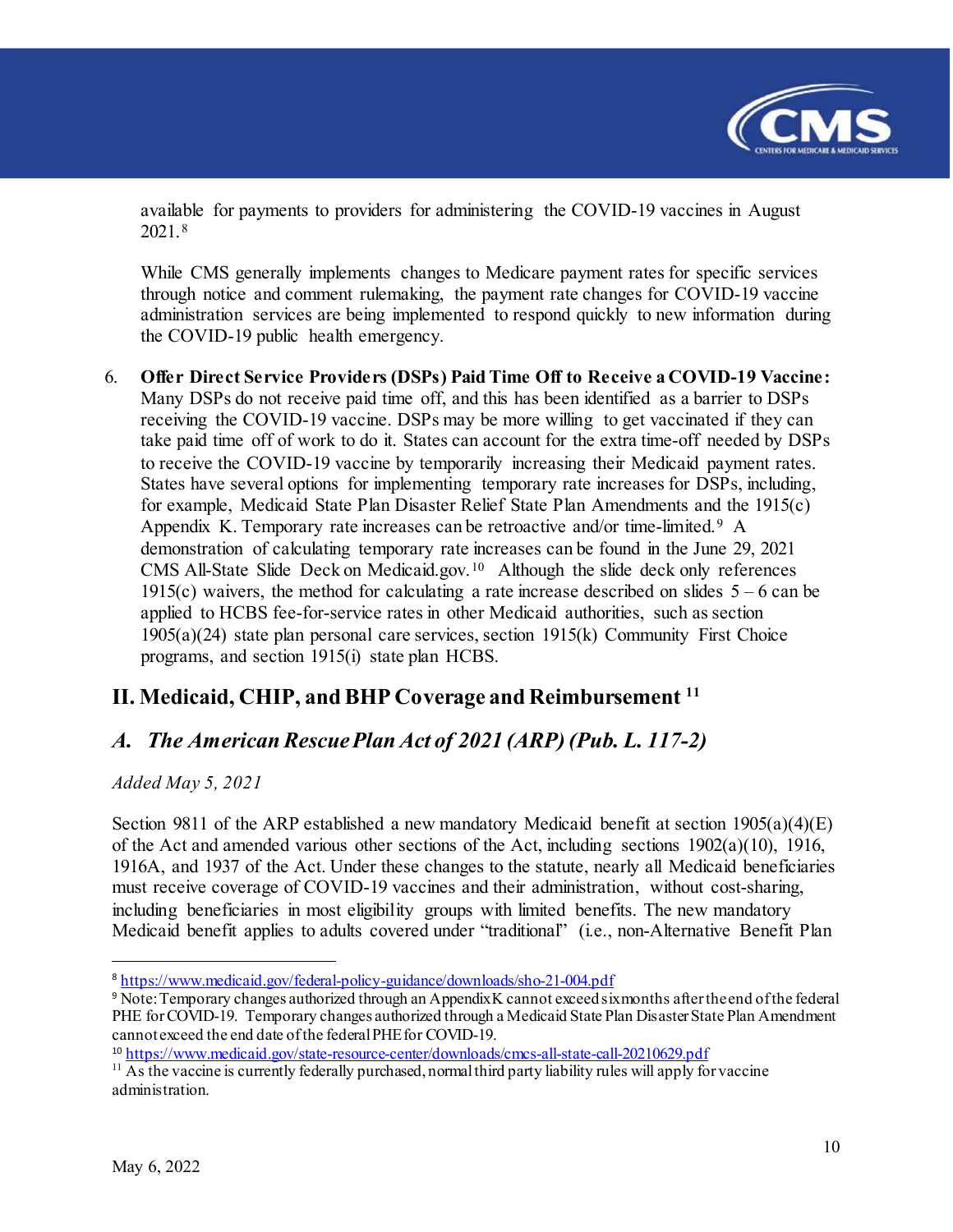available for payments to providers for administering the COVID-19 vaccines in August 2021.[8]

While CMS generally implements changes to Medicare payment rates for specific services through notice and comment rulemaking, the payment rate changes for COVID-19 vaccine administration services are being implemented to respond quickly to new information during the COVID-19 public health emergency.

6. **Offer Direct Service Providers (DSPs) Paid Time Off to Receive a COVID-19 Vaccine:** Many DSPs do not receive paid time off, and this has been identified as a barrier to DSPs receiving the COVID-19 vaccine. DSPs may be more willing to get vaccinated if they can take paid time off of work to do it. States can account for the extra time-off needed by DSPs to receive the COVID-19 vaccine by temporarily increasing their Medicaid payment rates. States have several options for implementing temporary rate increases for DSPs, including, for example, Medicaid State Plan Disaster Relief State Plan Amendments and the 1915(c) Appendix K. Temporary rate increases can be retroactive and/or time-limited.[9] A demonstration of calculating temporary rate increases can be found in the June 29, 2021 CMS All-State Slide Deck on Medicaid.gov.[10] Although the slide deck only references 1915(c) waivers, the method for calculating a rate increase described on slides 5 – 6 can be applied to HCBS fee-for-service rates in other Medicaid authorities, such as section 1905(a)(24) state plan personal care services, section 1915(k) Community First Choice programs, and section 1915(i) state plan HCBS.

## II. Medicaid, CHIP, and BHP Coverage and Reimbursement [11]

### *A. The American Rescue Plan Act of 2021 (ARP) (Pub. L. 117-2)*

*Added May 5, 2021*

Section 9811 of the ARP established a new mandatory Medicaid benefit at section 1905(a)(4)(E) of the Act and amended various other sections of the Act, including sections 1902(a)(10), 1916, 1916A, and 1937 of the Act. Under these changes to the statute, nearly all Medicaid beneficiaries must receive coverage of COVID-19 vaccines and their administration, without cost-sharing, including beneficiaries in most eligibility groups with limited benefits. The new mandatory Medicaid benefit applies to adults covered under "traditional" (i.e., non-Alternative Benefit Plan

---

[8] https://www.medicaid.gov/federal-policy-guidance/downloads/sho-21-004.pdf

[9] Note: Temporary changes authorized through an Appendix K cannot exceed six months after the end of the federal PHE for COVID-19. Temporary changes authorized through a Medicaid State Plan Disaster State Plan Amendment cannot exceed the end date of the federal PHE for COVID-19.

[10] https://www.medicaid.gov/state-resource-center/downloads/cmcs-all-state-call-20210629.pdf

[11] As the vaccine is currently federally purchased, normal third party liability rules will apply for vaccine administration.

May 6, 2022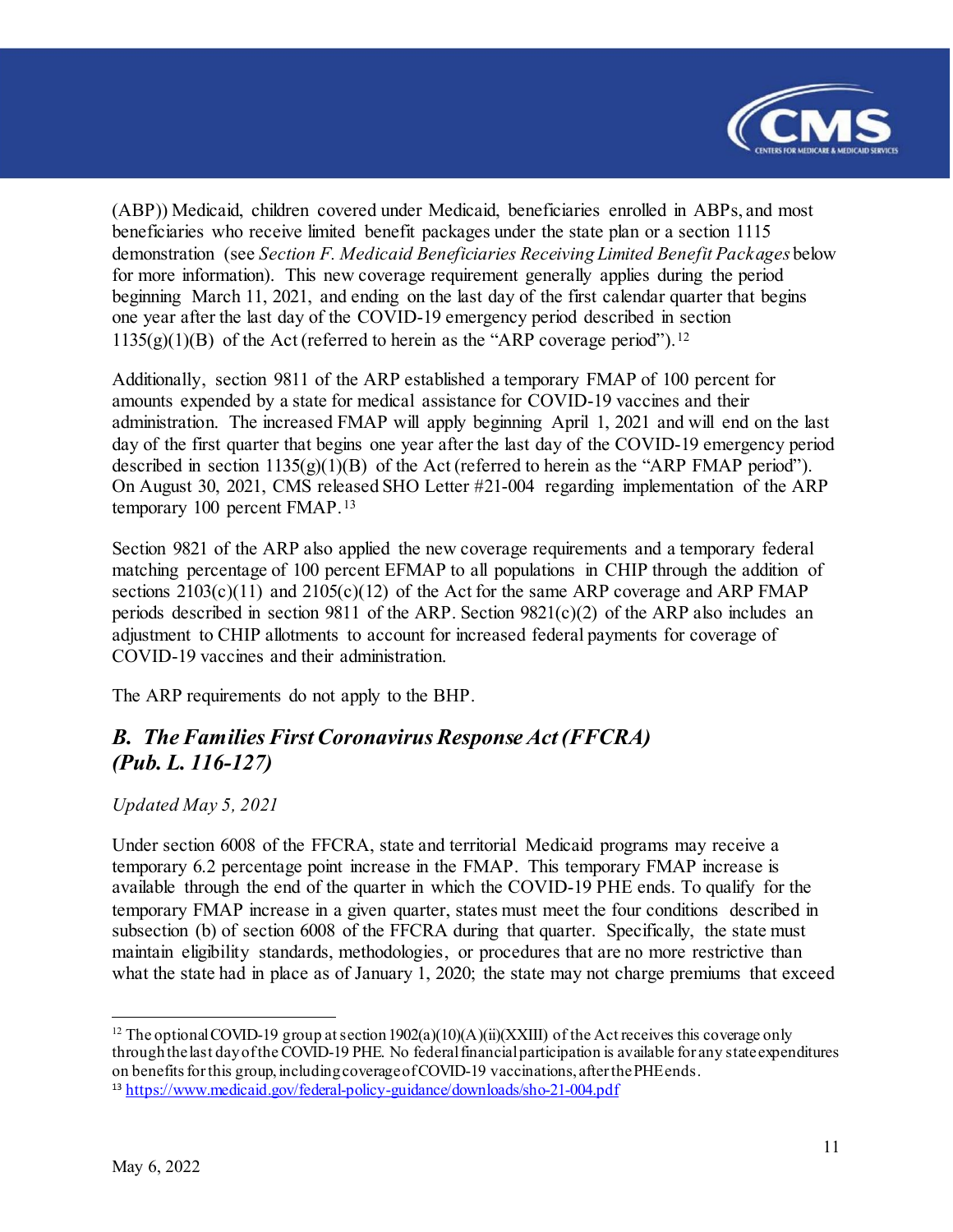(ABP)) Medicaid, children covered under Medicaid, beneficiaries enrolled in ABPs, and most beneficiaries who receive limited benefit packages under the state plan or a section 1115 demonstration (see *Section F. Medicaid Beneficiaries Receiving Limited Benefit Packages* below for more information). This new coverage requirement generally applies during the period beginning March 11, 2021, and ending on the last day of the first calendar quarter that begins one year after the last day of the COVID-19 emergency period described in section 1135(g)(1)(B) of the Act (referred to herein as the "ARP coverage period").[12]

Additionally, section 9811 of the ARP established a temporary FMAP of 100 percent for amounts expended by a state for medical assistance for COVID-19 vaccines and their administration. The increased FMAP will apply beginning April 1, 2021 and will end on the last day of the first quarter that begins one year after the last day of the COVID-19 emergency period described in section 1135(g)(1)(B) of the Act (referred to herein as the "ARP FMAP period"). On August 30, 2021, CMS released SHO Letter #21-004 regarding implementation of the ARP temporary 100 percent FMAP.[13]

Section 9821 of the ARP also applied the new coverage requirements and a temporary federal matching percentage of 100 percent EFMAP to all populations in CHIP through the addition of sections 2103(c)(11) and 2105(c)(12) of the Act for the same ARP coverage and ARP FMAP periods described in section 9811 of the ARP. Section 9821(c)(2) of the ARP also includes an adjustment to CHIP allotments to account for increased federal payments for coverage of COVID-19 vaccines and their administration.

The ARP requirements do not apply to the BHP.

### *B. The Families First Coronavirus Response Act (FFCRA) (Pub. L. 116-127)*

*Updated May 5, 2021*

Under section 6008 of the FFCRA, state and territorial Medicaid programs may receive a temporary 6.2 percentage point increase in the FMAP. This temporary FMAP increase is available through the end of the quarter in which the COVID-19 PHE ends. To qualify for the temporary FMAP increase in a given quarter, states must meet the four conditions described in subsection (b) of section 6008 of the FFCRA during that quarter. Specifically, the state must maintain eligibility standards, methodologies, or procedures that are no more restrictive than what the state had in place as of January 1, 2020; the state may not charge premiums that exceed

---

[12] The optional COVID-19 group at section 1902(a)(10)(A)(ii)(XXIII) of the Act receives this coverage only through the last day of the COVID-19 PHE. No federal financial participation is available for any state expenditures on benefits for this group, including coverage of COVID-19 vaccinations, after the PHE ends.

[13] https://www.medicaid.gov/federal-policy-guidance/downloads/sho-21-004.pdf

May 6, 2022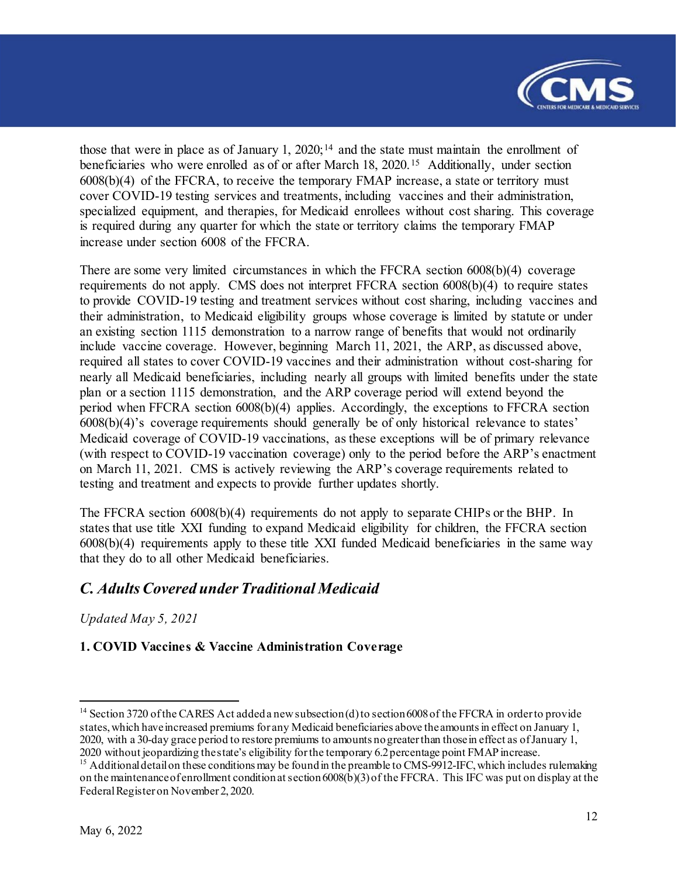those that were in place as of January 1, 2020;[14] and the state must maintain the enrollment of beneficiaries who were enrolled as of or after March 18, 2020.[15] Additionally, under section 6008(b)(4) of the FFCRA, to receive the temporary FMAP increase, a state or territory must cover COVID-19 testing services and treatments, including vaccines and their administration, specialized equipment, and therapies, for Medicaid enrollees without cost sharing. This coverage is required during any quarter for which the state or territory claims the temporary FMAP increase under section 6008 of the FFCRA.

There are some very limited circumstances in which the FFCRA section 6008(b)(4) coverage requirements do not apply. CMS does not interpret FFCRA section 6008(b)(4) to require states to provide COVID-19 testing and treatment services without cost sharing, including vaccines and their administration, to Medicaid eligibility groups whose coverage is limited by statute or under an existing section 1115 demonstration to a narrow range of benefits that would not ordinarily include vaccine coverage. However, beginning March 11, 2021, the ARP, as discussed above, required all states to cover COVID-19 vaccines and their administration without cost-sharing for nearly all Medicaid beneficiaries, including nearly all groups with limited benefits under the state plan or a section 1115 demonstration, and the ARP coverage period will extend beyond the period when FFCRA section 6008(b)(4) applies. Accordingly, the exceptions to FFCRA section 6008(b)(4)'s coverage requirements should generally be of only historical relevance to states' Medicaid coverage of COVID-19 vaccinations, as these exceptions will be of primary relevance (with respect to COVID-19 vaccination coverage) only to the period before the ARP's enactment on March 11, 2021. CMS is actively reviewing the ARP's coverage requirements related to testing and treatment and expects to provide further updates shortly.

The FFCRA section 6008(b)(4) requirements do not apply to separate CHIPs or the BHP. In states that use title XXI funding to expand Medicaid eligibility for children, the FFCRA section 6008(b)(4) requirements apply to these title XXI funded Medicaid beneficiaries in the same way that they do to all other Medicaid beneficiaries.

## *C. Adults Covered under Traditional Medicaid*

*Updated May 5, 2021*

### 1. COVID Vaccines & Vaccine Administration Coverage

---

[14] Section 3720 of the CARES Act added a new subsection (d) to section 6008 of the FFCRA in order to provide states, which have increased premiums for any Medicaid beneficiaries above the amounts in effect on January 1, 2020, with a 30-day grace period to restore premiums to amounts no greater than those in effect as of January 1, 2020 without jeopardizing the state's eligibility for the temporary 6.2 percentage point FMAP increase.

[15] Additional detail on these conditions may be found in the preamble to CMS-9912-IFC, which includes rulemaking on the maintenance of enrollment condition at section 6008(b)(3) of the FFCRA. This IFC was put on display at the Federal Register on November 2, 2020.

May 6, 2022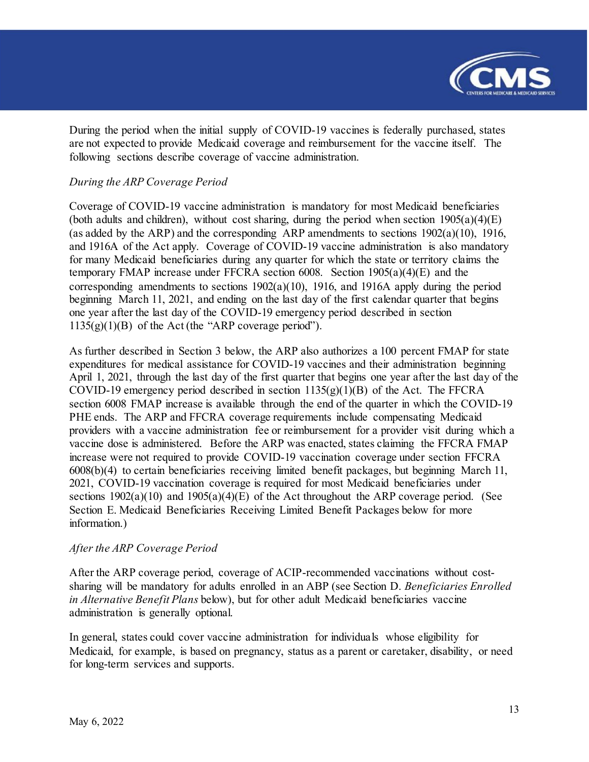During the period when the initial supply of COVID-19 vaccines is federally purchased, states are not expected to provide Medicaid coverage and reimbursement for the vaccine itself. The following sections describe coverage of vaccine administration.

*During the ARP Coverage Period*

Coverage of COVID-19 vaccine administration is mandatory for most Medicaid beneficiaries (both adults and children), without cost sharing, during the period when section 1905(a)(4)(E) (as added by the ARP) and the corresponding ARP amendments to sections 1902(a)(10), 1916, and 1916A of the Act apply. Coverage of COVID-19 vaccine administration is also mandatory for many Medicaid beneficiaries during any quarter for which the state or territory claims the temporary FMAP increase under FFCRA section 6008. Section 1905(a)(4)(E) and the corresponding amendments to sections 1902(a)(10), 1916, and 1916A apply during the period beginning March 11, 2021, and ending on the last day of the first calendar quarter that begins one year after the last day of the COVID-19 emergency period described in section 1135(g)(1)(B) of the Act (the "ARP coverage period").

As further described in Section 3 below, the ARP also authorizes a 100 percent FMAP for state expenditures for medical assistance for COVID-19 vaccines and their administration beginning April 1, 2021, through the last day of the first quarter that begins one year after the last day of the COVID-19 emergency period described in section 1135(g)(1)(B) of the Act. The FFCRA section 6008 FMAP increase is available through the end of the quarter in which the COVID-19 PHE ends. The ARP and FFCRA coverage requirements include compensating Medicaid providers with a vaccine administration fee or reimbursement for a provider visit during which a vaccine dose is administered. Before the ARP was enacted, states claiming the FFCRA FMAP increase were not required to provide COVID-19 vaccination coverage under section FFCRA 6008(b)(4) to certain beneficiaries receiving limited benefit packages, but beginning March 11, 2021, COVID-19 vaccination coverage is required for most Medicaid beneficiaries under sections 1902(a)(10) and 1905(a)(4)(E) of the Act throughout the ARP coverage period. (See Section E. Medicaid Beneficiaries Receiving Limited Benefit Packages below for more information.)

*After the ARP Coverage Period*

After the ARP coverage period, coverage of ACIP-recommended vaccinations without cost-sharing will be mandatory for adults enrolled in an ABP (see Section D. *Beneficiaries Enrolled in Alternative Benefit Plans* below), but for other adult Medicaid beneficiaries vaccine administration is generally optional.

In general, states could cover vaccine administration for individuals whose eligibility for Medicaid, for example, is based on pregnancy, status as a parent or caretaker, disability, or need for long-term services and supports.

May 6, 2022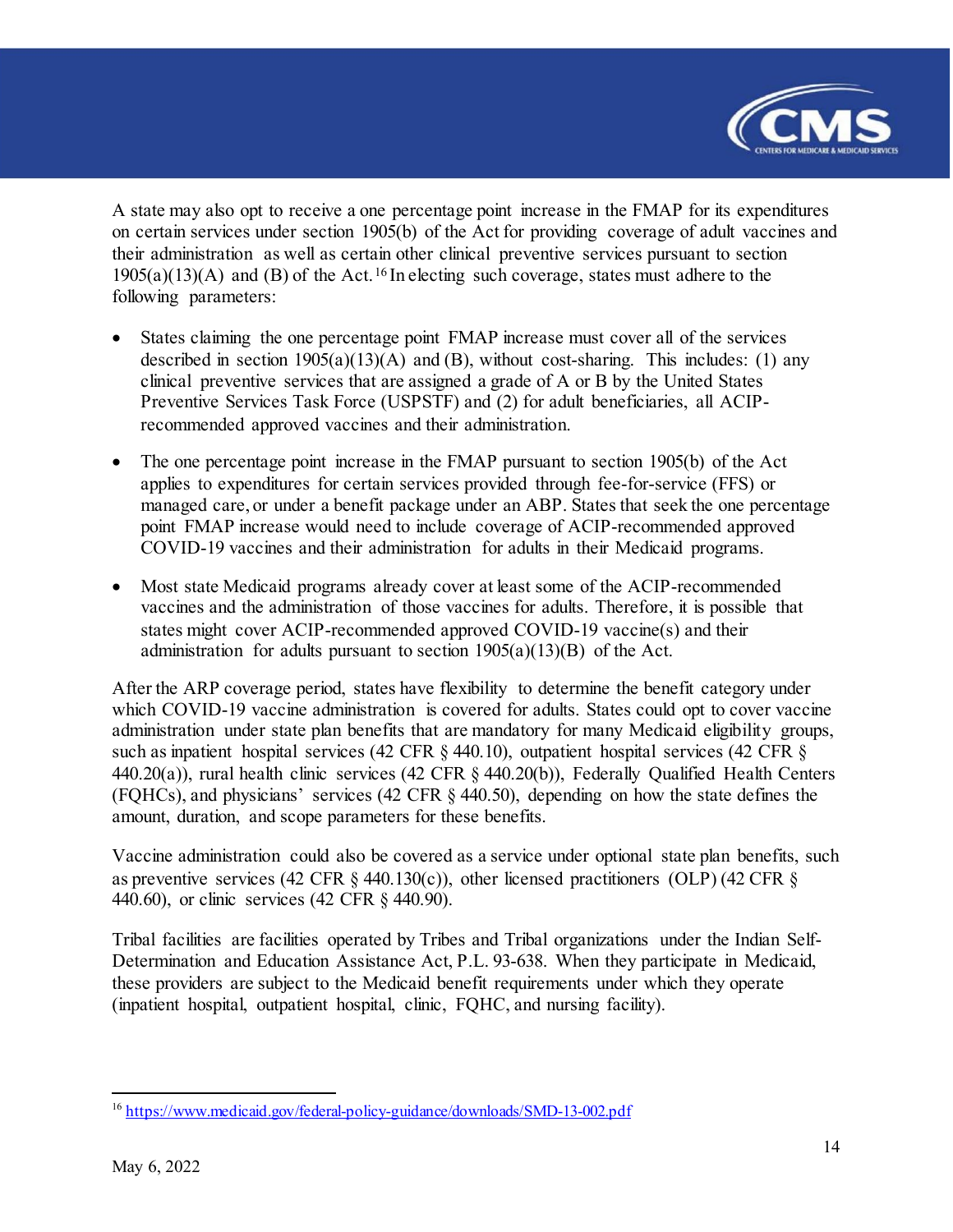A state may also opt to receive a one percentage point increase in the FMAP for its expenditures on certain services under section 1905(b) of the Act for providing coverage of adult vaccines and their administration as well as certain other clinical preventive services pursuant to section 1905(a)(13)(A) and (B) of the Act.[16] In electing such coverage, states must adhere to the following parameters:

- States claiming the one percentage point FMAP increase must cover all of the services described in section 1905(a)(13)(A) and (B), without cost-sharing. This includes: (1) any clinical preventive services that are assigned a grade of A or B by the United States Preventive Services Task Force (USPSTF) and (2) for adult beneficiaries, all ACIP-recommended approved vaccines and their administration.
- The one percentage point increase in the FMAP pursuant to section 1905(b) of the Act applies to expenditures for certain services provided through fee-for-service (FFS) or managed care, or under a benefit package under an ABP. States that seek the one percentage point FMAP increase would need to include coverage of ACIP-recommended approved COVID-19 vaccines and their administration for adults in their Medicaid programs.
- Most state Medicaid programs already cover at least some of the ACIP-recommended vaccines and the administration of those vaccines for adults. Therefore, it is possible that states might cover ACIP-recommended approved COVID-19 vaccine(s) and their administration for adults pursuant to section 1905(a)(13)(B) of the Act.

After the ARP coverage period, states have flexibility to determine the benefit category under which COVID-19 vaccine administration is covered for adults. States could opt to cover vaccine administration under state plan benefits that are mandatory for many Medicaid eligibility groups, such as inpatient hospital services (42 CFR § 440.10), outpatient hospital services (42 CFR § 440.20(a)), rural health clinic services (42 CFR § 440.20(b)), Federally Qualified Health Centers (FQHCs), and physicians' services (42 CFR § 440.50), depending on how the state defines the amount, duration, and scope parameters for these benefits.

Vaccine administration could also be covered as a service under optional state plan benefits, such as preventive services (42 CFR § 440.130(c)), other licensed practitioners (OLP) (42 CFR § 440.60), or clinic services (42 CFR § 440.90).

Tribal facilities are facilities operated by Tribes and Tribal organizations under the Indian Self-Determination and Education Assistance Act, P.L. 93-638. When they participate in Medicaid, these providers are subject to the Medicaid benefit requirements under which they operate (inpatient hospital, outpatient hospital, clinic, FQHC, and nursing facility).

---

[16] https://www.medicaid.gov/federal-policy-guidance/downloads/SMD-13-002.pdf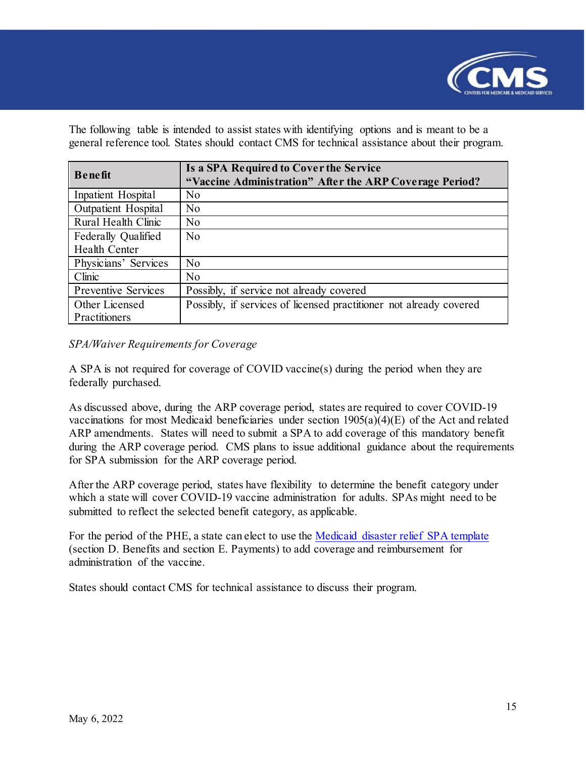The following table is intended to assist states with identifying options and is meant to be a general reference tool. States should contact CMS for technical assistance about their program.

| Benefit | Is a SPA Required to Cover the Service "Vaccine Administration" After the ARP Coverage Period? |
|---|---|
| Inpatient Hospital | No |
| Outpatient Hospital | No |
| Rural Health Clinic | No |
| Federally Qualified Health Center | No |
| Physicians' Services | No |
| Clinic | No |
| Preventive Services | Possibly, if service not already covered |
| Other Licensed Practitioners | Possibly, if services of licensed practitioner not already covered |

*SPA/Waiver Requirements for Coverage*

A SPA is not required for coverage of COVID vaccine(s) during the period when they are federally purchased.

As discussed above, during the ARP coverage period, states are required to cover COVID-19 vaccinations for most Medicaid beneficiaries under section 1905(a)(4)(E) of the Act and related ARP amendments. States will need to submit a SPA to add coverage of this mandatory benefit during the ARP coverage period. CMS plans to issue additional guidance about the requirements for SPA submission for the ARP coverage period.

After the ARP coverage period, states have flexibility to determine the benefit category under which a state will cover COVID-19 vaccine administration for adults. SPAs might need to be submitted to reflect the selected benefit category, as applicable.

For the period of the PHE, a state can elect to use the Medicaid disaster relief SPA template (section D. Benefits and section E. Payments) to add coverage and reimbursement for administration of the vaccine.

States should contact CMS for technical assistance to discuss their program.

May 6, 2022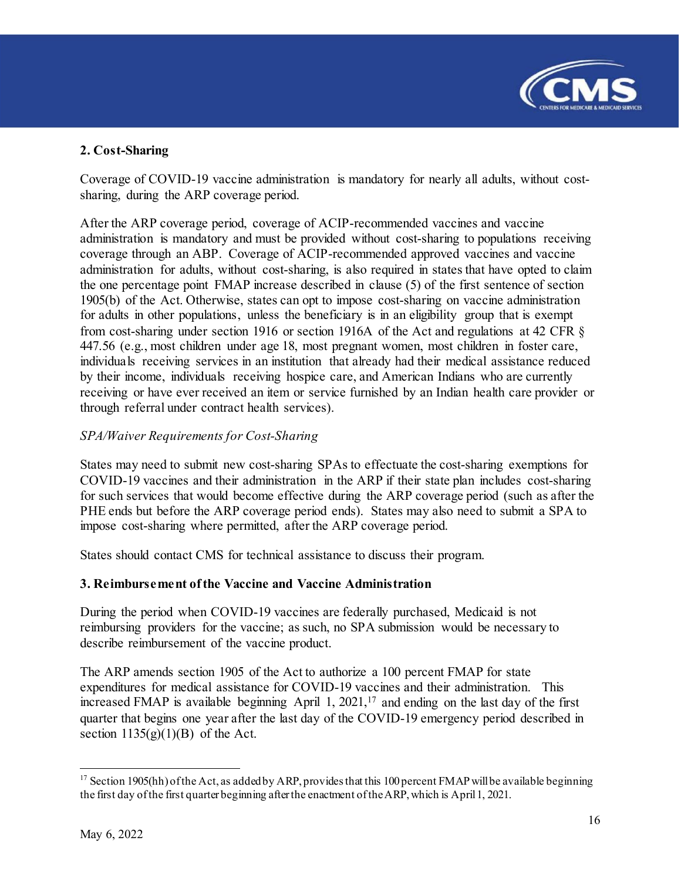### 2. Cost-Sharing

Coverage of COVID-19 vaccine administration is mandatory for nearly all adults, without cost-sharing, during the ARP coverage period.

After the ARP coverage period, coverage of ACIP-recommended vaccines and vaccine administration is mandatory and must be provided without cost-sharing to populations receiving coverage through an ABP. Coverage of ACIP-recommended approved vaccines and vaccine administration for adults, without cost-sharing, is also required in states that have opted to claim the one percentage point FMAP increase described in clause (5) of the first sentence of section 1905(b) of the Act. Otherwise, states can opt to impose cost-sharing on vaccine administration for adults in other populations, unless the beneficiary is in an eligibility group that is exempt from cost-sharing under section 1916 or section 1916A of the Act and regulations at 42 CFR § 447.56 (e.g., most children under age 18, most pregnant women, most children in foster care, individuals receiving services in an institution that already had their medical assistance reduced by their income, individuals receiving hospice care, and American Indians who are currently receiving or have ever received an item or service furnished by an Indian health care provider or through referral under contract health services).

*SPA/Waiver Requirements for Cost-Sharing*

States may need to submit new cost-sharing SPAs to effectuate the cost-sharing exemptions for COVID-19 vaccines and their administration in the ARP if their state plan includes cost-sharing for such services that would become effective during the ARP coverage period (such as after the PHE ends but before the ARP coverage period ends). States may also need to submit a SPA to impose cost-sharing where permitted, after the ARP coverage period.

States should contact CMS for technical assistance to discuss their program.

### 3. Reimbursement of the Vaccine and Vaccine Administration

During the period when COVID-19 vaccines are federally purchased, Medicaid is not reimbursing providers for the vaccine; as such, no SPA submission would be necessary to describe reimbursement of the vaccine product.

The ARP amends section 1905 of the Act to authorize a 100 percent FMAP for state expenditures for medical assistance for COVID-19 vaccines and their administration. This increased FMAP is available beginning April 1, 2021,[17] and ending on the last day of the first quarter that begins one year after the last day of the COVID-19 emergency period described in section 1135(g)(1)(B) of the Act.

---

[17] Section 1905(hh) of the Act, as added by ARP, provides that this 100 percent FMAP will be available beginning the first day of the first quarter beginning after the enactment of the ARP, which is April 1, 2021.

May 6, 2022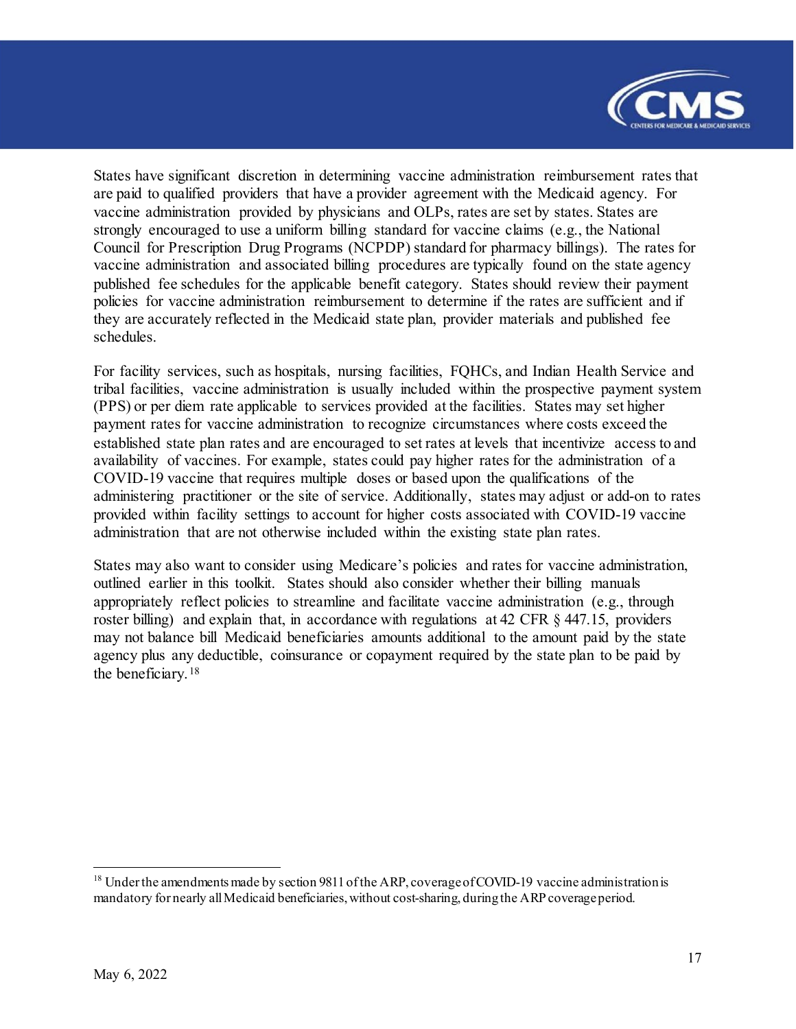States have significant discretion in determining vaccine administration reimbursement rates that are paid to qualified providers that have a provider agreement with the Medicaid agency. For vaccine administration provided by physicians and OLPs, rates are set by states. States are strongly encouraged to use a uniform billing standard for vaccine claims (e.g., the National Council for Prescription Drug Programs (NCPDP) standard for pharmacy billings). The rates for vaccine administration and associated billing procedures are typically found on the state agency published fee schedules for the applicable benefit category. States should review their payment policies for vaccine administration reimbursement to determine if the rates are sufficient and if they are accurately reflected in the Medicaid state plan, provider materials and published fee schedules.

For facility services, such as hospitals, nursing facilities, FQHCs, and Indian Health Service and tribal facilities, vaccine administration is usually included within the prospective payment system (PPS) or per diem rate applicable to services provided at the facilities. States may set higher payment rates for vaccine administration to recognize circumstances where costs exceed the established state plan rates and are encouraged to set rates at levels that incentivize access to and availability of vaccines. For example, states could pay higher rates for the administration of a COVID-19 vaccine that requires multiple doses or based upon the qualifications of the administering practitioner or the site of service. Additionally, states may adjust or add-on to rates provided within facility settings to account for higher costs associated with COVID-19 vaccine administration that are not otherwise included within the existing state plan rates.

States may also want to consider using Medicare's policies and rates for vaccine administration, outlined earlier in this toolkit. States should also consider whether their billing manuals appropriately reflect policies to streamline and facilitate vaccine administration (e.g., through roster billing) and explain that, in accordance with regulations at 42 CFR § 447.15, providers may not balance bill Medicaid beneficiaries amounts additional to the amount paid by the state agency plus any deductible, coinsurance or copayment required by the state plan to be paid by the beneficiary.[18]

[18] Under the amendments made by section 9811 of the ARP, coverage of COVID-19 vaccine administration is mandatory for nearly all Medicaid beneficiaries, without cost-sharing, during the ARP coverage period.

May 6, 2022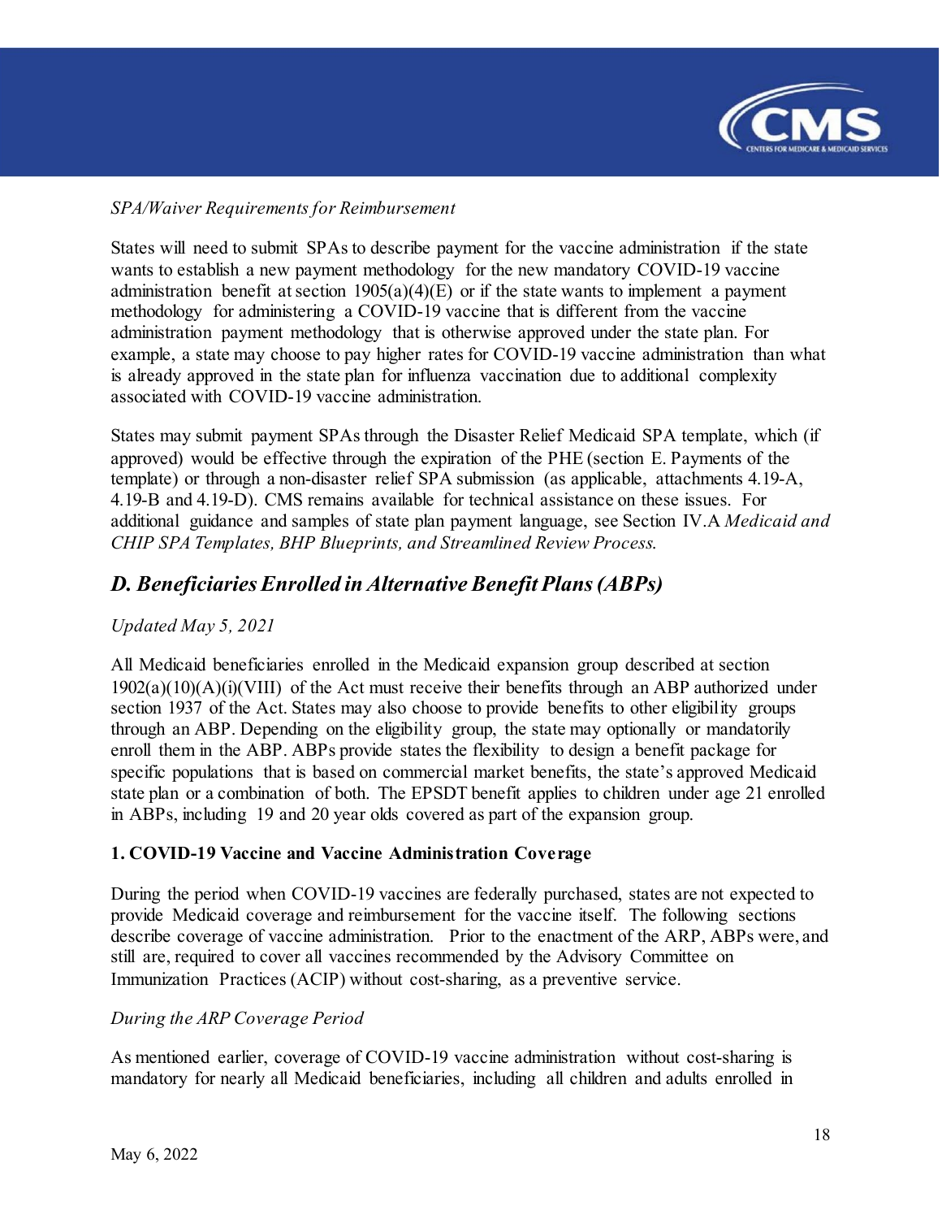*SPA/Waiver Requirements for Reimbursement*

States will need to submit SPAs to describe payment for the vaccine administration if the state wants to establish a new payment methodology for the new mandatory COVID-19 vaccine administration benefit at section 1905(a)(4)(E) or if the state wants to implement a payment methodology for administering a COVID-19 vaccine that is different from the vaccine administration payment methodology that is otherwise approved under the state plan. For example, a state may choose to pay higher rates for COVID-19 vaccine administration than what is already approved in the state plan for influenza vaccination due to additional complexity associated with COVID-19 vaccine administration.

States may submit payment SPAs through the Disaster Relief Medicaid SPA template, which (if approved) would be effective through the expiration of the PHE (section E. Payments of the template) or through a non-disaster relief SPA submission (as applicable, attachments 4.19-A, 4.19-B and 4.19-D). CMS remains available for technical assistance on these issues. For additional guidance and samples of state plan payment language, see Section IV.A *Medicaid and CHIP SPA Templates, BHP Blueprints, and Streamlined Review Process.*

## *D. Beneficiaries Enrolled in Alternative Benefit Plans (ABPs)*

*Updated May 5, 2021*

All Medicaid beneficiaries enrolled in the Medicaid expansion group described at section 1902(a)(10)(A)(i)(VIII) of the Act must receive their benefits through an ABP authorized under section 1937 of the Act. States may also choose to provide benefits to other eligibility groups through an ABP. Depending on the eligibility group, the state may optionally or mandatorily enroll them in the ABP. ABPs provide states the flexibility to design a benefit package for specific populations that is based on commercial market benefits, the state's approved Medicaid state plan or a combination of both. The EPSDT benefit applies to children under age 21 enrolled in ABPs, including 19 and 20 year olds covered as part of the expansion group.

### 1. COVID-19 Vaccine and Vaccine Administration Coverage

During the period when COVID-19 vaccines are federally purchased, states are not expected to provide Medicaid coverage and reimbursement for the vaccine itself. The following sections describe coverage of vaccine administration. Prior to the enactment of the ARP, ABPs were, and still are, required to cover all vaccines recommended by the Advisory Committee on Immunization Practices (ACIP) without cost-sharing, as a preventive service.

*During the ARP Coverage Period*

As mentioned earlier, coverage of COVID-19 vaccine administration without cost-sharing is mandatory for nearly all Medicaid beneficiaries, including all children and adults enrolled in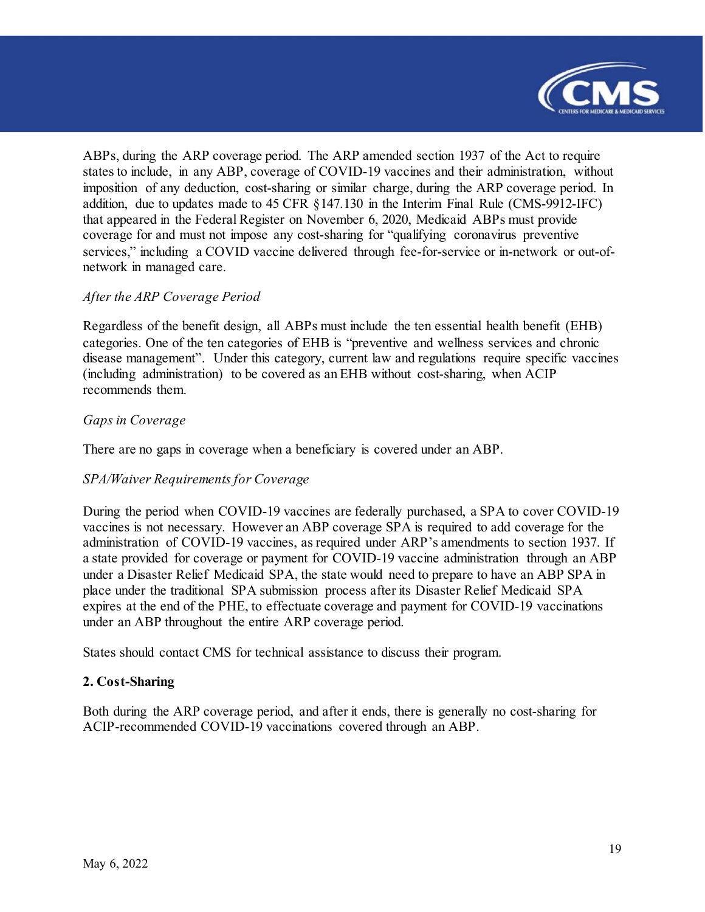ABPs, during the ARP coverage period. The ARP amended section 1937 of the Act to require states to include, in any ABP, coverage of COVID-19 vaccines and their administration, without imposition of any deduction, cost-sharing or similar charge, during the ARP coverage period. In addition, due to updates made to 45 CFR §147.130 in the Interim Final Rule (CMS-9912-IFC) that appeared in the Federal Register on November 6, 2020, Medicaid ABPs must provide coverage for and must not impose any cost-sharing for "qualifying coronavirus preventive services," including a COVID vaccine delivered through fee-for-service or in-network or out-of-network in managed care.

*After the ARP Coverage Period*

Regardless of the benefit design, all ABPs must include the ten essential health benefit (EHB) categories. One of the ten categories of EHB is "preventive and wellness services and chronic disease management". Under this category, current law and regulations require specific vaccines (including administration) to be covered as an EHB without cost-sharing, when ACIP recommends them.

*Gaps in Coverage*

There are no gaps in coverage when a beneficiary is covered under an ABP.

*SPA/Waiver Requirements for Coverage*

During the period when COVID-19 vaccines are federally purchased, a SPA to cover COVID-19 vaccines is not necessary. However an ABP coverage SPA is required to add coverage for the administration of COVID-19 vaccines, as required under ARP's amendments to section 1937. If a state provided for coverage or payment for COVID-19 vaccine administration through an ABP under a Disaster Relief Medicaid SPA, the state would need to prepare to have an ABP SPA in place under the traditional SPA submission process after its Disaster Relief Medicaid SPA expires at the end of the PHE, to effectuate coverage and payment for COVID-19 vaccinations under an ABP throughout the entire ARP coverage period.

States should contact CMS for technical assistance to discuss their program.

**2. Cost-Sharing**

Both during the ARP coverage period, and after it ends, there is generally no cost-sharing for ACIP-recommended COVID-19 vaccinations covered through an ABP.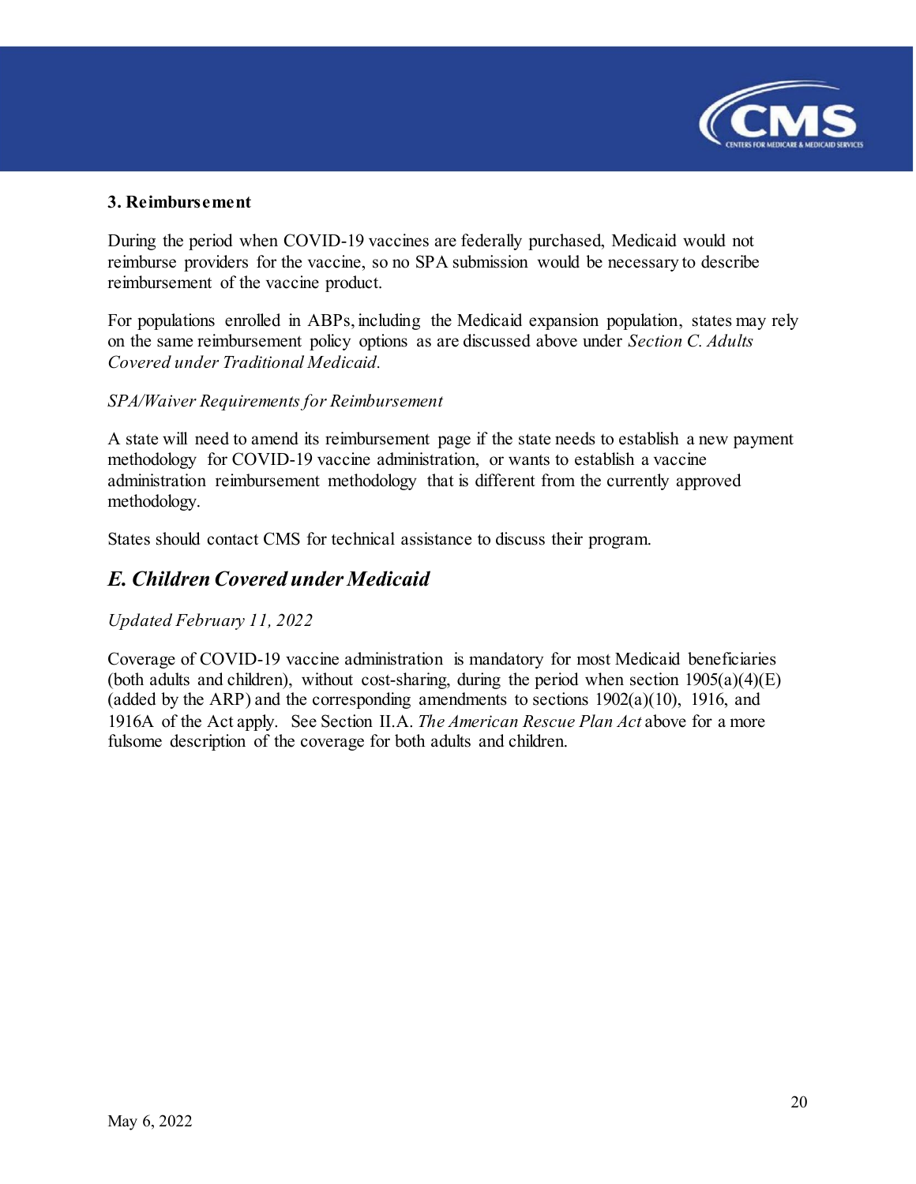### 3. Reimbursement

During the period when COVID-19 vaccines are federally purchased, Medicaid would not reimburse providers for the vaccine, so no SPA submission would be necessary to describe reimbursement of the vaccine product.

For populations enrolled in ABPs, including the Medicaid expansion population, states may rely on the same reimbursement policy options as are discussed above under *Section C. Adults Covered under Traditional Medicaid.*

*SPA/Waiver Requirements for Reimbursement*

A state will need to amend its reimbursement page if the state needs to establish a new payment methodology for COVID-19 vaccine administration, or wants to establish a vaccine administration reimbursement methodology that is different from the currently approved methodology.

States should contact CMS for technical assistance to discuss their program.

## *E. Children Covered under Medicaid*

*Updated February 11, 2022*

Coverage of COVID-19 vaccine administration is mandatory for most Medicaid beneficiaries (both adults and children), without cost-sharing, during the period when section 1905(a)(4)(E) (added by the ARP) and the corresponding amendments to sections 1902(a)(10), 1916, and 1916A of the Act apply. See Section II.A. *The American Rescue Plan Act* above for a more fulsome description of the coverage for both adults and children.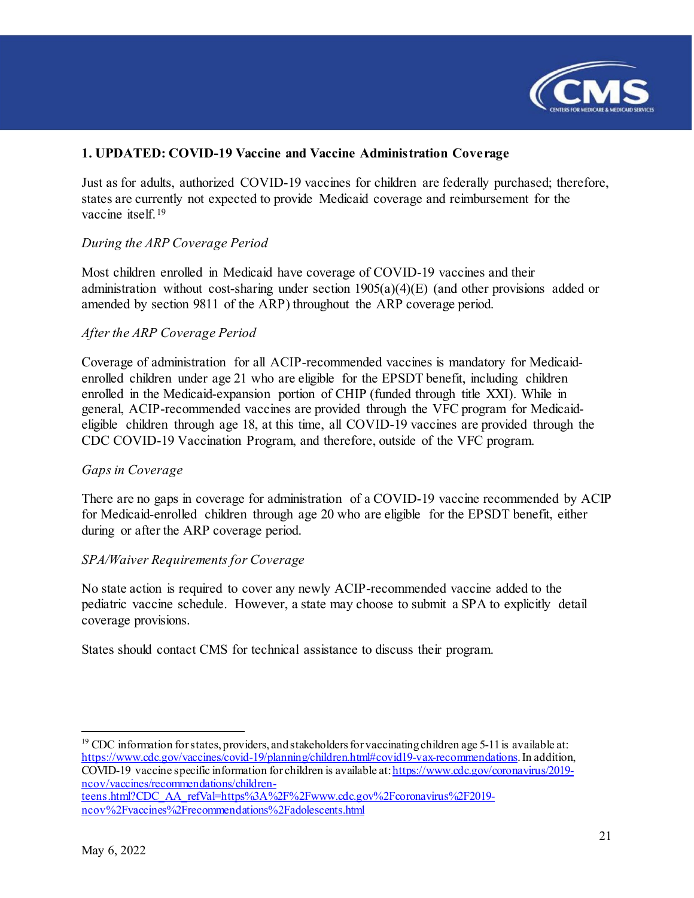### 1. UPDATED: COVID-19 Vaccine and Vaccine Administration Coverage

Just as for adults, authorized COVID-19 vaccines for children are federally purchased; therefore, states are currently not expected to provide Medicaid coverage and reimbursement for the vaccine itself.[19]

*During the ARP Coverage Period*

Most children enrolled in Medicaid have coverage of COVID-19 vaccines and their administration without cost-sharing under section 1905(a)(4)(E) (and other provisions added or amended by section 9811 of the ARP) throughout the ARP coverage period.

*After the ARP Coverage Period*

Coverage of administration for all ACIP-recommended vaccines is mandatory for Medicaid-enrolled children under age 21 who are eligible for the EPSDT benefit, including children enrolled in the Medicaid-expansion portion of CHIP (funded through title XXI). While in general, ACIP-recommended vaccines are provided through the VFC program for Medicaid-eligible children through age 18, at this time, all COVID-19 vaccines are provided through the CDC COVID-19 Vaccination Program, and therefore, outside of the VFC program.

*Gaps in Coverage*

There are no gaps in coverage for administration of a COVID-19 vaccine recommended by ACIP for Medicaid-enrolled children through age 20 who are eligible for the EPSDT benefit, either during or after the ARP coverage period.

*SPA/Waiver Requirements for Coverage*

No state action is required to cover any newly ACIP-recommended vaccine added to the pediatric vaccine schedule. However, a state may choose to submit a SPA to explicitly detail coverage provisions.

States should contact CMS for technical assistance to discuss their program.

---

[19] CDC information for states, providers, and stakeholders for vaccinating children age 5-11 is available at: https://www.cdc.gov/vaccines/covid-19/planning/children.html#covid19-vax-recommendations. In addition, COVID-19 vaccine specific information for children is available at: https://www.cdc.gov/coronavirus/2019-ncov/vaccines/recommendations/children-teens.html?CDC_AA_refVal=https%3A%2F%2Fwww.cdc.gov%2Fcoronavirus%2F2019-ncov%2Fvaccines%2Frecommendations%2Fadolescents.html

May 6, 2022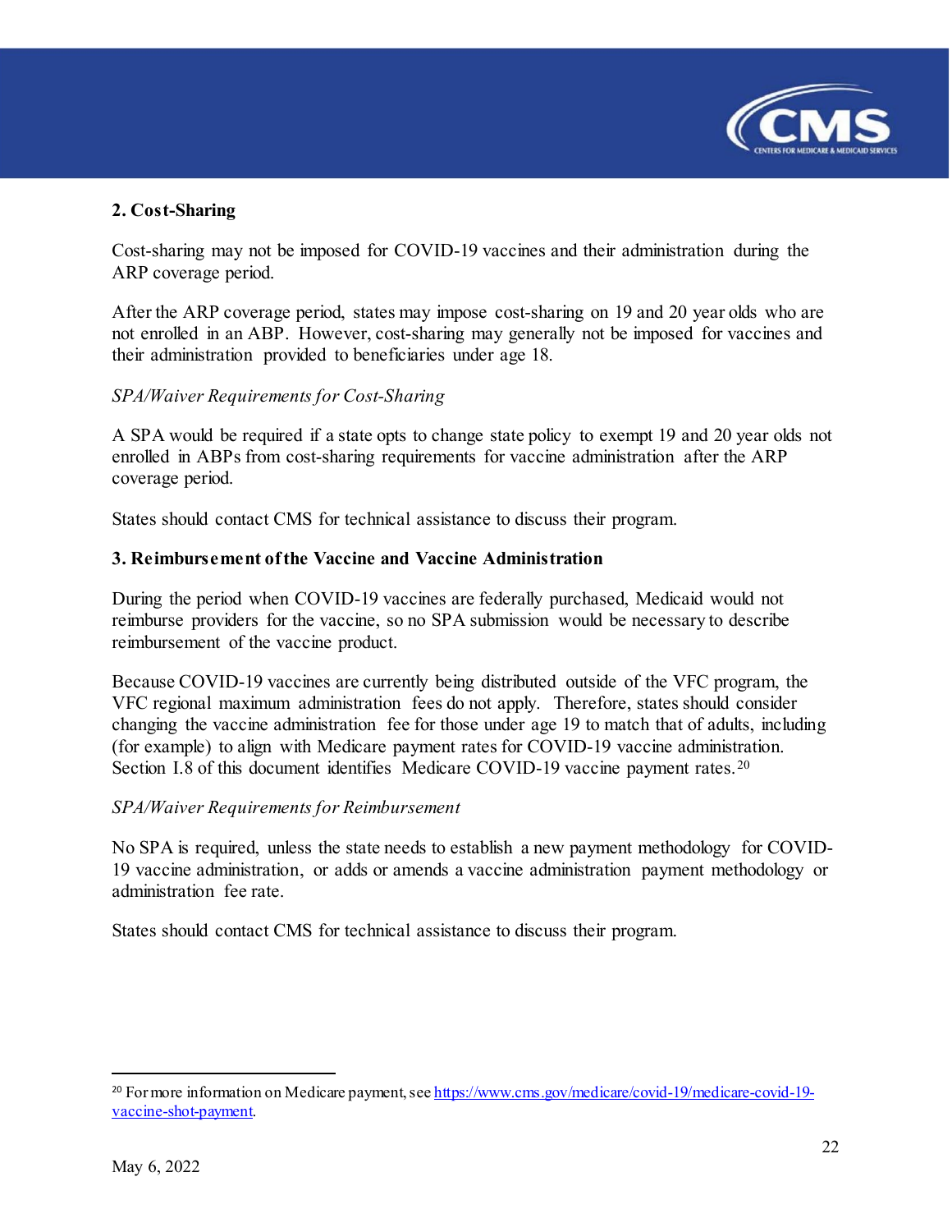**2. Cost-Sharing**

Cost-sharing may not be imposed for COVID-19 vaccines and their administration during the ARP coverage period.

After the ARP coverage period, states may impose cost-sharing on 19 and 20 year olds who are not enrolled in an ABP. However, cost-sharing may generally not be imposed for vaccines and their administration provided to beneficiaries under age 18.

*SPA/Waiver Requirements for Cost-Sharing*

A SPA would be required if a state opts to change state policy to exempt 19 and 20 year olds not enrolled in ABPs from cost-sharing requirements for vaccine administration after the ARP coverage period.

States should contact CMS for technical assistance to discuss their program.

**3. Reimbursement of the Vaccine and Vaccine Administration**

During the period when COVID-19 vaccines are federally purchased, Medicaid would not reimburse providers for the vaccine, so no SPA submission would be necessary to describe reimbursement of the vaccine product.

Because COVID-19 vaccines are currently being distributed outside of the VFC program, the VFC regional maximum administration fees do not apply. Therefore, states should consider changing the vaccine administration fee for those under age 19 to match that of adults, including (for example) to align with Medicare payment rates for COVID-19 vaccine administration. Section I.8 of this document identifies Medicare COVID-19 vaccine payment rates.[20]

*SPA/Waiver Requirements for Reimbursement*

No SPA is required, unless the state needs to establish a new payment methodology for COVID-19 vaccine administration, or adds or amends a vaccine administration payment methodology or administration fee rate.

States should contact CMS for technical assistance to discuss their program.

---

[20] For more information on Medicare payment, see https://www.cms.gov/medicare/covid-19/medicare-covid-19-vaccine-shot-payment.

May 6, 2022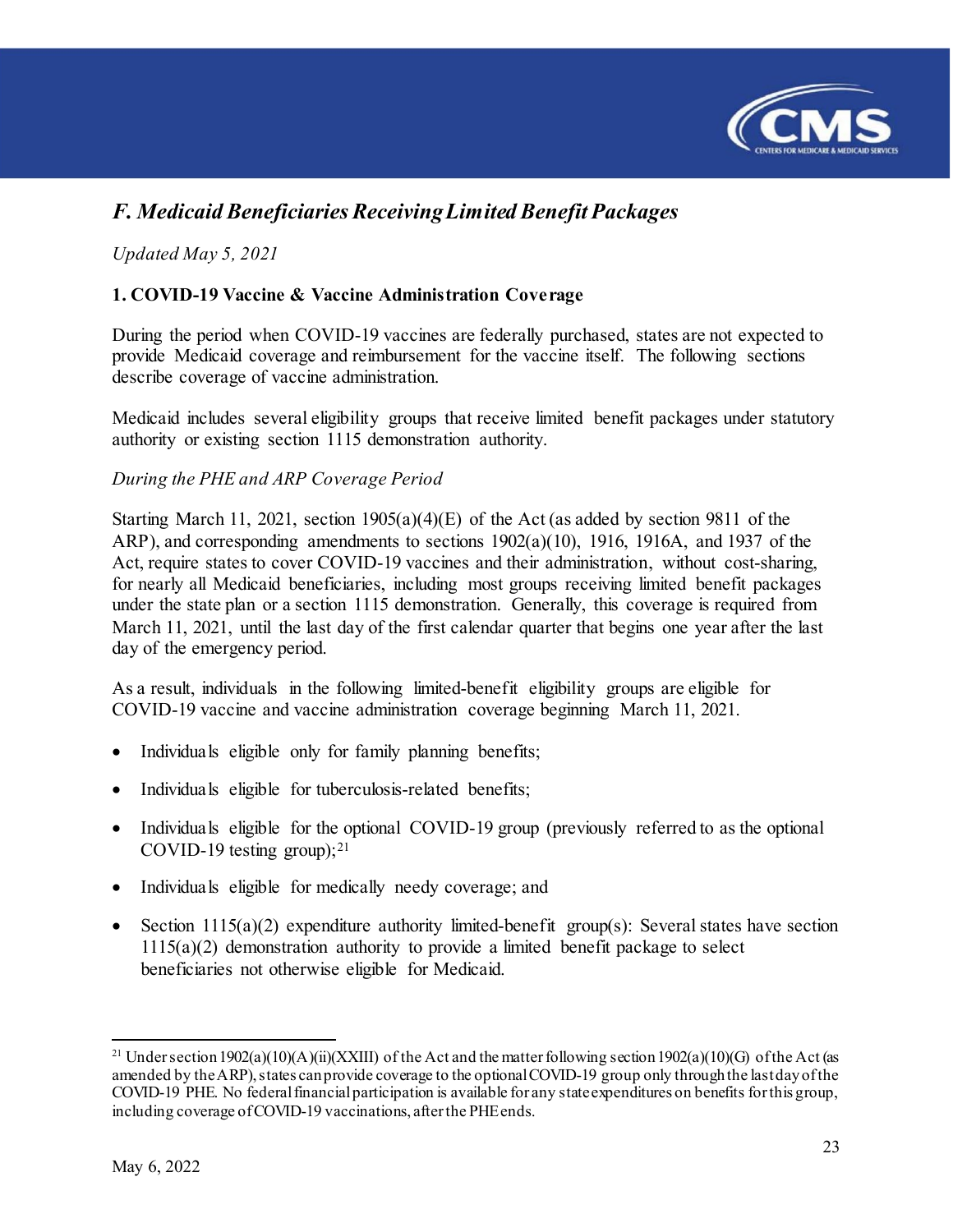## *F. Medicaid Beneficiaries Receiving Limited Benefit Packages*

*Updated May 5, 2021*

### 1. COVID-19 Vaccine & Vaccine Administration Coverage

During the period when COVID-19 vaccines are federally purchased, states are not expected to provide Medicaid coverage and reimbursement for the vaccine itself. The following sections describe coverage of vaccine administration.

Medicaid includes several eligibility groups that receive limited benefit packages under statutory authority or existing section 1115 demonstration authority.

*During the PHE and ARP Coverage Period*

Starting March 11, 2021, section 1905(a)(4)(E) of the Act (as added by section 9811 of the ARP), and corresponding amendments to sections 1902(a)(10), 1916, 1916A, and 1937 of the Act, require states to cover COVID-19 vaccines and their administration, without cost-sharing, for nearly all Medicaid beneficiaries, including most groups receiving limited benefit packages under the state plan or a section 1115 demonstration. Generally, this coverage is required from March 11, 2021, until the last day of the first calendar quarter that begins one year after the last day of the emergency period.

As a result, individuals in the following limited-benefit eligibility groups are eligible for COVID-19 vaccine and vaccine administration coverage beginning March 11, 2021.

- Individuals eligible only for family planning benefits;
- Individuals eligible for tuberculosis-related benefits;
- Individuals eligible for the optional COVID-19 group (previously referred to as the optional COVID-19 testing group);[21]
- Individuals eligible for medically needy coverage; and
- Section 1115(a)(2) expenditure authority limited-benefit group(s): Several states have section 1115(a)(2) demonstration authority to provide a limited benefit package to select beneficiaries not otherwise eligible for Medicaid.

[21] Under section 1902(a)(10)(A)(ii)(XXIII) of the Act and the matter following section 1902(a)(10)(G) of the Act (as amended by the ARP), states can provide coverage to the optional COVID-19 group only through the last day of the COVID-19 PHE. No federal financial participation is available for any state expenditures on benefits for this group, including coverage of COVID-19 vaccinations, after the PHE ends.

May 6, 2022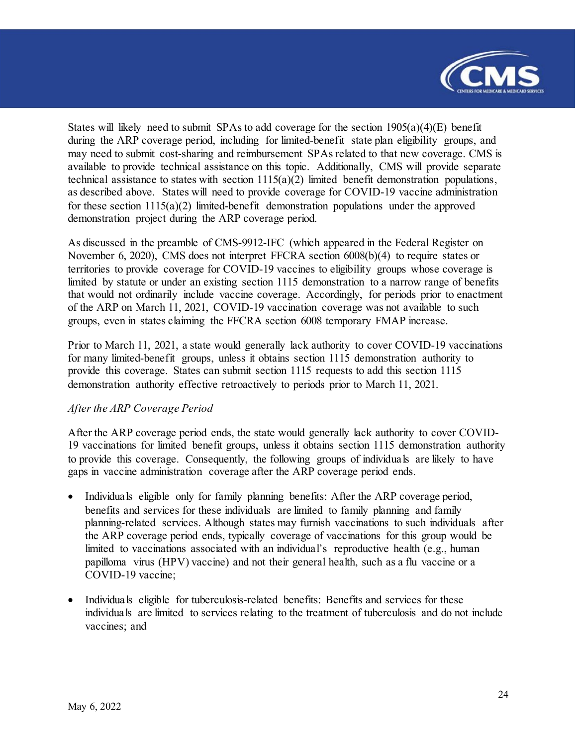States will likely need to submit SPAs to add coverage for the section 1905(a)(4)(E) benefit during the ARP coverage period, including for limited-benefit state plan eligibility groups, and may need to submit cost-sharing and reimbursement SPAs related to that new coverage. CMS is available to provide technical assistance on this topic. Additionally, CMS will provide separate technical assistance to states with section 1115(a)(2) limited benefit demonstration populations, as described above. States will need to provide coverage for COVID-19 vaccine administration for these section 1115(a)(2) limited-benefit demonstration populations under the approved demonstration project during the ARP coverage period.

As discussed in the preamble of CMS-9912-IFC (which appeared in the Federal Register on November 6, 2020), CMS does not interpret FFCRA section 6008(b)(4) to require states or territories to provide coverage for COVID-19 vaccines to eligibility groups whose coverage is limited by statute or under an existing section 1115 demonstration to a narrow range of benefits that would not ordinarily include vaccine coverage. Accordingly, for periods prior to enactment of the ARP on March 11, 2021, COVID-19 vaccination coverage was not available to such groups, even in states claiming the FFCRA section 6008 temporary FMAP increase.

Prior to March 11, 2021, a state would generally lack authority to cover COVID-19 vaccinations for many limited-benefit groups, unless it obtains section 1115 demonstration authority to provide this coverage. States can submit section 1115 requests to add this section 1115 demonstration authority effective retroactively to periods prior to March 11, 2021.

*After the ARP Coverage Period*

After the ARP coverage period ends, the state would generally lack authority to cover COVID-19 vaccinations for limited benefit groups, unless it obtains section 1115 demonstration authority to provide this coverage. Consequently, the following groups of individuals are likely to have gaps in vaccine administration coverage after the ARP coverage period ends.

- Individuals eligible only for family planning benefits: After the ARP coverage period, benefits and services for these individuals are limited to family planning and family planning-related services. Although states may furnish vaccinations to such individuals after the ARP coverage period ends, typically coverage of vaccinations for this group would be limited to vaccinations associated with an individual's reproductive health (e.g., human papilloma virus (HPV) vaccine) and not their general health, such as a flu vaccine or a COVID-19 vaccine;

- Individuals eligible for tuberculosis-related benefits: Benefits and services for these individuals are limited to services relating to the treatment of tuberculosis and do not include vaccines; and

May 6, 2022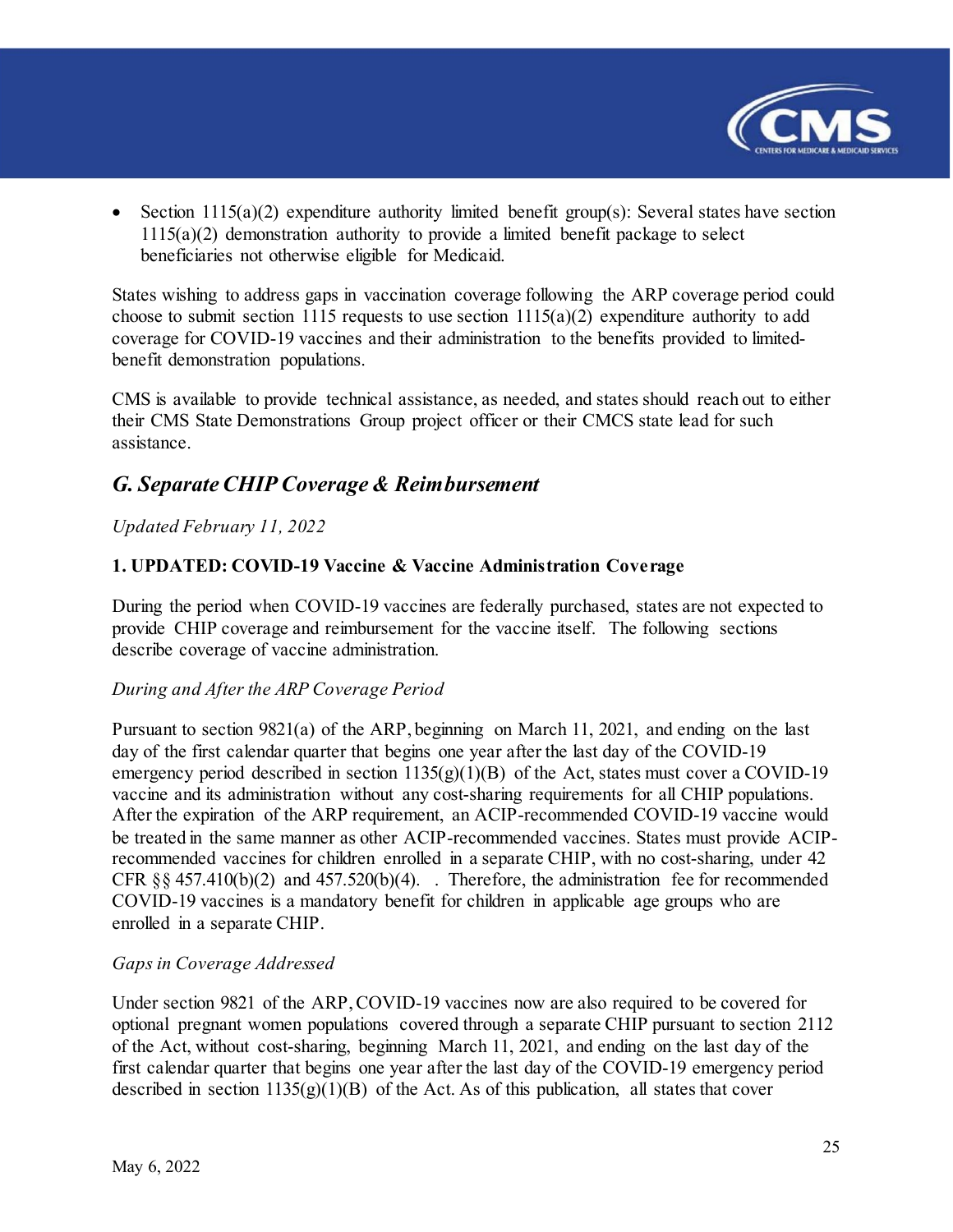- Section 1115(a)(2) expenditure authority limited benefit group(s): Several states have section 1115(a)(2) demonstration authority to provide a limited benefit package to select beneficiaries not otherwise eligible for Medicaid.

States wishing to address gaps in vaccination coverage following the ARP coverage period could choose to submit section 1115 requests to use section 1115(a)(2) expenditure authority to add coverage for COVID-19 vaccines and their administration to the benefits provided to limited-benefit demonstration populations.

CMS is available to provide technical assistance, as needed, and states should reach out to either their CMS State Demonstrations Group project officer or their CMCS state lead for such assistance.

## *G. Separate CHIP Coverage & Reimbursement*

*Updated February 11, 2022*

### 1. UPDATED: COVID-19 Vaccine & Vaccine Administration Coverage

During the period when COVID-19 vaccines are federally purchased, states are not expected to provide CHIP coverage and reimbursement for the vaccine itself. The following sections describe coverage of vaccine administration.

*During and After the ARP Coverage Period*

Pursuant to section 9821(a) of the ARP, beginning on March 11, 2021, and ending on the last day of the first calendar quarter that begins one year after the last day of the COVID-19 emergency period described in section 1135(g)(1)(B) of the Act, states must cover a COVID-19 vaccine and its administration without any cost-sharing requirements for all CHIP populations. After the expiration of the ARP requirement, an ACIP-recommended COVID-19 vaccine would be treated in the same manner as other ACIP-recommended vaccines. States must provide ACIP-recommended vaccines for children enrolled in a separate CHIP, with no cost-sharing, under 42 CFR §§ 457.410(b)(2) and 457.520(b)(4). . Therefore, the administration fee for recommended COVID-19 vaccines is a mandatory benefit for children in applicable age groups who are enrolled in a separate CHIP.

*Gaps in Coverage Addressed*

Under section 9821 of the ARP, COVID-19 vaccines now are also required to be covered for optional pregnant women populations covered through a separate CHIP pursuant to section 2112 of the Act, without cost-sharing, beginning March 11, 2021, and ending on the last day of the first calendar quarter that begins one year after the last day of the COVID-19 emergency period described in section 1135(g)(1)(B) of the Act. As of this publication, all states that cover

May 6, 2022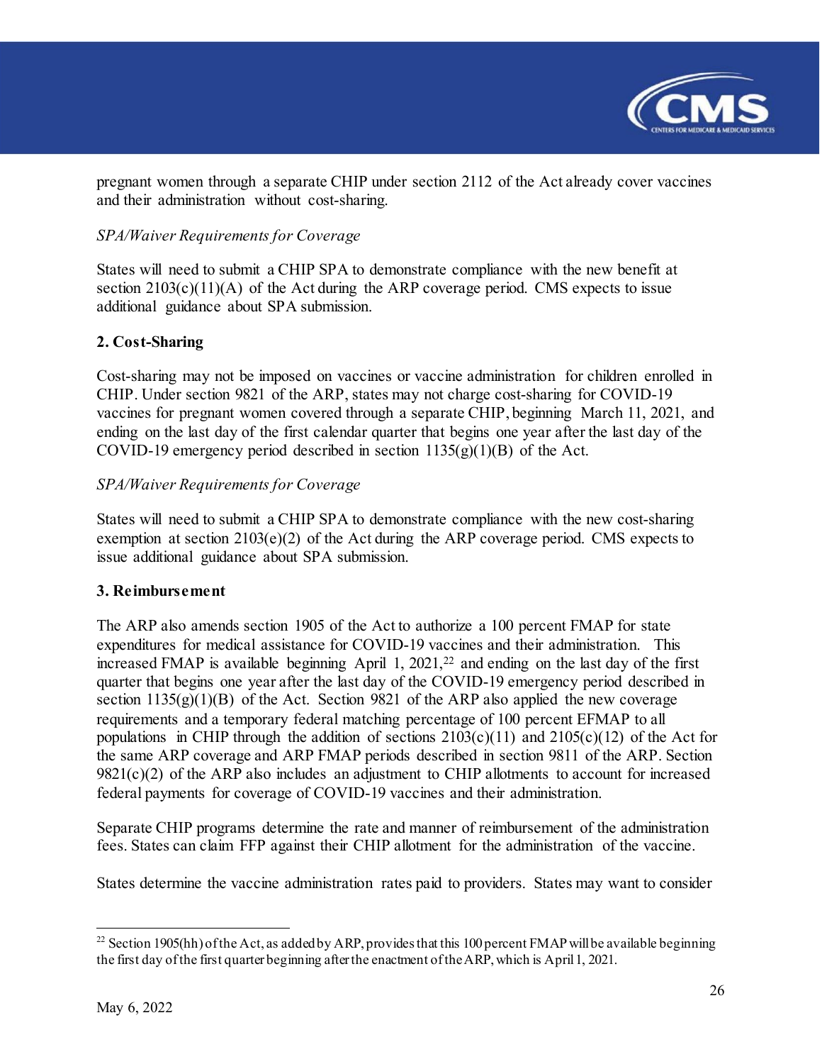pregnant women through a separate CHIP under section 2112 of the Act already cover vaccines and their administration without cost-sharing.

*SPA/Waiver Requirements for Coverage*

States will need to submit a CHIP SPA to demonstrate compliance with the new benefit at section 2103(c)(11)(A) of the Act during the ARP coverage period. CMS expects to issue additional guidance about SPA submission.

**2. Cost-Sharing**

Cost-sharing may not be imposed on vaccines or vaccine administration for children enrolled in CHIP. Under section 9821 of the ARP, states may not charge cost-sharing for COVID-19 vaccines for pregnant women covered through a separate CHIP, beginning March 11, 2021, and ending on the last day of the first calendar quarter that begins one year after the last day of the COVID-19 emergency period described in section 1135(g)(1)(B) of the Act.

*SPA/Waiver Requirements for Coverage*

States will need to submit a CHIP SPA to demonstrate compliance with the new cost-sharing exemption at section 2103(e)(2) of the Act during the ARP coverage period. CMS expects to issue additional guidance about SPA submission.

**3. Reimbursement**

The ARP also amends section 1905 of the Act to authorize a 100 percent FMAP for state expenditures for medical assistance for COVID-19 vaccines and their administration. This increased FMAP is available beginning April 1, 2021,[22] and ending on the last day of the first quarter that begins one year after the last day of the COVID-19 emergency period described in section 1135(g)(1)(B) of the Act. Section 9821 of the ARP also applied the new coverage requirements and a temporary federal matching percentage of 100 percent EFMAP to all populations in CHIP through the addition of sections 2103(c)(11) and 2105(c)(12) of the Act for the same ARP coverage and ARP FMAP periods described in section 9811 of the ARP. Section 9821(c)(2) of the ARP also includes an adjustment to CHIP allotments to account for increased federal payments for coverage of COVID-19 vaccines and their administration.

Separate CHIP programs determine the rate and manner of reimbursement of the administration fees. States can claim FFP against their CHIP allotment for the administration of the vaccine.

States determine the vaccine administration rates paid to providers. States may want to consider

---

[22] Section 1905(hh) of the Act, as added by ARP, provides that this 100 percent FMAP will be available beginning the first day of the first quarter beginning after the enactment of the ARP, which is April 1, 2021.

May 6, 2022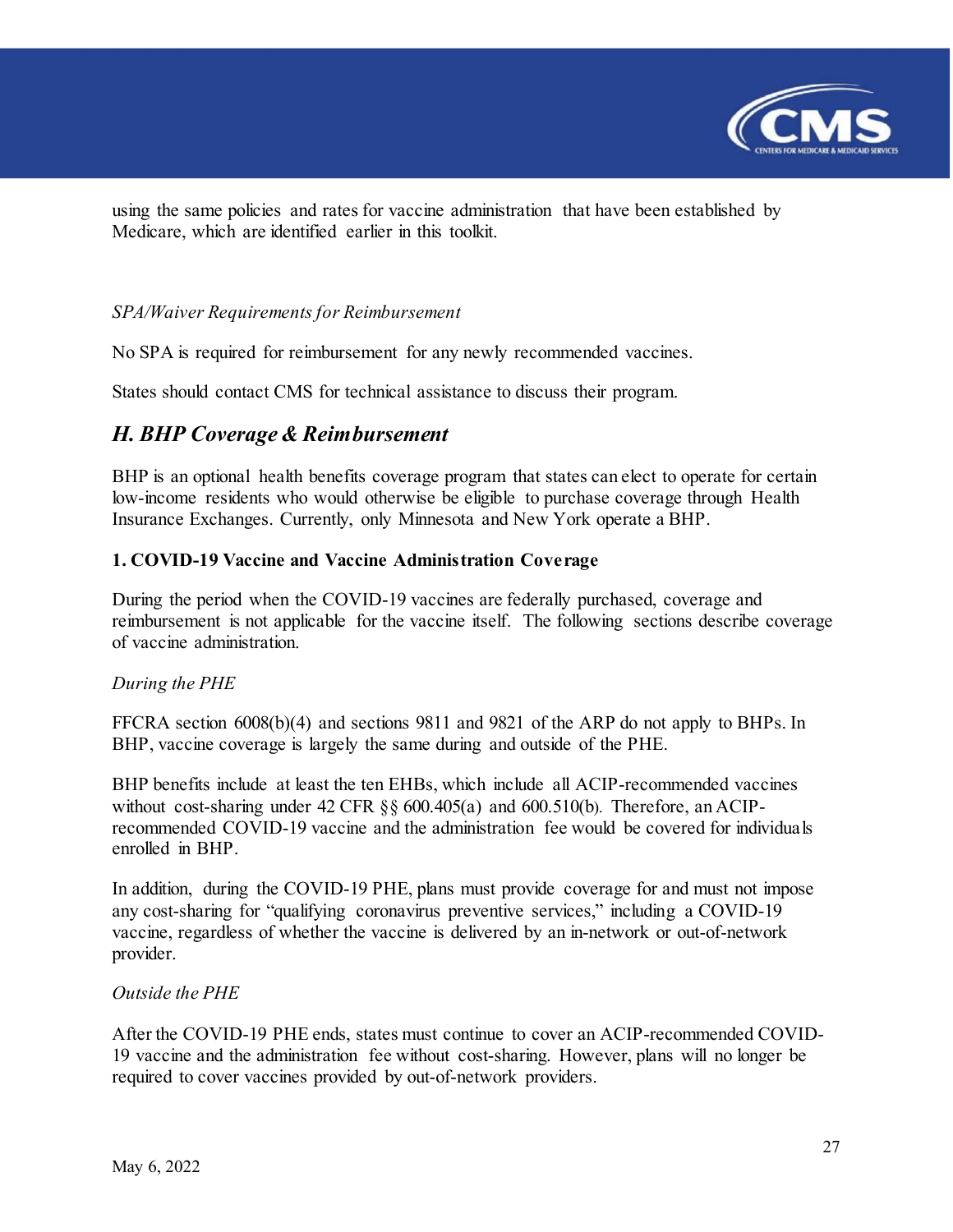using the same policies and rates for vaccine administration that have been established by Medicare, which are identified earlier in this toolkit.

*SPA/Waiver Requirements for Reimbursement*

No SPA is required for reimbursement for any newly recommended vaccines.

States should contact CMS for technical assistance to discuss their program.

## *H. BHP Coverage & Reimbursement*

BHP is an optional health benefits coverage program that states can elect to operate for certain low-income residents who would otherwise be eligible to purchase coverage through Health Insurance Exchanges. Currently, only Minnesota and New York operate a BHP.

**1. COVID-19 Vaccine and Vaccine Administration Coverage**

During the period when the COVID-19 vaccines are federally purchased, coverage and reimbursement is not applicable for the vaccine itself. The following sections describe coverage of vaccine administration.

*During the PHE*

FFCRA section 6008(b)(4) and sections 9811 and 9821 of the ARP do not apply to BHPs. In BHP, vaccine coverage is largely the same during and outside of the PHE.

BHP benefits include at least the ten EHBs, which include all ACIP-recommended vaccines without cost-sharing under 42 CFR §§ 600.405(a) and 600.510(b). Therefore, an ACIP-recommended COVID-19 vaccine and the administration fee would be covered for individuals enrolled in BHP.

In addition, during the COVID-19 PHE, plans must provide coverage for and must not impose any cost-sharing for "qualifying coronavirus preventive services," including a COVID-19 vaccine, regardless of whether the vaccine is delivered by an in-network or out-of-network provider.

*Outside the PHE*

After the COVID-19 PHE ends, states must continue to cover an ACIP-recommended COVID-19 vaccine and the administration fee without cost-sharing. However, plans will no longer be required to cover vaccines provided by out-of-network providers.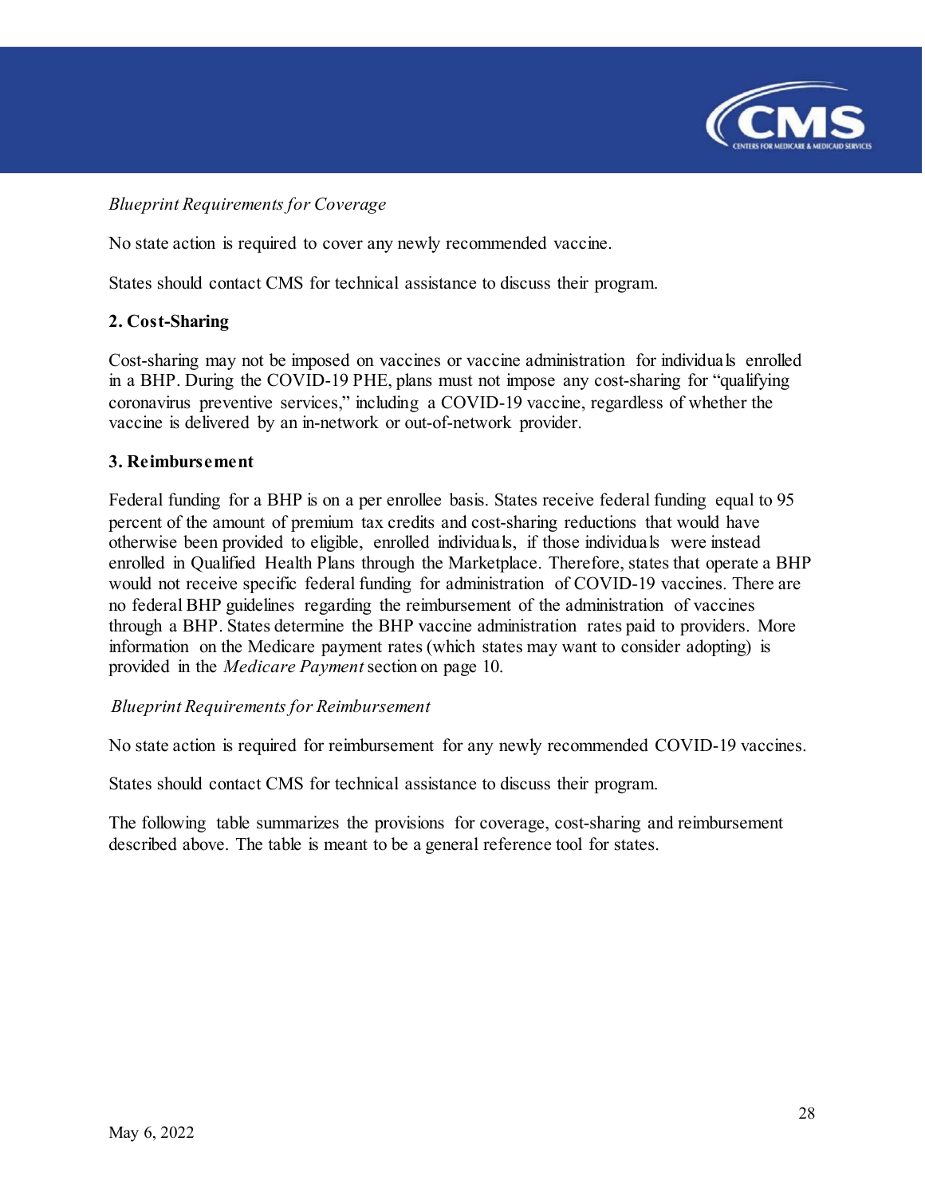*Blueprint Requirements for Coverage*

No state action is required to cover any newly recommended vaccine.

States should contact CMS for technical assistance to discuss their program.

**2. Cost-Sharing**

Cost-sharing may not be imposed on vaccines or vaccine administration for individuals enrolled in a BHP. During the COVID-19 PHE, plans must not impose any cost-sharing for "qualifying coronavirus preventive services," including a COVID-19 vaccine, regardless of whether the vaccine is delivered by an in-network or out-of-network provider.

**3. Reimbursement**

Federal funding for a BHP is on a per enrollee basis. States receive federal funding equal to 95 percent of the amount of premium tax credits and cost-sharing reductions that would have otherwise been provided to eligible, enrolled individuals, if those individuals were instead enrolled in Qualified Health Plans through the Marketplace. Therefore, states that operate a BHP would not receive specific federal funding for administration of COVID-19 vaccines. There are no federal BHP guidelines regarding the reimbursement of the administration of vaccines through a BHP. States determine the BHP vaccine administration rates paid to providers. More information on the Medicare payment rates (which states may want to consider adopting) is provided in the *Medicare Payment* section on page 10.

*Blueprint Requirements for Reimbursement*

No state action is required for reimbursement for any newly recommended COVID-19 vaccines.

States should contact CMS for technical assistance to discuss their program.

The following table summarizes the provisions for coverage, cost-sharing and reimbursement described above. The table is meant to be a general reference tool for states.

May 6, 2022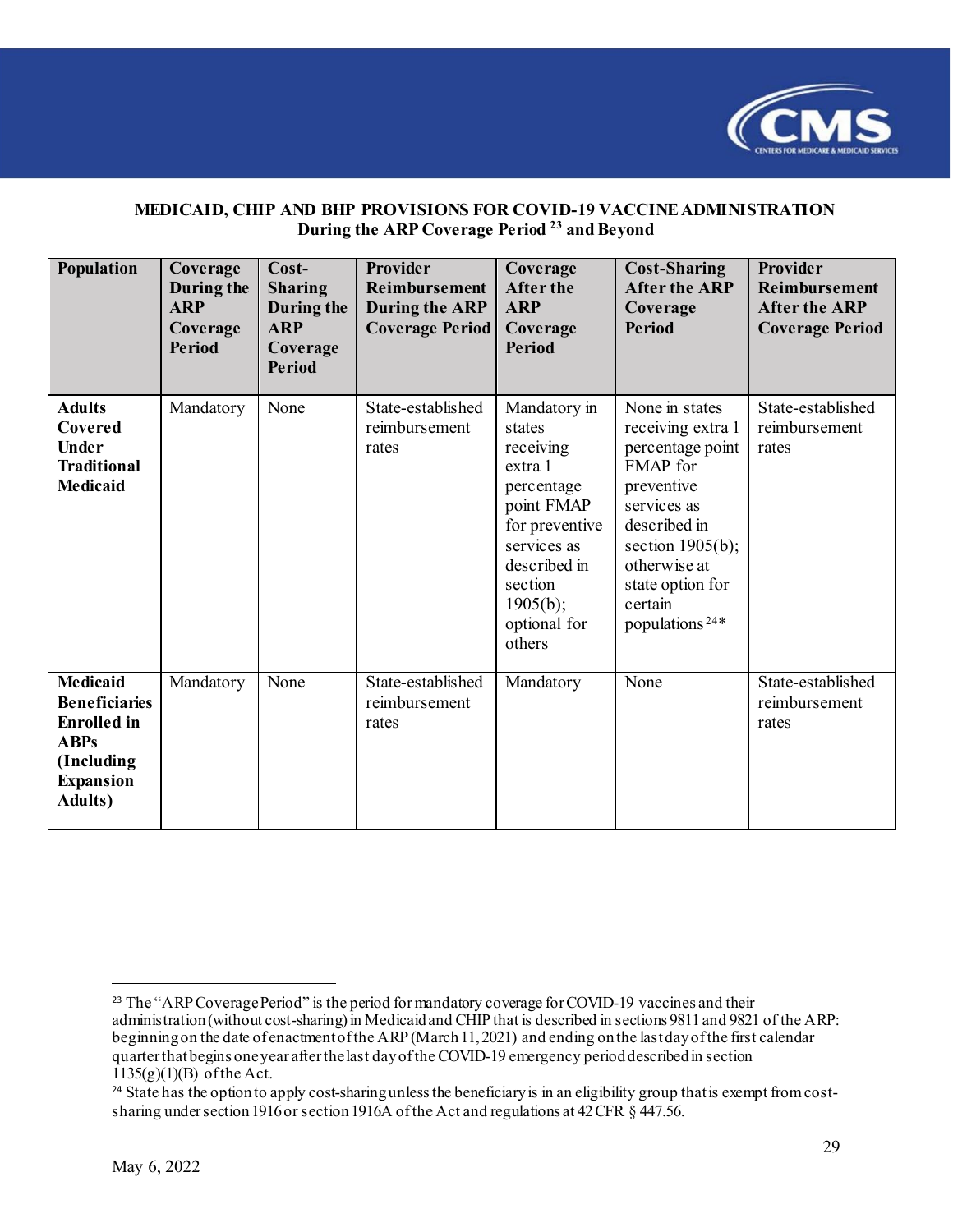**MEDICAID, CHIP AND BHP PROVISIONS FOR COVID-19 VACCINE ADMINISTRATION**
**During the ARP Coverage Period [23] and Beyond**

| Population | Coverage During the ARP Coverage Period | Cost-Sharing During the ARP Coverage Period | Provider Reimbursement During the ARP Coverage Period | Coverage After the ARP Coverage Period | Cost-Sharing After the ARP Coverage Period | Provider Reimbursement After the ARP Coverage Period |
|---|---|---|---|---|---|---|
| **Adults Covered Under Traditional Medicaid** | Mandatory | None | State-established reimbursement rates | Mandatory in states receiving extra 1 percentage point FMAP for preventive services as described in section 1905(b); optional for others | None in states receiving extra 1 percentage point FMAP for preventive services as described in section 1905(b); otherwise at state option for certain populations [24]* | State-established reimbursement rates |
| **Medicaid Beneficiaries Enrolled in ABPs (Including Expansion Adults)** | Mandatory | None | State-established reimbursement rates | Mandatory | None | State-established reimbursement rates |

---

[23] The "ARP Coverage Period" is the period for mandatory coverage for COVID-19 vaccines and their administration (without cost-sharing) in Medicaid and CHIP that is described in sections 9811 and 9821 of the ARP: beginning on the date of enactment of the ARP (March 11, 2021) and ending on the last day of the first calendar quarter that begins one year after the last day of the COVID-19 emergency period described in section 1135(g)(1)(B) of the Act.

[24] State has the option to apply cost-sharing unless the beneficiary is in an eligibility group that is exempt from cost-sharing under section 1916 or section 1916A of the Act and regulations at 42 CFR § 447.56.

May 6, 2022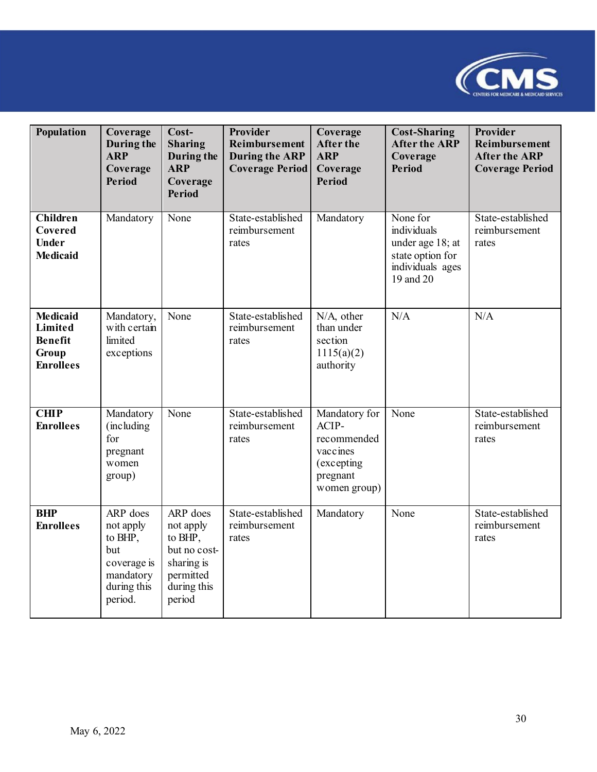| Population | Coverage During the ARP Coverage Period | Cost-Sharing During the ARP Coverage Period | Provider Reimbursement During the ARP Coverage Period | Coverage After the ARP Coverage Period | Cost-Sharing After the ARP Coverage Period | Provider Reimbursement After the ARP Coverage Period |
|---|---|---|---|---|---|---|
| **Children Covered Under Medicaid** | Mandatory | None | State-established reimbursement rates | Mandatory | None for individuals under age 18; at state option for individuals ages 19 and 20 | State-established reimbursement rates |
| **Medicaid Limited Benefit Group Enrollees** | Mandatory, with certain limited exceptions | None | State-established reimbursement rates | N/A, other than under section 1115(a)(2) authority | N/A | N/A |
| **CHIP Enrollees** | Mandatory (including for pregnant women group) | None | State-established reimbursement rates | Mandatory for ACIP-recommended vaccines (excepting pregnant women group) | None | State-established reimbursement rates |
| **BHP Enrollees** | ARP does not apply to BHP, but coverage is mandatory during this period. | ARP does not apply to BHP, but no cost-sharing is permitted during this period | State-established reimbursement rates | Mandatory | None | State-established reimbursement rates |

May 6, 2022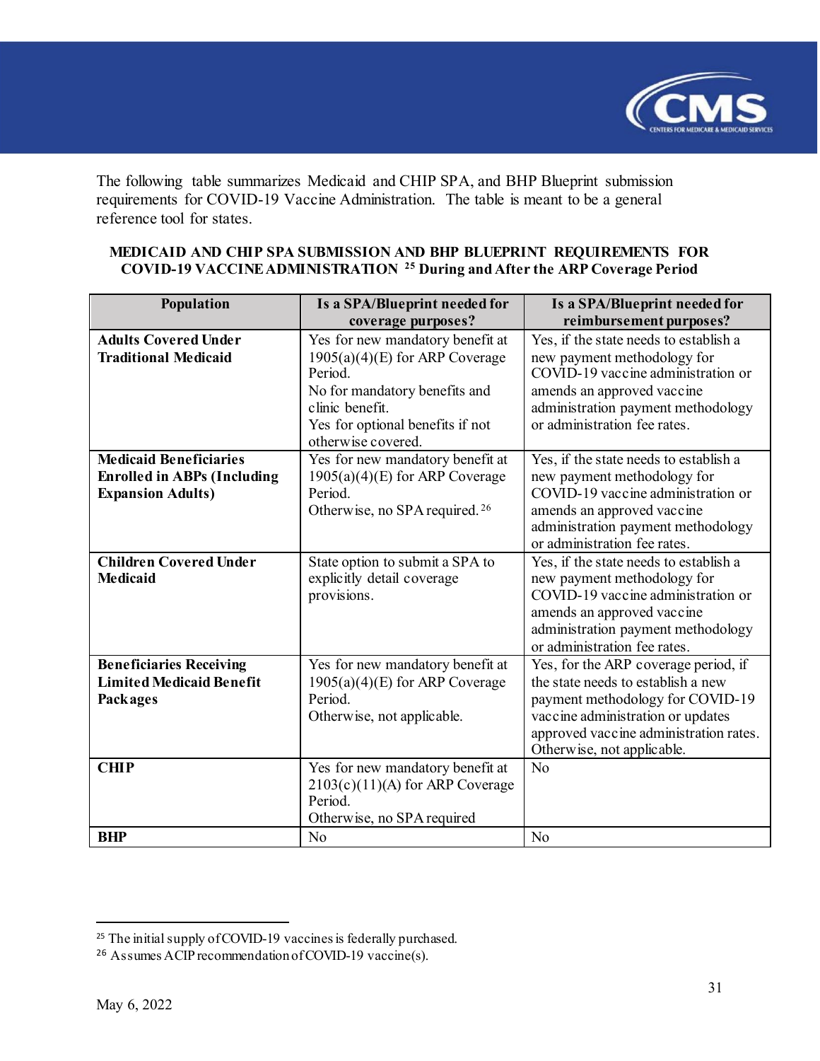The following table summarizes Medicaid and CHIP SPA, and BHP Blueprint submission requirements for COVID-19 Vaccine Administration. The table is meant to be a general reference tool for states.

**MEDICAID AND CHIP SPA SUBMISSION AND BHP BLUEPRINT REQUIREMENTS FOR COVID-19 VACCINE ADMINISTRATION [25] During and After the ARP Coverage Period**

| Population | Is a SPA/Blueprint needed for coverage purposes? | Is a SPA/Blueprint needed for reimbursement purposes? |
|---|---|---|
| **Adults Covered Under Traditional Medicaid** | Yes for new mandatory benefit at 1905(a)(4)(E) for ARP Coverage Period.<br>No for mandatory benefits and clinic benefit.<br>Yes for optional benefits if not otherwise covered. | Yes, if the state needs to establish a new payment methodology for COVID-19 vaccine administration or amends an approved vaccine administration payment methodology or administration fee rates. |
| **Medicaid Beneficiaries Enrolled in ABPs (Including Expansion Adults)** | Yes for new mandatory benefit at 1905(a)(4)(E) for ARP Coverage Period.<br>Otherwise, no SPA required. [26] | Yes, if the state needs to establish a new payment methodology for COVID-19 vaccine administration or amends an approved vaccine administration payment methodology or administration fee rates. |
| **Children Covered Under Medicaid** | State option to submit a SPA to explicitly detail coverage provisions. | Yes, if the state needs to establish a new payment methodology for COVID-19 vaccine administration or amends an approved vaccine administration payment methodology or administration fee rates. |
| **Beneficiaries Receiving Limited Medicaid Benefit Packages** | Yes for new mandatory benefit at 1905(a)(4)(E) for ARP Coverage Period.<br>Otherwise, not applicable. | Yes, for the ARP coverage period, if the state needs to establish a new payment methodology for COVID-19 vaccine administration or updates approved vaccine administration rates. Otherwise, not applicable. |
| **CHIP** | Yes for new mandatory benefit at 2103(c)(11)(A) for ARP Coverage Period.<br>Otherwise, no SPA required | No |
| **BHP** | No | No |

[25] The initial supply of COVID-19 vaccines is federally purchased.

[26] Assumes ACIP recommendation of COVID-19 vaccine(s).

May 6, 2022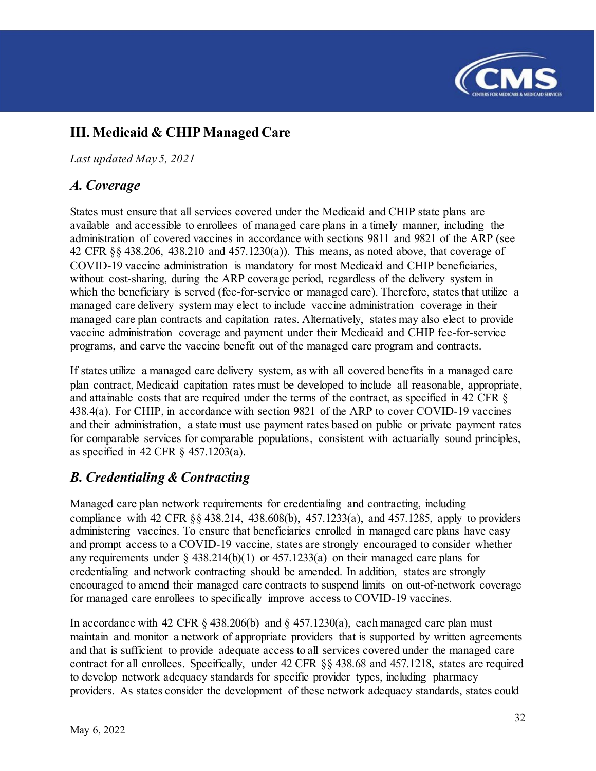## III. Medicaid & CHIP Managed Care

*Last updated May 5, 2021*

### *A. Coverage*

States must ensure that all services covered under the Medicaid and CHIP state plans are available and accessible to enrollees of managed care plans in a timely manner, including the administration of covered vaccines in accordance with sections 9811 and 9821 of the ARP (see 42 CFR §§ 438.206, 438.210 and 457.1230(a)). This means, as noted above, that coverage of COVID-19 vaccine administration is mandatory for most Medicaid and CHIP beneficiaries, without cost-sharing, during the ARP coverage period, regardless of the delivery system in which the beneficiary is served (fee-for-service or managed care). Therefore, states that utilize a managed care delivery system may elect to include vaccine administration coverage in their managed care plan contracts and capitation rates. Alternatively, states may also elect to provide vaccine administration coverage and payment under their Medicaid and CHIP fee-for-service programs, and carve the vaccine benefit out of the managed care program and contracts.

If states utilize a managed care delivery system, as with all covered benefits in a managed care plan contract, Medicaid capitation rates must be developed to include all reasonable, appropriate, and attainable costs that are required under the terms of the contract, as specified in 42 CFR § 438.4(a). For CHIP, in accordance with section 9821 of the ARP to cover COVID-19 vaccines and their administration, a state must use payment rates based on public or private payment rates for comparable services for comparable populations, consistent with actuarially sound principles, as specified in 42 CFR § 457.1203(a).

### *B. Credentialing & Contracting*

Managed care plan network requirements for credentialing and contracting, including compliance with 42 CFR §§ 438.214, 438.608(b), 457.1233(a), and 457.1285, apply to providers administering vaccines. To ensure that beneficiaries enrolled in managed care plans have easy and prompt access to a COVID-19 vaccine, states are strongly encouraged to consider whether any requirements under § 438.214(b)(1) or 457.1233(a) on their managed care plans for credentialing and network contracting should be amended. In addition, states are strongly encouraged to amend their managed care contracts to suspend limits on out-of-network coverage for managed care enrollees to specifically improve access to COVID-19 vaccines.

In accordance with 42 CFR § 438.206(b) and § 457.1230(a), each managed care plan must maintain and monitor a network of appropriate providers that is supported by written agreements and that is sufficient to provide adequate access to all services covered under the managed care contract for all enrollees. Specifically, under 42 CFR §§ 438.68 and 457.1218, states are required to develop network adequacy standards for specific provider types, including pharmacy providers. As states consider the development of these network adequacy standards, states could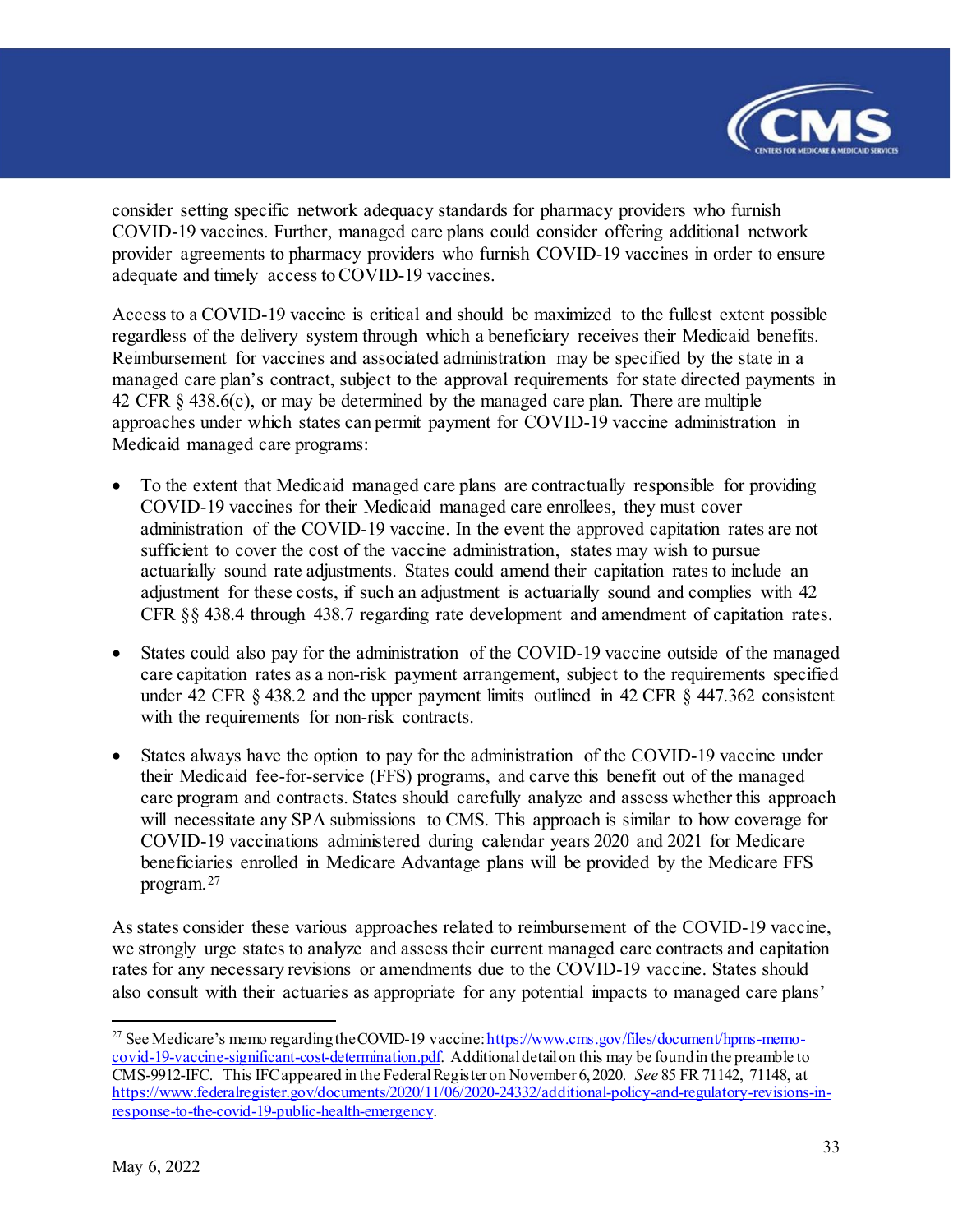consider setting specific network adequacy standards for pharmacy providers who furnish COVID-19 vaccines. Further, managed care plans could consider offering additional network provider agreements to pharmacy providers who furnish COVID-19 vaccines in order to ensure adequate and timely access to COVID-19 vaccines.

Access to a COVID-19 vaccine is critical and should be maximized to the fullest extent possible regardless of the delivery system through which a beneficiary receives their Medicaid benefits. Reimbursement for vaccines and associated administration may be specified by the state in a managed care plan's contract, subject to the approval requirements for state directed payments in 42 CFR § 438.6(c), or may be determined by the managed care plan. There are multiple approaches under which states can permit payment for COVID-19 vaccine administration in Medicaid managed care programs:

- To the extent that Medicaid managed care plans are contractually responsible for providing COVID-19 vaccines for their Medicaid managed care enrollees, they must cover administration of the COVID-19 vaccine. In the event the approved capitation rates are not sufficient to cover the cost of the vaccine administration, states may wish to pursue actuarially sound rate adjustments. States could amend their capitation rates to include an adjustment for these costs, if such an adjustment is actuarially sound and complies with 42 CFR §§ 438.4 through 438.7 regarding rate development and amendment of capitation rates.

- States could also pay for the administration of the COVID-19 vaccine outside of the managed care capitation rates as a non-risk payment arrangement, subject to the requirements specified under 42 CFR § 438.2 and the upper payment limits outlined in 42 CFR § 447.362 consistent with the requirements for non-risk contracts.

- States always have the option to pay for the administration of the COVID-19 vaccine under their Medicaid fee-for-service (FFS) programs, and carve this benefit out of the managed care program and contracts. States should carefully analyze and assess whether this approach will necessitate any SPA submissions to CMS. This approach is similar to how coverage for COVID-19 vaccinations administered during calendar years 2020 and 2021 for Medicare beneficiaries enrolled in Medicare Advantage plans will be provided by the Medicare FFS program.[27]

As states consider these various approaches related to reimbursement of the COVID-19 vaccine, we strongly urge states to analyze and assess their current managed care contracts and capitation rates for any necessary revisions or amendments due to the COVID-19 vaccine. States should also consult with their actuaries as appropriate for any potential impacts to managed care plans'

---

[27] See Medicare's memo regarding the COVID-19 vaccine: https://www.cms.gov/files/document/hpms-memo-covid-19-vaccine-significant-cost-determination.pdf. Additional detail on this may be found in the preamble to CMS-9912-IFC. This IFC appeared in the Federal Register on November 6, 2020. *See* 85 FR 71142, 71148, at https://www.federalregister.gov/documents/2020/11/06/2020-24332/additional-policy-and-regulatory-revisions-in-response-to-the-covid-19-public-health-emergency.

May 6, 2022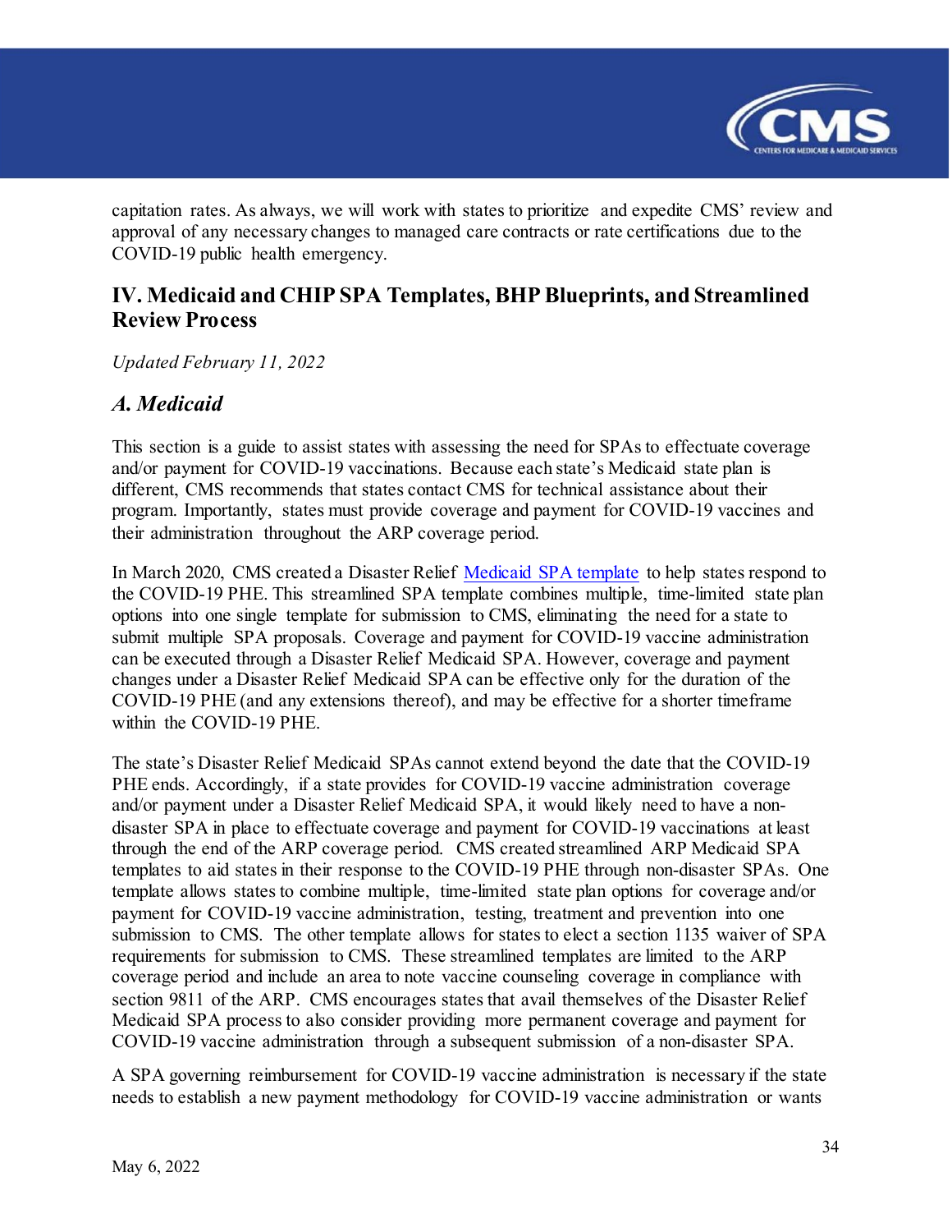capitation rates. As always, we will work with states to prioritize and expedite CMS' review and approval of any necessary changes to managed care contracts or rate certifications due to the COVID-19 public health emergency.

## IV. Medicaid and CHIP SPA Templates, BHP Blueprints, and Streamlined Review Process

*Updated February 11, 2022*

### *A. Medicaid*

This section is a guide to assist states with assessing the need for SPAs to effectuate coverage and/or payment for COVID-19 vaccinations. Because each state's Medicaid state plan is different, CMS recommends that states contact CMS for technical assistance about their program. Importantly, states must provide coverage and payment for COVID-19 vaccines and their administration throughout the ARP coverage period.

In March 2020, CMS created a Disaster Relief Medicaid SPA template to help states respond to the COVID-19 PHE. This streamlined SPA template combines multiple, time-limited state plan options into one single template for submission to CMS, eliminating the need for a state to submit multiple SPA proposals. Coverage and payment for COVID-19 vaccine administration can be executed through a Disaster Relief Medicaid SPA. However, coverage and payment changes under a Disaster Relief Medicaid SPA can be effective only for the duration of the COVID-19 PHE (and any extensions thereof), and may be effective for a shorter timeframe within the COVID-19 PHE.

The state's Disaster Relief Medicaid SPAs cannot extend beyond the date that the COVID-19 PHE ends. Accordingly, if a state provides for COVID-19 vaccine administration coverage and/or payment under a Disaster Relief Medicaid SPA, it would likely need to have a non-disaster SPA in place to effectuate coverage and payment for COVID-19 vaccinations at least through the end of the ARP coverage period. CMS created streamlined ARP Medicaid SPA templates to aid states in their response to the COVID-19 PHE through non-disaster SPAs. One template allows states to combine multiple, time-limited state plan options for coverage and/or payment for COVID-19 vaccine administration, testing, treatment and prevention into one submission to CMS. The other template allows for states to elect a section 1135 waiver of SPA requirements for submission to CMS. These streamlined templates are limited to the ARP coverage period and include an area to note vaccine counseling coverage in compliance with section 9811 of the ARP. CMS encourages states that avail themselves of the Disaster Relief Medicaid SPA process to also consider providing more permanent coverage and payment for COVID-19 vaccine administration through a subsequent submission of a non-disaster SPA.

A SPA governing reimbursement for COVID-19 vaccine administration is necessary if the state needs to establish a new payment methodology for COVID-19 vaccine administration or wants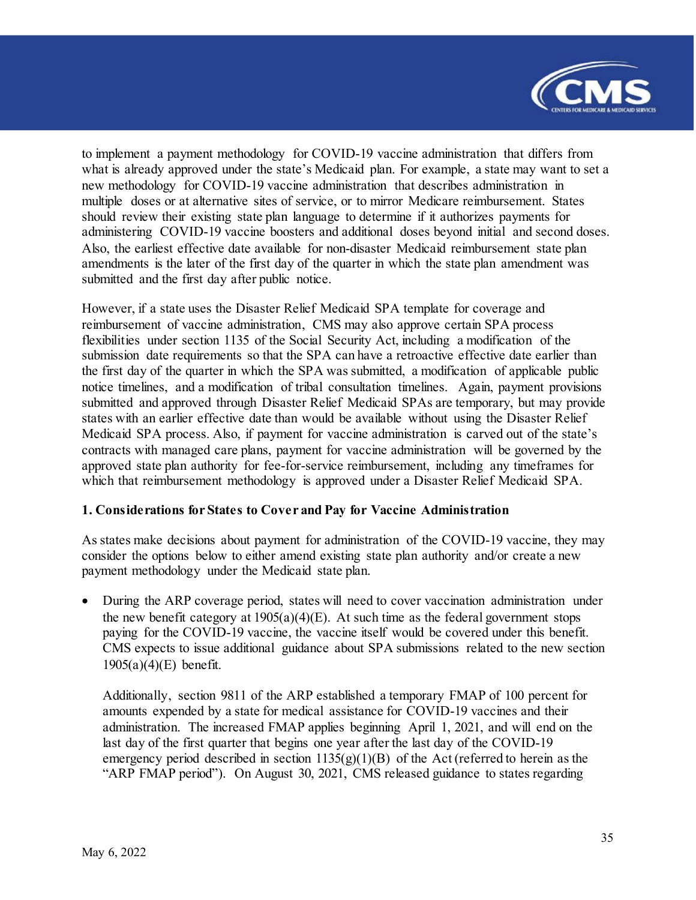to implement a payment methodology for COVID-19 vaccine administration that differs from what is already approved under the state's Medicaid plan. For example, a state may want to set a new methodology for COVID-19 vaccine administration that describes administration in multiple doses or at alternative sites of service, or to mirror Medicare reimbursement. States should review their existing state plan language to determine if it authorizes payments for administering COVID-19 vaccine boosters and additional doses beyond initial and second doses. Also, the earliest effective date available for non-disaster Medicaid reimbursement state plan amendments is the later of the first day of the quarter in which the state plan amendment was submitted and the first day after public notice.

However, if a state uses the Disaster Relief Medicaid SPA template for coverage and reimbursement of vaccine administration, CMS may also approve certain SPA process flexibilities under section 1135 of the Social Security Act, including a modification of the submission date requirements so that the SPA can have a retroactive effective date earlier than the first day of the quarter in which the SPA was submitted, a modification of applicable public notice timelines, and a modification of tribal consultation timelines. Again, payment provisions submitted and approved through Disaster Relief Medicaid SPAs are temporary, but may provide states with an earlier effective date than would be available without using the Disaster Relief Medicaid SPA process. Also, if payment for vaccine administration is carved out of the state's contracts with managed care plans, payment for vaccine administration will be governed by the approved state plan authority for fee-for-service reimbursement, including any timeframes for which that reimbursement methodology is approved under a Disaster Relief Medicaid SPA.

**1. Considerations for States to Cover and Pay for Vaccine Administration**

As states make decisions about payment for administration of the COVID-19 vaccine, they may consider the options below to either amend existing state plan authority and/or create a new payment methodology under the Medicaid state plan.

- During the ARP coverage period, states will need to cover vaccination administration under the new benefit category at 1905(a)(4)(E). At such time as the federal government stops paying for the COVID-19 vaccine, the vaccine itself would be covered under this benefit. CMS expects to issue additional guidance about SPA submissions related to the new section 1905(a)(4)(E) benefit.

  Additionally, section 9811 of the ARP established a temporary FMAP of 100 percent for amounts expended by a state for medical assistance for COVID-19 vaccines and their administration. The increased FMAP applies beginning April 1, 2021, and will end on the last day of the first quarter that begins one year after the last day of the COVID-19 emergency period described in section 1135(g)(1)(B) of the Act (referred to herein as the "ARP FMAP period"). On August 30, 2021, CMS released guidance to states regarding

May 6, 2022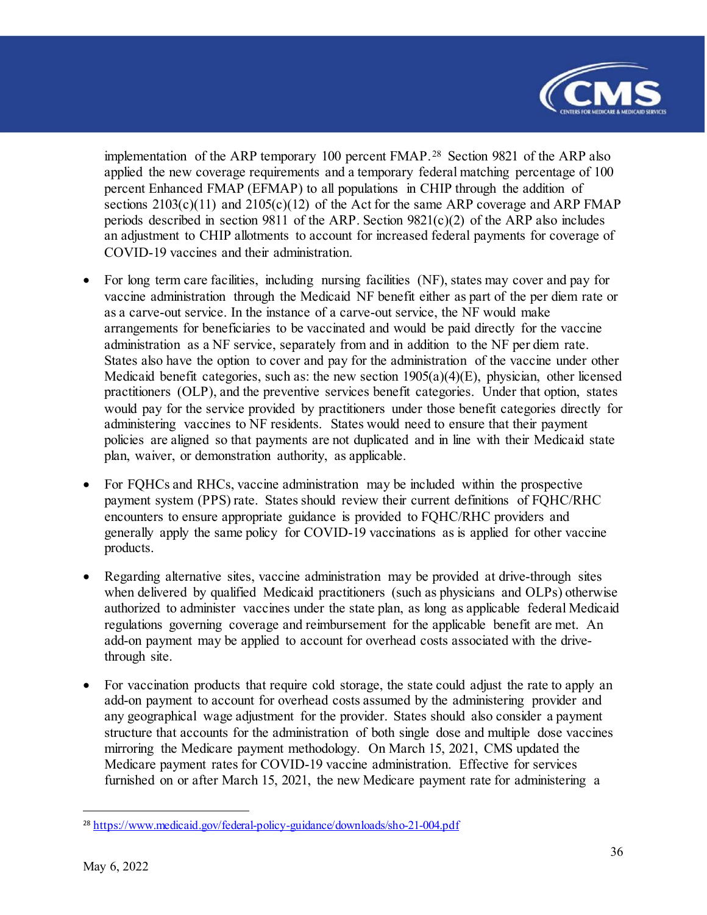implementation of the ARP temporary 100 percent FMAP.[28] Section 9821 of the ARP also applied the new coverage requirements and a temporary federal matching percentage of 100 percent Enhanced FMAP (EFMAP) to all populations in CHIP through the addition of sections 2103(c)(11) and 2105(c)(12) of the Act for the same ARP coverage and ARP FMAP periods described in section 9811 of the ARP. Section 9821(c)(2) of the ARP also includes an adjustment to CHIP allotments to account for increased federal payments for coverage of COVID-19 vaccines and their administration.

- For long term care facilities, including nursing facilities (NF), states may cover and pay for vaccine administration through the Medicaid NF benefit either as part of the per diem rate or as a carve-out service. In the instance of a carve-out service, the NF would make arrangements for beneficiaries to be vaccinated and would be paid directly for the vaccine administration as a NF service, separately from and in addition to the NF per diem rate. States also have the option to cover and pay for the administration of the vaccine under other Medicaid benefit categories, such as: the new section 1905(a)(4)(E), physician, other licensed practitioners (OLP), and the preventive services benefit categories. Under that option, states would pay for the service provided by practitioners under those benefit categories directly for administering vaccines to NF residents. States would need to ensure that their payment policies are aligned so that payments are not duplicated and in line with their Medicaid state plan, waiver, or demonstration authority, as applicable.

- For FQHCs and RHCs, vaccine administration may be included within the prospective payment system (PPS) rate. States should review their current definitions of FQHC/RHC encounters to ensure appropriate guidance is provided to FQHC/RHC providers and generally apply the same policy for COVID-19 vaccinations as is applied for other vaccine products.

- Regarding alternative sites, vaccine administration may be provided at drive-through sites when delivered by qualified Medicaid practitioners (such as physicians and OLPs) otherwise authorized to administer vaccines under the state plan, as long as applicable federal Medicaid regulations governing coverage and reimbursement for the applicable benefit are met. An add-on payment may be applied to account for overhead costs associated with the drive-through site.

- For vaccination products that require cold storage, the state could adjust the rate to apply an add-on payment to account for overhead costs assumed by the administering provider and any geographical wage adjustment for the provider. States should also consider a payment structure that accounts for the administration of both single dose and multiple dose vaccines mirroring the Medicare payment methodology. On March 15, 2021, CMS updated the Medicare payment rates for COVID-19 vaccine administration. Effective for services furnished on or after March 15, 2021, the new Medicare payment rate for administering a

[28] https://www.medicaid.gov/federal-policy-guidance/downloads/sho-21-004.pdf

May 6, 2022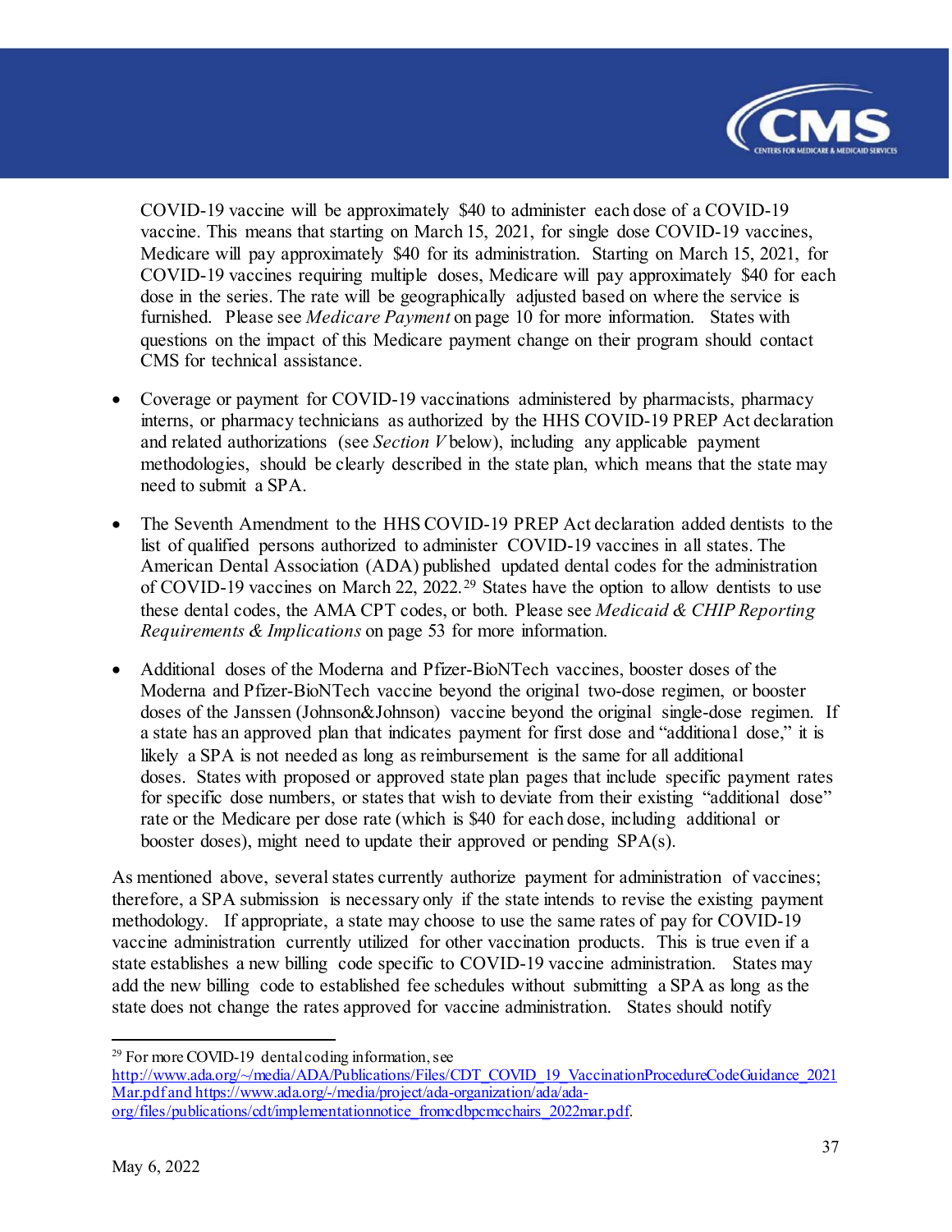COVID-19 vaccine will be approximately $40 to administer each dose of a COVID-19 vaccine. This means that starting on March 15, 2021, for single dose COVID-19 vaccines, Medicare will pay approximately $40 for its administration. Starting on March 15, 2021, for COVID-19 vaccines requiring multiple doses, Medicare will pay approximately $40 for each dose in the series. The rate will be geographically adjusted based on where the service is furnished. Please see *Medicare Payment* on page 10 for more information. States with questions on the impact of this Medicare payment change on their program should contact CMS for technical assistance.

- Coverage or payment for COVID-19 vaccinations administered by pharmacists, pharmacy interns, or pharmacy technicians as authorized by the HHS COVID-19 PREP Act declaration and related authorizations (see *Section V* below), including any applicable payment methodologies, should be clearly described in the state plan, which means that the state may need to submit a SPA.

- The Seventh Amendment to the HHS COVID-19 PREP Act declaration added dentists to the list of qualified persons authorized to administer COVID-19 vaccines in all states. The American Dental Association (ADA) published updated dental codes for the administration of COVID-19 vaccines on March 22, 2022.[29] States have the option to allow dentists to use these dental codes, the AMA CPT codes, or both. Please see *Medicaid & CHIP Reporting Requirements & Implications* on page 53 for more information.

- Additional doses of the Moderna and Pfizer-BioNTech vaccines, booster doses of the Moderna and Pfizer-BioNTech vaccine beyond the original two-dose regimen, or booster doses of the Janssen (Johnson&Johnson) vaccine beyond the original single-dose regimen. If a state has an approved plan that indicates payment for first dose and "additional dose," it is likely a SPA is not needed as long as reimbursement is the same for all additional doses. States with proposed or approved state plan pages that include specific payment rates for specific dose numbers, or states that wish to deviate from their existing "additional dose" rate or the Medicare per dose rate (which is $40 for each dose, including additional or booster doses), might need to update their approved or pending SPA(s).

As mentioned above, several states currently authorize payment for administration of vaccines; therefore, a SPA submission is necessary only if the state intends to revise the existing payment methodology. If appropriate, a state may choose to use the same rates of pay for COVID-19 vaccine administration currently utilized for other vaccination products. This is true even if a state establishes a new billing code specific to COVID-19 vaccine administration. States may add the new billing code to established fee schedules without submitting a SPA as long as the state does not change the rates approved for vaccine administration. States should notify

[29] For more COVID-19 dental coding information, see http://www.ada.org/~/media/ADA/Publications/Files/CDT_COVID_19_VaccinationProcedureCodeGuidance_2021Mar.pdf and https://www.ada.org/-/media/project/ada-organization/ada/ada-org/files/publications/cdt/implementationnotice_fromcdbpcmcchairs_2022mar.pdf.

May 6, 2022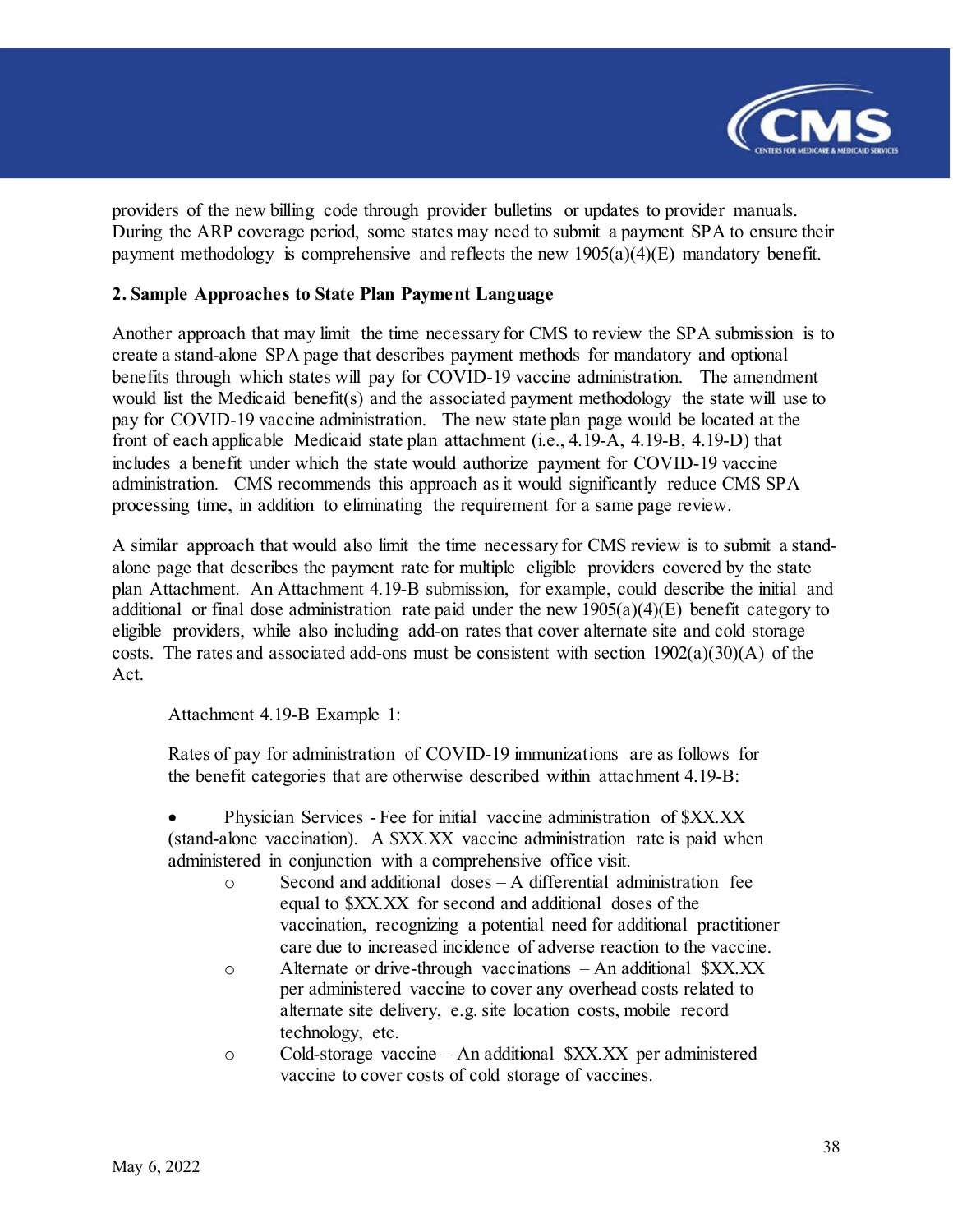providers of the new billing code through provider bulletins or updates to provider manuals. During the ARP coverage period, some states may need to submit a payment SPA to ensure their payment methodology is comprehensive and reflects the new 1905(a)(4)(E) mandatory benefit.

**2. Sample Approaches to State Plan Payment Language**

Another approach that may limit the time necessary for CMS to review the SPA submission is to create a stand-alone SPA page that describes payment methods for mandatory and optional benefits through which states will pay for COVID-19 vaccine administration. The amendment would list the Medicaid benefit(s) and the associated payment methodology the state will use to pay for COVID-19 vaccine administration. The new state plan page would be located at the front of each applicable Medicaid state plan attachment (i.e., 4.19-A, 4.19-B, 4.19-D) that includes a benefit under which the state would authorize payment for COVID-19 vaccine administration. CMS recommends this approach as it would significantly reduce CMS SPA processing time, in addition to eliminating the requirement for a same page review.

A similar approach that would also limit the time necessary for CMS review is to submit a stand-alone page that describes the payment rate for multiple eligible providers covered by the state plan Attachment. An Attachment 4.19-B submission, for example, could describe the initial and additional or final dose administration rate paid under the new 1905(a)(4)(E) benefit category to eligible providers, while also including add-on rates that cover alternate site and cold storage costs. The rates and associated add-ons must be consistent with section 1902(a)(30)(A) of the Act.

> Attachment 4.19-B Example 1:
>
> Rates of pay for administration of COVID-19 immunizations are as follows for the benefit categories that are otherwise described within attachment 4.19-B:
>
> - Physician Services - Fee for initial vaccine administration of $XX.XX (stand-alone vaccination). A $XX.XX vaccine administration rate is paid when administered in conjunction with a comprehensive office visit.
>     - Second and additional doses – A differential administration fee equal to $XX.XX for second and additional doses of the vaccination, recognizing a potential need for additional practitioner care due to increased incidence of adverse reaction to the vaccine.
>     - Alternate or drive-through vaccinations – An additional $XX.XX per administered vaccine to cover any overhead costs related to alternate site delivery, e.g. site location costs, mobile record technology, etc.
>     - Cold-storage vaccine – An additional $XX.XX per administered vaccine to cover costs of cold storage of vaccines.

May 6, 2022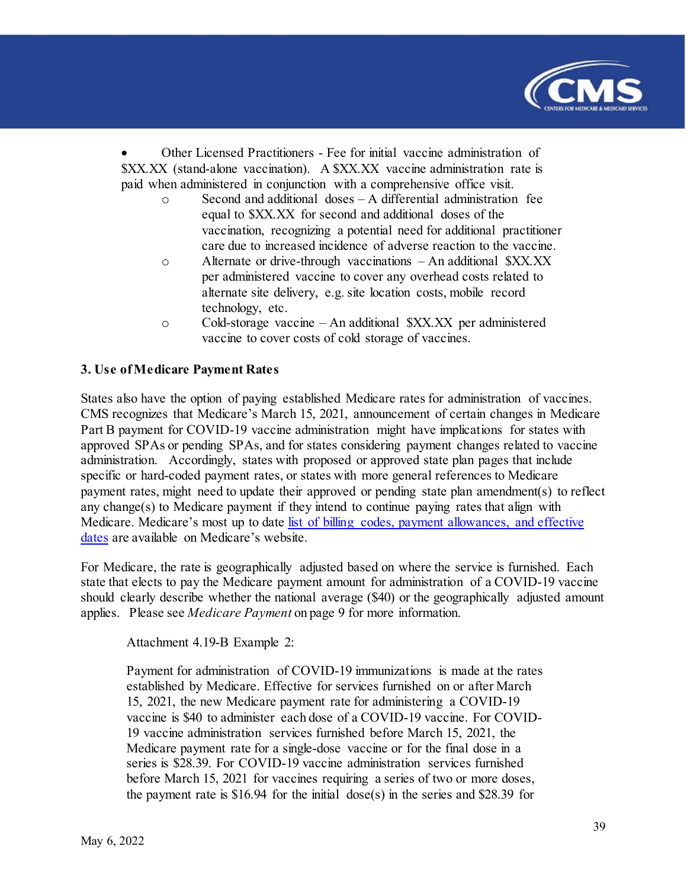- Other Licensed Practitioners - Fee for initial vaccine administration of $XX.XX (stand-alone vaccination). A $XX.XX vaccine administration rate is paid when administered in conjunction with a comprehensive office visit.
  - Second and additional doses – A differential administration fee equal to $XX.XX for second and additional doses of the vaccination, recognizing a potential need for additional practitioner care due to increased incidence of adverse reaction to the vaccine.
  - Alternate or drive-through vaccinations – An additional $XX.XX per administered vaccine to cover any overhead costs related to alternate site delivery, e.g. site location costs, mobile record technology, etc.
  - Cold-storage vaccine – An additional $XX.XX per administered vaccine to cover costs of cold storage of vaccines.

**3. Use of Medicare Payment Rates**

States also have the option of paying established Medicare rates for administration of vaccines. CMS recognizes that Medicare's March 15, 2021, announcement of certain changes in Medicare Part B payment for COVID-19 vaccine administration might have implications for states with approved SPAs or pending SPAs, and for states considering payment changes related to vaccine administration. Accordingly, states with proposed or approved state plan pages that include specific or hard-coded payment rates, or states with more general references to Medicare payment rates, might need to update their approved or pending state plan amendment(s) to reflect any change(s) to Medicare payment if they intend to continue paying rates that align with Medicare. Medicare's most up to date list of billing codes, payment allowances, and effective dates are available on Medicare's website.

For Medicare, the rate is geographically adjusted based on where the service is furnished. Each state that elects to pay the Medicare payment amount for administration of a COVID-19 vaccine should clearly describe whether the national average ($40) or the geographically adjusted amount applies. Please see *Medicare Payment* on page 9 for more information.

> Attachment 4.19-B Example 2:
>
> Payment for administration of COVID-19 immunizations is made at the rates established by Medicare. Effective for services furnished on or after March 15, 2021, the new Medicare payment rate for administering a COVID-19 vaccine is $40 to administer each dose of a COVID-19 vaccine. For COVID-19 vaccine administration services furnished before March 15, 2021, the Medicare payment rate for a single-dose vaccine or for the final dose in a series is $28.39. For COVID-19 vaccine administration services furnished before March 15, 2021 for vaccines requiring a series of two or more doses, the payment rate is $16.94 for the initial dose(s) in the series and $28.39 for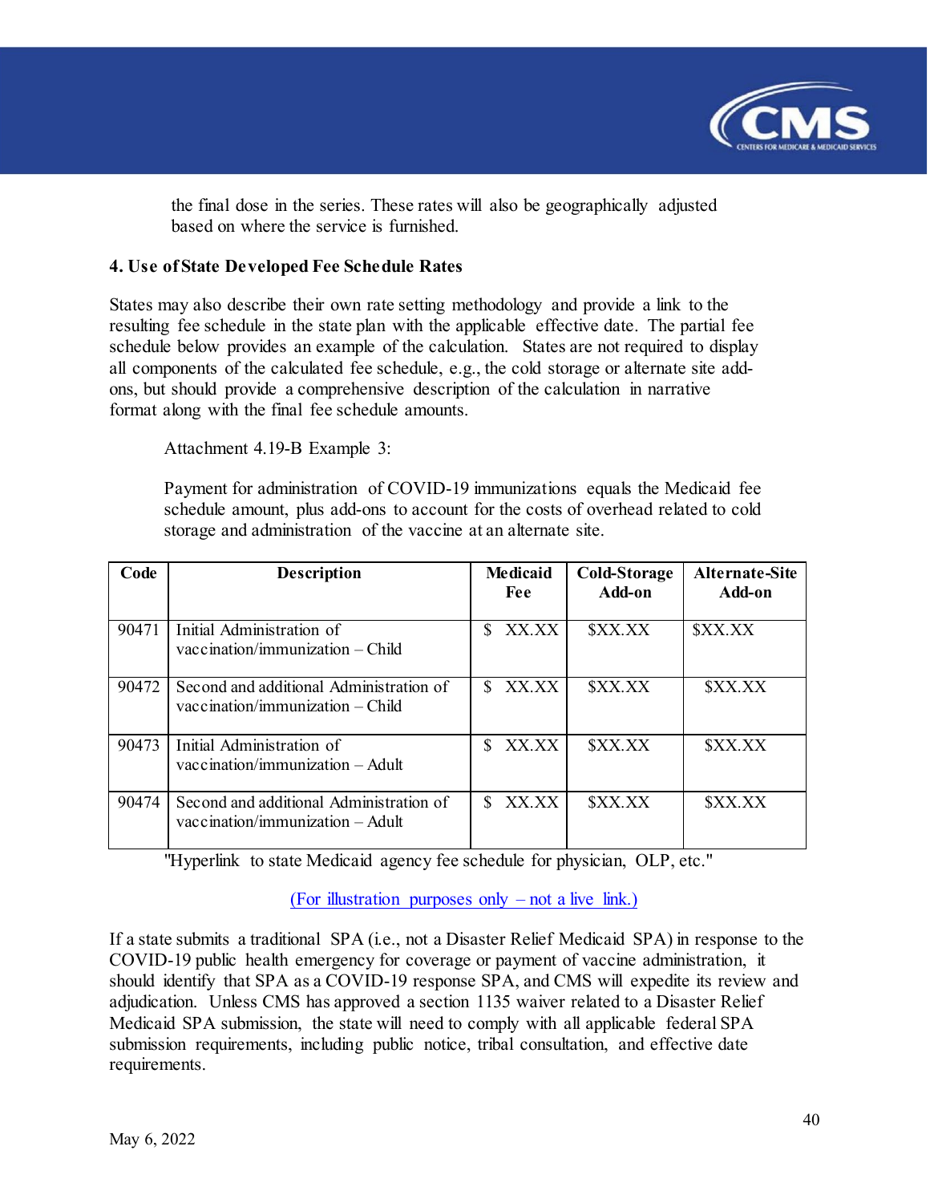the final dose in the series. These rates will also be geographically adjusted based on where the service is furnished.

**4. Use of State Developed Fee Schedule Rates**

States may also describe their own rate setting methodology and provide a link to the resulting fee schedule in the state plan with the applicable effective date. The partial fee schedule below provides an example of the calculation. States are not required to display all components of the calculated fee schedule, e.g., the cold storage or alternate site add-ons, but should provide a comprehensive description of the calculation in narrative format along with the final fee schedule amounts.

Attachment 4.19-B Example 3:

Payment for administration of COVID-19 immunizations equals the Medicaid fee schedule amount, plus add-ons to account for the costs of overhead related to cold storage and administration of the vaccine at an alternate site.

| Code | Description | Medicaid Fee | Cold-Storage Add-on | Alternate-Site Add-on |
|---|---|---|---|---|
| 90471 | Initial Administration of vaccination/immunization – Child | $ XX.XX | $XX.XX | $XX.XX |
| 90472 | Second and additional Administration of vaccination/immunization – Child | $ XX.XX | $XX.XX | $XX.XX |
| 90473 | Initial Administration of vaccination/immunization – Adult | $ XX.XX | $XX.XX | $XX.XX |
| 90474 | Second and additional Administration of vaccination/immunization – Adult | $ XX.XX | $XX.XX | $XX.XX |

"Hyperlink to state Medicaid agency fee schedule for physician, OLP, etc."

(For illustration purposes only – not a live link.)

If a state submits a traditional SPA (i.e., not a Disaster Relief Medicaid SPA) in response to the COVID-19 public health emergency for coverage or payment of vaccine administration, it should identify that SPA as a COVID-19 response SPA, and CMS will expedite its review and adjudication. Unless CMS has approved a section 1135 waiver related to a Disaster Relief Medicaid SPA submission, the state will need to comply with all applicable federal SPA submission requirements, including public notice, tribal consultation, and effective date requirements.

May 6, 2022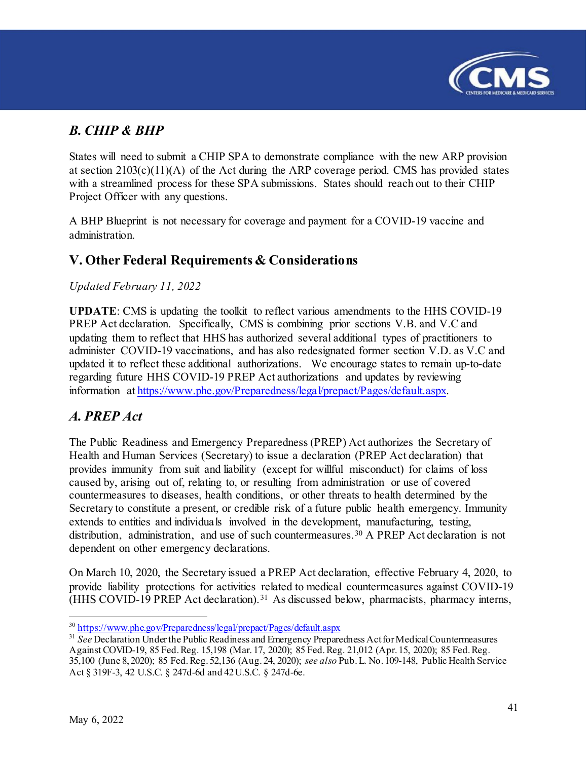### *B. CHIP & BHP*

States will need to submit a CHIP SPA to demonstrate compliance with the new ARP provision at section 2103(c)(11)(A) of the Act during the ARP coverage period. CMS has provided states with a streamlined process for these SPA submissions. States should reach out to their CHIP Project Officer with any questions.

A BHP Blueprint is not necessary for coverage and payment for a COVID-19 vaccine and administration.

## V. Other Federal Requirements & Considerations

*Updated February 11, 2022*

**UPDATE**: CMS is updating the toolkit to reflect various amendments to the HHS COVID-19 PREP Act declaration. Specifically, CMS is combining prior sections V.B. and V.C and updating them to reflect that HHS has authorized several additional types of practitioners to administer COVID-19 vaccinations, and has also redesignated former section V.D. as V.C and updated it to reflect these additional authorizations. We encourage states to remain up-to-date regarding future HHS COVID-19 PREP Act authorizations and updates by reviewing information at https://www.phe.gov/Preparedness/legal/prepact/Pages/default.aspx.

### *A. PREP Act*

The Public Readiness and Emergency Preparedness (PREP) Act authorizes the Secretary of Health and Human Services (Secretary) to issue a declaration (PREP Act declaration) that provides immunity from suit and liability (except for willful misconduct) for claims of loss caused by, arising out of, relating to, or resulting from administration or use of covered countermeasures to diseases, health conditions, or other threats to health determined by the Secretary to constitute a present, or credible risk of a future public health emergency. Immunity extends to entities and individuals involved in the development, manufacturing, testing, distribution, administration, and use of such countermeasures.[30] A PREP Act declaration is not dependent on other emergency declarations.

On March 10, 2020, the Secretary issued a PREP Act declaration, effective February 4, 2020, to provide liability protections for activities related to medical countermeasures against COVID-19 (HHS COVID-19 PREP Act declaration).[31] As discussed below, pharmacists, pharmacy interns,

---

[30] https://www.phe.gov/Preparedness/legal/prepact/Pages/default.aspx

[31] *See* Declaration Under the Public Readiness and Emergency Preparedness Act for Medical Countermeasures Against COVID-19, 85 Fed. Reg. 15,198 (Mar. 17, 2020); 85 Fed. Reg. 21,012 (Apr. 15, 2020); 85 Fed. Reg. 35,100 (June 8, 2020); 85 Fed. Reg. 52,136 (Aug. 24, 2020); *see also* Pub. L. No. 109-148, Public Health Service Act § 319F-3, 42 U.S.C. § 247d-6d and 42 U.S.C. § 247d-6e.

May 6, 2022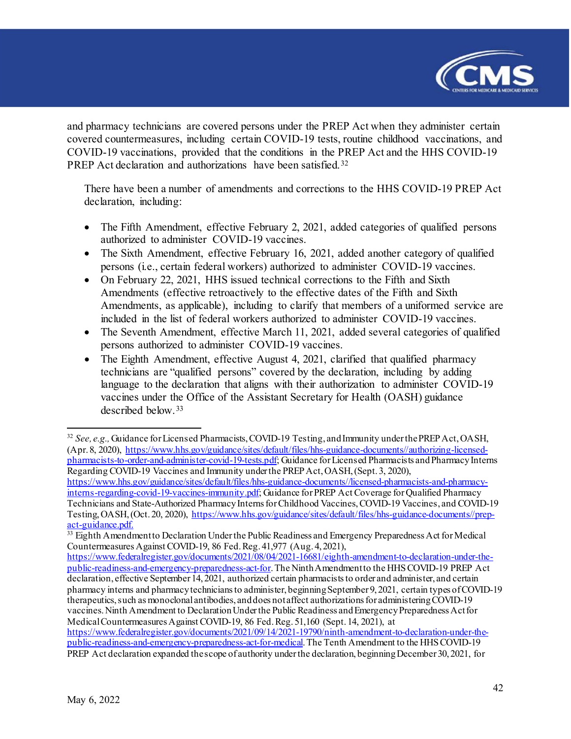and pharmacy technicians are covered persons under the PREP Act when they administer certain covered countermeasures, including certain COVID-19 tests, routine childhood vaccinations, and COVID-19 vaccinations, provided that the conditions in the PREP Act and the HHS COVID-19 PREP Act declaration and authorizations have been satisfied.[32]

There have been a number of amendments and corrections to the HHS COVID-19 PREP Act declaration, including:

- The Fifth Amendment, effective February 2, 2021, added categories of qualified persons authorized to administer COVID-19 vaccines.
- The Sixth Amendment, effective February 16, 2021, added another category of qualified persons (i.e., certain federal workers) authorized to administer COVID-19 vaccines.
- On February 22, 2021, HHS issued technical corrections to the Fifth and Sixth Amendments (effective retroactively to the effective dates of the Fifth and Sixth Amendments, as applicable), including to clarify that members of a uniformed service are included in the list of federal workers authorized to administer COVID-19 vaccines.
- The Seventh Amendment, effective March 11, 2021, added several categories of qualified persons authorized to administer COVID-19 vaccines.
- The Eighth Amendment, effective August 4, 2021, clarified that qualified pharmacy technicians are "qualified persons" covered by the declaration, including by adding language to the declaration that aligns with their authorization to administer COVID-19 vaccines under the Office of the Assistant Secretary for Health (OASH) guidance described below.[33]

---

[32] *See, e.g.,* Guidance for Licensed Pharmacists, COVID-19 Testing, and Immunity under the PREP Act, OASH, (Apr. 8, 2020), https://www.hhs.gov/guidance/sites/default/files/hhs-guidance-documents//authorizing-licensed-pharmacists-to-order-and-administer-covid-19-tests.pdf; Guidance for Licensed Pharmacists and Pharmacy Interns Regarding COVID-19 Vaccines and Immunity under the PREP Act, OASH, (Sept. 3, 2020), https://www.hhs.gov/guidance/sites/default/files/hhs-guidance-documents//licensed-pharmacists-and-pharmacy-interns-regarding-covid-19-vaccines-immunity.pdf; Guidance for PREP Act Coverage for Qualified Pharmacy Technicians and State-Authorized Pharmacy Interns for Childhood Vaccines, COVID-19 Vaccines, and COVID-19 Testing, OASH, (Oct. 20, 2020), https://www.hhs.gov/guidance/sites/default/files/hhs-guidance-documents//prep-act-guidance.pdf.

[33] Eighth Amendment to Declaration Under the Public Readiness and Emergency Preparedness Act for Medical Countermeasures Against COVID-19, 86 Fed. Reg. 41,977 (Aug. 4, 2021), https://www.federalregister.gov/documents/2021/08/04/2021-16681/eighth-amendment-to-declaration-under-the-public-readiness-and-emergency-preparedness-act-for. The Ninth Amendment to the HHS COVID-19 PREP Act declaration, effective September 14, 2021, authorized certain pharmacists to order and administer, and certain pharmacy interns and pharmacy technicians to administer, beginning September 9, 2021, certain types of COVID-19 therapeutics, such as monoclonal antibodies, and does not affect authorizations for administering COVID-19 vaccines. Ninth Amendment to Declaration Under the Public Readiness and Emergency Preparedness Act for Medical Countermeasures Against COVID-19, 86 Fed. Reg. 51,160 (Sept. 14, 2021), at https://www.federalregister.gov/documents/2021/09/14/2021-19790/ninth-amendment-to-declaration-under-the-public-readiness-and-emergency-preparedness-act-for-medical. The Tenth Amendment to the HHS COVID-19 PREP Act declaration expanded the scope of authority under the declaration, beginning December 30, 2021, for

May 6, 2022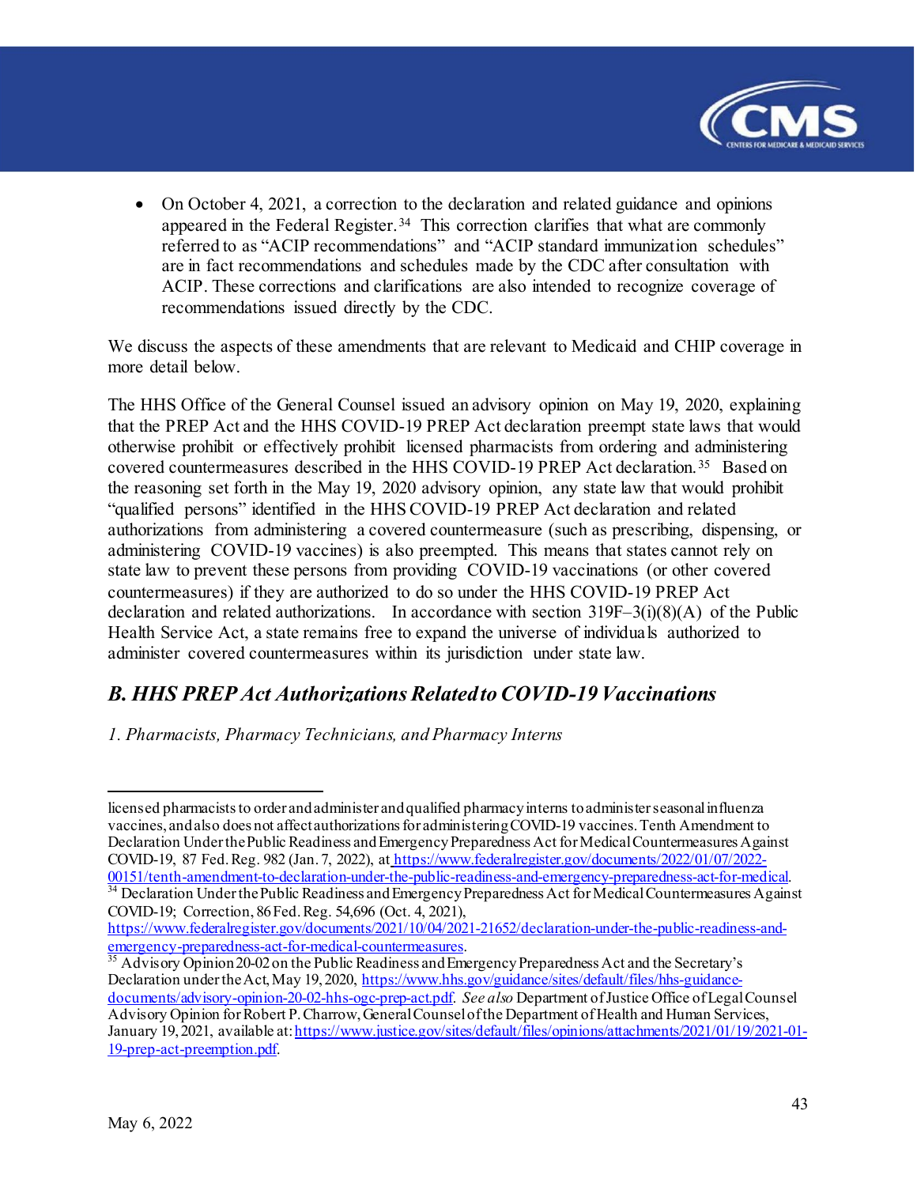- On October 4, 2021, a correction to the declaration and related guidance and opinions appeared in the Federal Register.[34] This correction clarifies that what are commonly referred to as "ACIP recommendations" and "ACIP standard immunization schedules" are in fact recommendations and schedules made by the CDC after consultation with ACIP. These corrections and clarifications are also intended to recognize coverage of recommendations issued directly by the CDC.

We discuss the aspects of these amendments that are relevant to Medicaid and CHIP coverage in more detail below.

The HHS Office of the General Counsel issued an advisory opinion on May 19, 2020, explaining that the PREP Act and the HHS COVID-19 PREP Act declaration preempt state laws that would otherwise prohibit or effectively prohibit licensed pharmacists from ordering and administering covered countermeasures described in the HHS COVID-19 PREP Act declaration.[35] Based on the reasoning set forth in the May 19, 2020 advisory opinion, any state law that would prohibit "qualified persons" identified in the HHS COVID-19 PREP Act declaration and related authorizations from administering a covered countermeasure (such as prescribing, dispensing, or administering COVID-19 vaccines) is also preempted. This means that states cannot rely on state law to prevent these persons from providing COVID-19 vaccinations (or other covered countermeasures) if they are authorized to do so under the HHS COVID-19 PREP Act declaration and related authorizations. In accordance with section 319F–3(i)(8)(A) of the Public Health Service Act, a state remains free to expand the universe of individuals authorized to administer covered countermeasures within its jurisdiction under state law.

## *B. HHS PREP Act Authorizations Related to COVID-19 Vaccinations*

*1. Pharmacists, Pharmacy Technicians, and Pharmacy Interns*

---

licensed pharmacists to order and administer and qualified pharmacy interns to administer seasonal influenza vaccines, and also does not affect authorizations for administering COVID-19 vaccines. Tenth Amendment to Declaration Under the Public Readiness and Emergency Preparedness Act for Medical Countermeasures Against COVID-19, 87 Fed. Reg. 982 (Jan. 7, 2022), at https://www.federalregister.gov/documents/2022/01/07/2022-00151/tenth-amendment-to-declaration-under-the-public-readiness-and-emergency-preparedness-act-for-medical.

[34] Declaration Under the Public Readiness and Emergency Preparedness Act for Medical Countermeasures Against COVID-19; Correction, 86 Fed. Reg. 54,696 (Oct. 4, 2021), https://www.federalregister.gov/documents/2021/10/04/2021-21652/declaration-under-the-public-readiness-and-emergency-preparedness-act-for-medical-countermeasures.

[35] Advisory Opinion 20-02 on the Public Readiness and Emergency Preparedness Act and the Secretary's Declaration under the Act, May 19, 2020, https://www.hhs.gov/guidance/sites/default/files/hhs-guidance-documents/advisory-opinion-20-02-hhs-ogc-prep-act.pdf. *See also* Department of Justice Office of Legal Counsel Advisory Opinion for Robert P. Charrow, General Counsel of the Department of Health and Human Services, January 19, 2021, available at: https://www.justice.gov/sites/default/files/opinions/attachments/2021/01/19/2021-01-19-prep-act-preemption.pdf.

May 6, 2022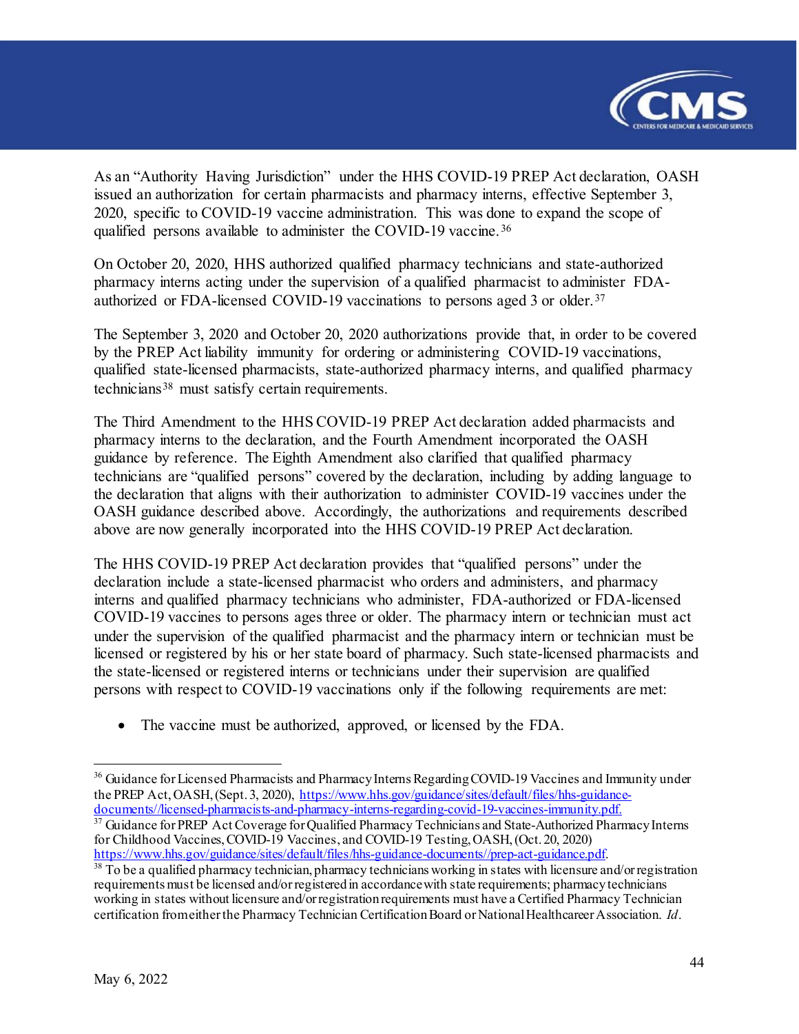As an "Authority Having Jurisdiction" under the HHS COVID-19 PREP Act declaration, OASH issued an authorization for certain pharmacists and pharmacy interns, effective September 3, 2020, specific to COVID-19 vaccine administration. This was done to expand the scope of qualified persons available to administer the COVID-19 vaccine.[36]

On October 20, 2020, HHS authorized qualified pharmacy technicians and state-authorized pharmacy interns acting under the supervision of a qualified pharmacist to administer FDA-authorized or FDA-licensed COVID-19 vaccinations to persons aged 3 or older.[37]

The September 3, 2020 and October 20, 2020 authorizations provide that, in order to be covered by the PREP Act liability immunity for ordering or administering COVID-19 vaccinations, qualified state-licensed pharmacists, state-authorized pharmacy interns, and qualified pharmacy technicians[38] must satisfy certain requirements.

The Third Amendment to the HHS COVID-19 PREP Act declaration added pharmacists and pharmacy interns to the declaration, and the Fourth Amendment incorporated the OASH guidance by reference. The Eighth Amendment also clarified that qualified pharmacy technicians are "qualified persons" covered by the declaration, including by adding language to the declaration that aligns with their authorization to administer COVID-19 vaccines under the OASH guidance described above. Accordingly, the authorizations and requirements described above are now generally incorporated into the HHS COVID-19 PREP Act declaration.

The HHS COVID-19 PREP Act declaration provides that "qualified persons" under the declaration include a state-licensed pharmacist who orders and administers, and pharmacy interns and qualified pharmacy technicians who administer, FDA-authorized or FDA-licensed COVID-19 vaccines to persons ages three or older. The pharmacy intern or technician must act under the supervision of the qualified pharmacist and the pharmacy intern or technician must be licensed or registered by his or her state board of pharmacy. Such state-licensed pharmacists and the state-licensed or registered interns or technicians under their supervision are qualified persons with respect to COVID-19 vaccinations only if the following requirements are met:

- The vaccine must be authorized, approved, or licensed by the FDA.

---

[36] Guidance for Licensed Pharmacists and Pharmacy Interns Regarding COVID-19 Vaccines and Immunity under the PREP Act, OASH, (Sept. 3, 2020), https://www.hhs.gov/guidance/sites/default/files/hhs-guidance-documents//licensed-pharmacists-and-pharmacy-interns-regarding-covid-19-vaccines-immunity.pdf.

[37] Guidance for PREP Act Coverage for Qualified Pharmacy Technicians and State-Authorized Pharmacy Interns for Childhood Vaccines, COVID-19 Vaccines, and COVID-19 Testing, OASH, (Oct. 20, 2020) https://www.hhs.gov/guidance/sites/default/files/hhs-guidance-documents//prep-act-guidance.pdf.

[38] To be a qualified pharmacy technician, pharmacy technicians working in states with licensure and/or registration requirements must be licensed and/or registered in accordance with state requirements; pharmacy technicians working in states without licensure and/or registration requirements must have a Certified Pharmacy Technician certification from either the Pharmacy Technician Certification Board or National Healthcareer Association. *Id*.

May 6, 2022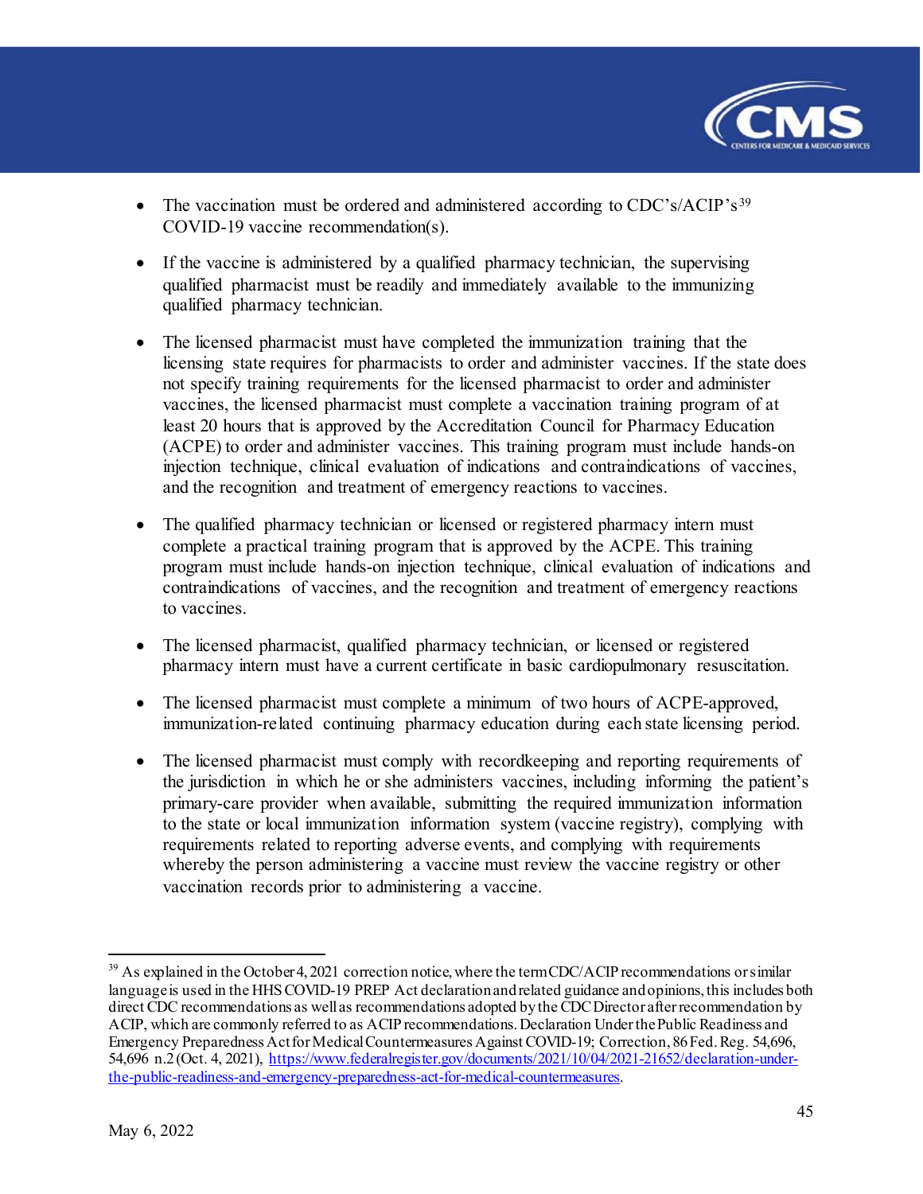- The vaccination must be ordered and administered according to CDC's/ACIP's[39] COVID-19 vaccine recommendation(s).

- If the vaccine is administered by a qualified pharmacy technician, the supervising qualified pharmacist must be readily and immediately available to the immunizing qualified pharmacy technician.

- The licensed pharmacist must have completed the immunization training that the licensing state requires for pharmacists to order and administer vaccines. If the state does not specify training requirements for the licensed pharmacist to order and administer vaccines, the licensed pharmacist must complete a vaccination training program of at least 20 hours that is approved by the Accreditation Council for Pharmacy Education (ACPE) to order and administer vaccines. This training program must include hands-on injection technique, clinical evaluation of indications and contraindications of vaccines, and the recognition and treatment of emergency reactions to vaccines.

- The qualified pharmacy technician or licensed or registered pharmacy intern must complete a practical training program that is approved by the ACPE. This training program must include hands-on injection technique, clinical evaluation of indications and contraindications of vaccines, and the recognition and treatment of emergency reactions to vaccines.

- The licensed pharmacist, qualified pharmacy technician, or licensed or registered pharmacy intern must have a current certificate in basic cardiopulmonary resuscitation.

- The licensed pharmacist must complete a minimum of two hours of ACPE-approved, immunization-related continuing pharmacy education during each state licensing period.

- The licensed pharmacist must comply with recordkeeping and reporting requirements of the jurisdiction in which he or she administers vaccines, including informing the patient's primary-care provider when available, submitting the required immunization information to the state or local immunization information system (vaccine registry), complying with requirements related to reporting adverse events, and complying with requirements whereby the person administering a vaccine must review the vaccine registry or other vaccination records prior to administering a vaccine.

---

[39] As explained in the October 4, 2021 correction notice, where the term CDC/ACIP recommendations or similar language is used in the HHS COVID-19 PREP Act declaration and related guidance and opinions, this includes both direct CDC recommendations as well as recommendations adopted by the CDC Director after recommendation by ACIP, which are commonly referred to as ACIP recommendations. Declaration Under the Public Readiness and Emergency Preparedness Act for Medical Countermeasures Against COVID-19; Correction, 86 Fed. Reg. 54,696, 54,696 n.2 (Oct. 4, 2021), https://www.federalregister.gov/documents/2021/10/04/2021-21652/declaration-under-the-public-readiness-and-emergency-preparedness-act-for-medical-countermeasures.

May 6, 2022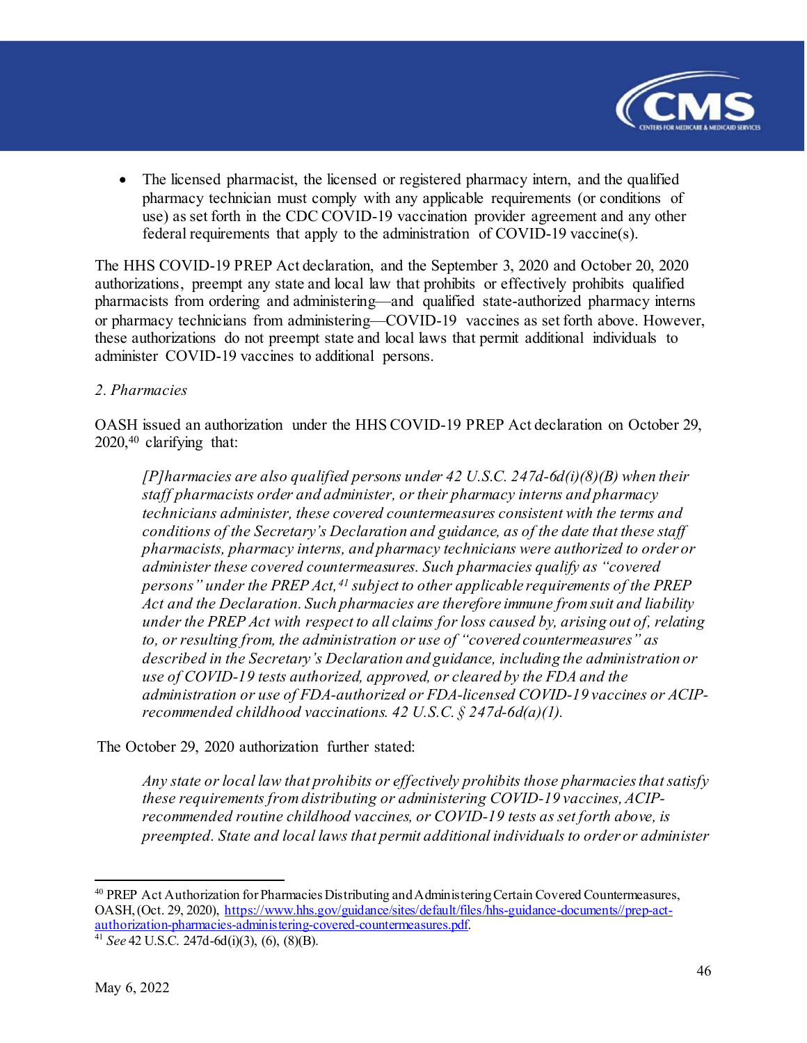- The licensed pharmacist, the licensed or registered pharmacy intern, and the qualified pharmacy technician must comply with any applicable requirements (or conditions of use) as set forth in the CDC COVID-19 vaccination provider agreement and any other federal requirements that apply to the administration of COVID-19 vaccine(s).

The HHS COVID-19 PREP Act declaration, and the September 3, 2020 and October 20, 2020 authorizations, preempt any state and local law that prohibits or effectively prohibits qualified pharmacists from ordering and administering—and qualified state-authorized pharmacy interns or pharmacy technicians from administering—COVID-19 vaccines as set forth above. However, these authorizations do not preempt state and local laws that permit additional individuals to administer COVID-19 vaccines to additional persons.

*2. Pharmacies*

OASH issued an authorization under the HHS COVID-19 PREP Act declaration on October 29, 2020,[40] clarifying that:

> *[P]harmacies are also qualified persons under 42 U.S.C. 247d-6d(i)(8)(B) when their staff pharmacists order and administer, or their pharmacy interns and pharmacy technicians administer, these covered countermeasures consistent with the terms and conditions of the Secretary's Declaration and guidance, as of the date that these staff pharmacists, pharmacy interns, and pharmacy technicians were authorized to order or administer these covered countermeasures. Such pharmacies qualify as "covered persons" under the PREP Act,[41] subject to other applicable requirements of the PREP Act and the Declaration. Such pharmacies are therefore immune from suit and liability under the PREP Act with respect to all claims for loss caused by, arising out of, relating to, or resulting from, the administration or use of "covered countermeasures" as described in the Secretary's Declaration and guidance, including the administration or use of COVID-19 tests authorized, approved, or cleared by the FDA and the administration or use of FDA-authorized or FDA-licensed COVID-19 vaccines or ACIP-recommended childhood vaccinations. 42 U.S.C. § 247d-6d(a)(1).*

The October 29, 2020 authorization further stated:

> *Any state or local law that prohibits or effectively prohibits those pharmacies that satisfy these requirements from distributing or administering COVID-19 vaccines, ACIP-recommended routine childhood vaccines, or COVID-19 tests as set forth above, is preempted. State and local laws that permit additional individuals to order or administer*

---

[40] PREP Act Authorization for Pharmacies Distributing and Administering Certain Covered Countermeasures, OASH, (Oct. 29, 2020), https://www.hhs.gov/guidance/sites/default/files/hhs-guidance-documents//prep-act-authorization-pharmacies-administering-covered-countermeasures.pdf.

[41] *See* 42 U.S.C. 247d-6d(i)(3), (6), (8)(B).

May 6, 2022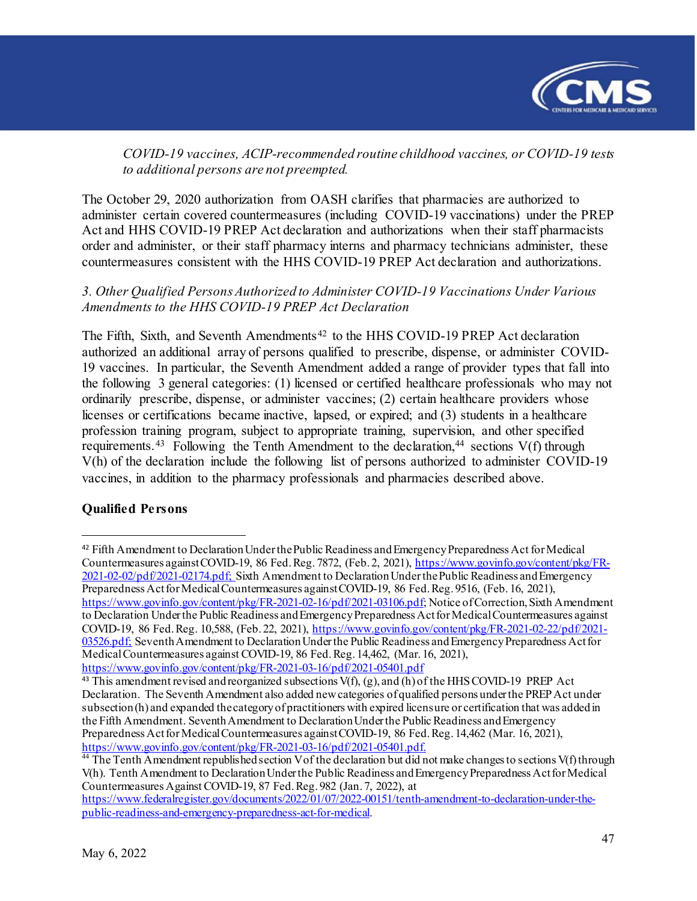*COVID-19 vaccines, ACIP-recommended routine childhood vaccines, or COVID-19 tests to additional persons are not preempted.*

The October 29, 2020 authorization from OASH clarifies that pharmacies are authorized to administer certain covered countermeasures (including COVID-19 vaccinations) under the PREP Act and HHS COVID-19 PREP Act declaration and authorizations when their staff pharmacists order and administer, or their staff pharmacy interns and pharmacy technicians administer, these countermeasures consistent with the HHS COVID-19 PREP Act declaration and authorizations.

*3. Other Qualified Persons Authorized to Administer COVID-19 Vaccinations Under Various Amendments to the HHS COVID-19 PREP Act Declaration*

The Fifth, Sixth, and Seventh Amendments[42] to the HHS COVID-19 PREP Act declaration authorized an additional array of persons qualified to prescribe, dispense, or administer COVID-19 vaccines. In particular, the Seventh Amendment added a range of provider types that fall into the following 3 general categories: (1) licensed or certified healthcare professionals who may not ordinarily prescribe, dispense, or administer vaccines; (2) certain healthcare providers whose licenses or certifications became inactive, lapsed, or expired; and (3) students in a healthcare profession training program, subject to appropriate training, supervision, and other specified requirements.[43] Following the Tenth Amendment to the declaration,[44] sections V(f) through V(h) of the declaration include the following list of persons authorized to administer COVID-19 vaccines, in addition to the pharmacy professionals and pharmacies described above.

**Qualified Persons**

---

[42] Fifth Amendment to Declaration Under the Public Readiness and Emergency Preparedness Act for Medical Countermeasures against COVID-19, 86 Fed. Reg. 7872, (Feb. 2, 2021), https://www.govinfo.gov/content/pkg/FR-2021-02-02/pdf/2021-02174.pdf; Sixth Amendment to Declaration Under the Public Readiness and Emergency Preparedness Act for Medical Countermeasures against COVID-19, 86 Fed. Reg. 9516, (Feb. 16, 2021), https://www.govinfo.gov/content/pkg/FR-2021-02-16/pdf/2021-03106.pdf; Notice of Correction, Sixth Amendment to Declaration Under the Public Readiness and Emergency Preparedness Act for Medical Countermeasures against COVID-19, 86 Fed. Reg. 10,588, (Feb. 22, 2021), https://www.govinfo.gov/content/pkg/FR-2021-02-22/pdf/2021-03526.pdf; Seventh Amendment to Declaration Under the Public Readiness and Emergency Preparedness Act for Medical Countermeasures against COVID-19, 86 Fed. Reg. 14,462, (Mar. 16, 2021), https://www.govinfo.gov/content/pkg/FR-2021-03-16/pdf/2021-05401.pdf

[43] This amendment revised and reorganized subsections V(f), (g), and (h) of the HHS COVID-19 PREP Act Declaration. The Seventh Amendment also added new categories of qualified persons under the PREP Act under subsection (h) and expanded the category of practitioners with expired licensure or certification that was added in the Fifth Amendment. Seventh Amendment to Declaration Under the Public Readiness and Emergency Preparedness Act for Medical Countermeasures against COVID-19, 86 Fed. Reg. 14,462 (Mar. 16, 2021), https://www.govinfo.gov/content/pkg/FR-2021-03-16/pdf/2021-05401.pdf.

[44] The Tenth Amendment republished section V of the declaration but did not make changes to sections V(f) through V(h). Tenth Amendment to Declaration Under the Public Readiness and Emergency Preparedness Act for Medical Countermeasures Against COVID-19, 87 Fed. Reg. 982 (Jan. 7, 2022), at https://www.federalregister.gov/documents/2022/01/07/2022-00151/tenth-amendment-to-declaration-under-the-public-readiness-and-emergency-preparedness-act-for-medical.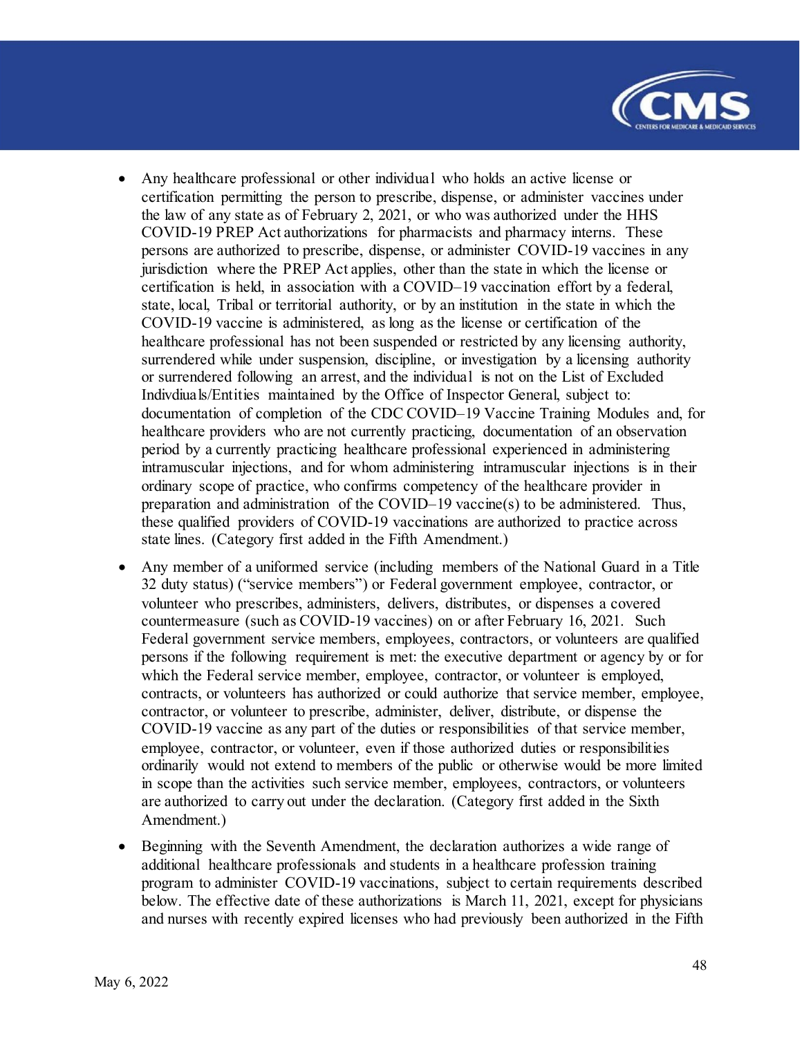- Any healthcare professional or other individual who holds an active license or certification permitting the person to prescribe, dispense, or administer vaccines under the law of any state as of February 2, 2021, or who was authorized under the HHS COVID-19 PREP Act authorizations for pharmacists and pharmacy interns. These persons are authorized to prescribe, dispense, or administer COVID-19 vaccines in any jurisdiction where the PREP Act applies, other than the state in which the license or certification is held, in association with a COVID–19 vaccination effort by a federal, state, local, Tribal or territorial authority, or by an institution in the state in which the COVID-19 vaccine is administered, as long as the license or certification of the healthcare professional has not been suspended or restricted by any licensing authority, surrendered while under suspension, discipline, or investigation by a licensing authority or surrendered following an arrest, and the individual is not on the List of Excluded Indivdiuals/Entities maintained by the Office of Inspector General, subject to: documentation of completion of the CDC COVID–19 Vaccine Training Modules and, for healthcare providers who are not currently practicing, documentation of an observation period by a currently practicing healthcare professional experienced in administering intramuscular injections, and for whom administering intramuscular injections is in their ordinary scope of practice, who confirms competency of the healthcare provider in preparation and administration of the COVID–19 vaccine(s) to be administered. Thus, these qualified providers of COVID-19 vaccinations are authorized to practice across state lines. (Category first added in the Fifth Amendment.)
- Any member of a uniformed service (including members of the National Guard in a Title 32 duty status) ("service members") or Federal government employee, contractor, or volunteer who prescribes, administers, delivers, distributes, or dispenses a covered countermeasure (such as COVID-19 vaccines) on or after February 16, 2021. Such Federal government service members, employees, contractors, or volunteers are qualified persons if the following requirement is met: the executive department or agency by or for which the Federal service member, employee, contractor, or volunteer is employed, contracts, or volunteers has authorized or could authorize that service member, employee, contractor, or volunteer to prescribe, administer, deliver, distribute, or dispense the COVID-19 vaccine as any part of the duties or responsibilities of that service member, employee, contractor, or volunteer, even if those authorized duties or responsibilities ordinarily would not extend to members of the public or otherwise would be more limited in scope than the activities such service member, employees, contractors, or volunteers are authorized to carry out under the declaration. (Category first added in the Sixth Amendment.)
- Beginning with the Seventh Amendment, the declaration authorizes a wide range of additional healthcare professionals and students in a healthcare profession training program to administer COVID-19 vaccinations, subject to certain requirements described below. The effective date of these authorizations is March 11, 2021, except for physicians and nurses with recently expired licenses who had previously been authorized in the Fifth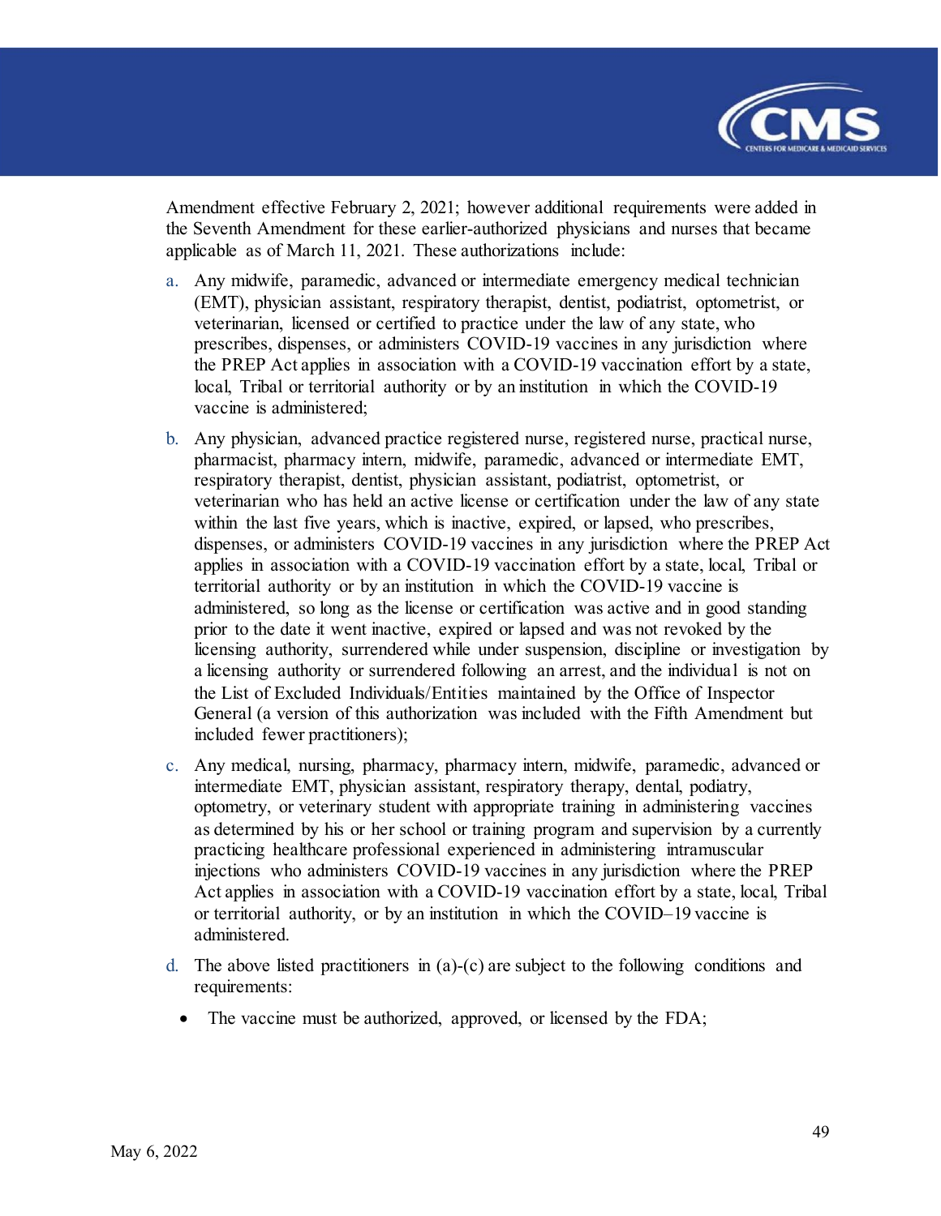Amendment effective February 2, 2021; however additional requirements were added in the Seventh Amendment for these earlier-authorized physicians and nurses that became applicable as of March 11, 2021. These authorizations include:

a. Any midwife, paramedic, advanced or intermediate emergency medical technician (EMT), physician assistant, respiratory therapist, dentist, podiatrist, optometrist, or veterinarian, licensed or certified to practice under the law of any state, who prescribes, dispenses, or administers COVID-19 vaccines in any jurisdiction where the PREP Act applies in association with a COVID-19 vaccination effort by a state, local, Tribal or territorial authority or by an institution in which the COVID-19 vaccine is administered;

b. Any physician, advanced practice registered nurse, registered nurse, practical nurse, pharmacist, pharmacy intern, midwife, paramedic, advanced or intermediate EMT, respiratory therapist, dentist, physician assistant, podiatrist, optometrist, or veterinarian who has held an active license or certification under the law of any state within the last five years, which is inactive, expired, or lapsed, who prescribes, dispenses, or administers COVID-19 vaccines in any jurisdiction where the PREP Act applies in association with a COVID-19 vaccination effort by a state, local, Tribal or territorial authority or by an institution in which the COVID-19 vaccine is administered, so long as the license or certification was active and in good standing prior to the date it went inactive, expired or lapsed and was not revoked by the licensing authority, surrendered while under suspension, discipline or investigation by a licensing authority or surrendered following an arrest, and the individual is not on the List of Excluded Individuals/Entities maintained by the Office of Inspector General (a version of this authorization was included with the Fifth Amendment but included fewer practitioners);

c. Any medical, nursing, pharmacy, pharmacy intern, midwife, paramedic, advanced or intermediate EMT, physician assistant, respiratory therapy, dental, podiatry, optometry, or veterinary student with appropriate training in administering vaccines as determined by his or her school or training program and supervision by a currently practicing healthcare professional experienced in administering intramuscular injections who administers COVID-19 vaccines in any jurisdiction where the PREP Act applies in association with a COVID-19 vaccination effort by a state, local, Tribal or territorial authority, or by an institution in which the COVID–19 vaccine is administered.

d. The above listed practitioners in (a)-(c) are subject to the following conditions and requirements:

   - The vaccine must be authorized, approved, or licensed by the FDA;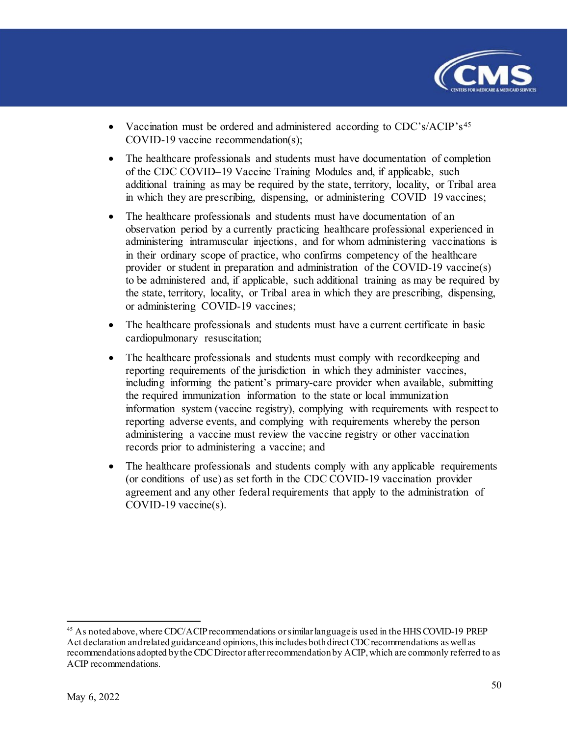- Vaccination must be ordered and administered according to CDC's/ACIP's[45] COVID-19 vaccine recommendation(s);
- The healthcare professionals and students must have documentation of completion of the CDC COVID–19 Vaccine Training Modules and, if applicable, such additional training as may be required by the state, territory, locality, or Tribal area in which they are prescribing, dispensing, or administering COVID–19 vaccines;
- The healthcare professionals and students must have documentation of an observation period by a currently practicing healthcare professional experienced in administering intramuscular injections, and for whom administering vaccinations is in their ordinary scope of practice, who confirms competency of the healthcare provider or student in preparation and administration of the COVID-19 vaccine(s) to be administered and, if applicable, such additional training as may be required by the state, territory, locality, or Tribal area in which they are prescribing, dispensing, or administering COVID-19 vaccines;
- The healthcare professionals and students must have a current certificate in basic cardiopulmonary resuscitation;
- The healthcare professionals and students must comply with recordkeeping and reporting requirements of the jurisdiction in which they administer vaccines, including informing the patient's primary-care provider when available, submitting the required immunization information to the state or local immunization information system (vaccine registry), complying with requirements with respect to reporting adverse events, and complying with requirements whereby the person administering a vaccine must review the vaccine registry or other vaccination records prior to administering a vaccine; and
- The healthcare professionals and students comply with any applicable requirements (or conditions of use) as set forth in the CDC COVID-19 vaccination provider agreement and any other federal requirements that apply to the administration of COVID-19 vaccine(s).

[45] As noted above, where CDC/ACIP recommendations or similar language is used in the HHS COVID-19 PREP Act declaration and related guidance and opinions, this includes both direct CDC recommendations as well as recommendations adopted by the CDC Director after recommendation by ACIP, which are commonly referred to as ACIP recommendations.

May 6, 2022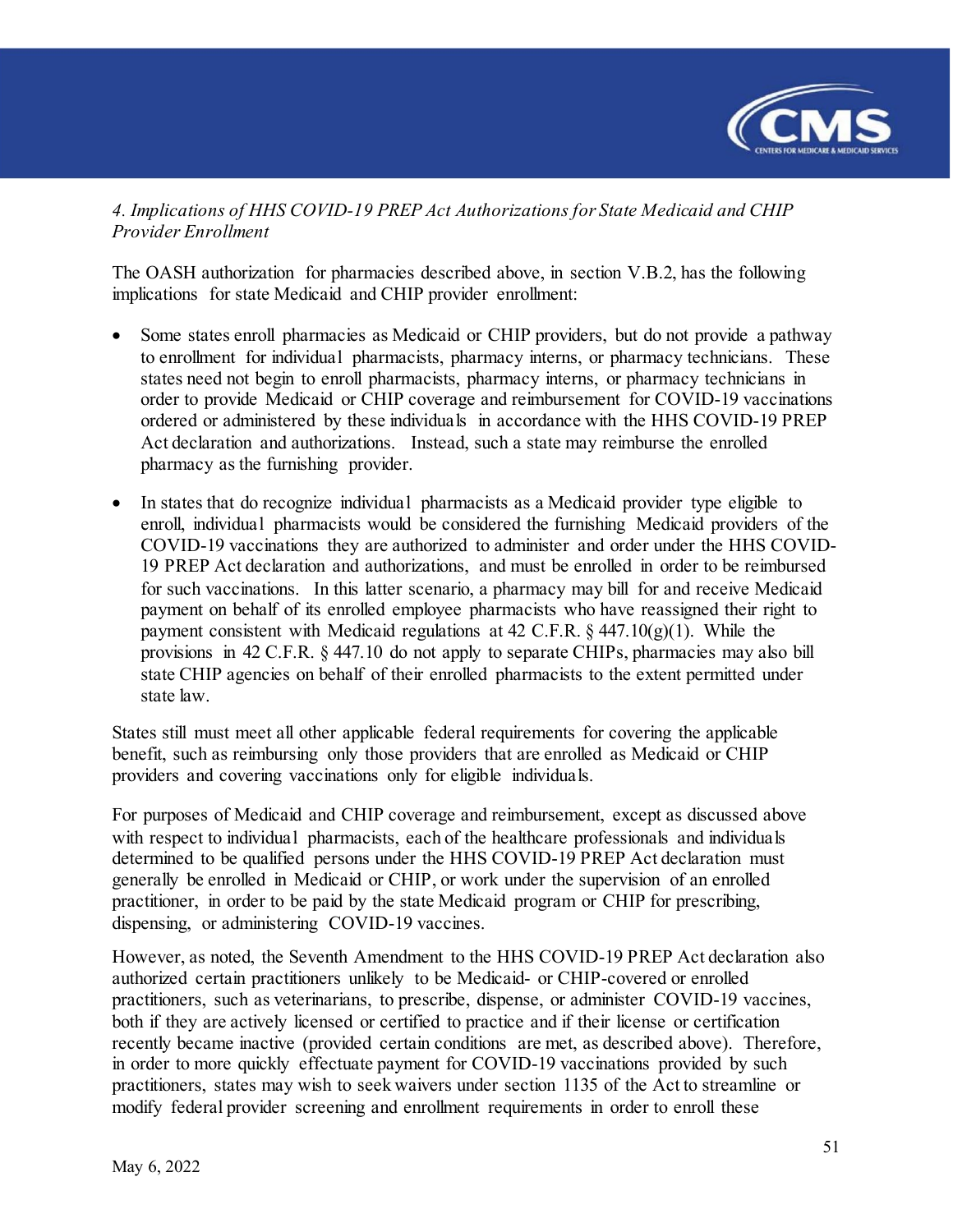*4. Implications of HHS COVID-19 PREP Act Authorizations for State Medicaid and CHIP Provider Enrollment*

The OASH authorization for pharmacies described above, in section V.B.2, has the following implications for state Medicaid and CHIP provider enrollment:

- Some states enroll pharmacies as Medicaid or CHIP providers, but do not provide a pathway to enrollment for individual pharmacists, pharmacy interns, or pharmacy technicians. These states need not begin to enroll pharmacists, pharmacy interns, or pharmacy technicians in order to provide Medicaid or CHIP coverage and reimbursement for COVID-19 vaccinations ordered or administered by these individuals in accordance with the HHS COVID-19 PREP Act declaration and authorizations. Instead, such a state may reimburse the enrolled pharmacy as the furnishing provider.
- In states that do recognize individual pharmacists as a Medicaid provider type eligible to enroll, individual pharmacists would be considered the furnishing Medicaid providers of the COVID-19 vaccinations they are authorized to administer and order under the HHS COVID-19 PREP Act declaration and authorizations, and must be enrolled in order to be reimbursed for such vaccinations. In this latter scenario, a pharmacy may bill for and receive Medicaid payment on behalf of its enrolled employee pharmacists who have reassigned their right to payment consistent with Medicaid regulations at 42 C.F.R. § 447.10(g)(1). While the provisions in 42 C.F.R. § 447.10 do not apply to separate CHIPs, pharmacies may also bill state CHIP agencies on behalf of their enrolled pharmacists to the extent permitted under state law.

States still must meet all other applicable federal requirements for covering the applicable benefit, such as reimbursing only those providers that are enrolled as Medicaid or CHIP providers and covering vaccinations only for eligible individuals.

For purposes of Medicaid and CHIP coverage and reimbursement, except as discussed above with respect to individual pharmacists, each of the healthcare professionals and individuals determined to be qualified persons under the HHS COVID-19 PREP Act declaration must generally be enrolled in Medicaid or CHIP, or work under the supervision of an enrolled practitioner, in order to be paid by the state Medicaid program or CHIP for prescribing, dispensing, or administering COVID-19 vaccines.

However, as noted, the Seventh Amendment to the HHS COVID-19 PREP Act declaration also authorized certain practitioners unlikely to be Medicaid- or CHIP-covered or enrolled practitioners, such as veterinarians, to prescribe, dispense, or administer COVID-19 vaccines, both if they are actively licensed or certified to practice and if their license or certification recently became inactive (provided certain conditions are met, as described above). Therefore, in order to more quickly effectuate payment for COVID-19 vaccinations provided by such practitioners, states may wish to seek waivers under section 1135 of the Act to streamline or modify federal provider screening and enrollment requirements in order to enroll these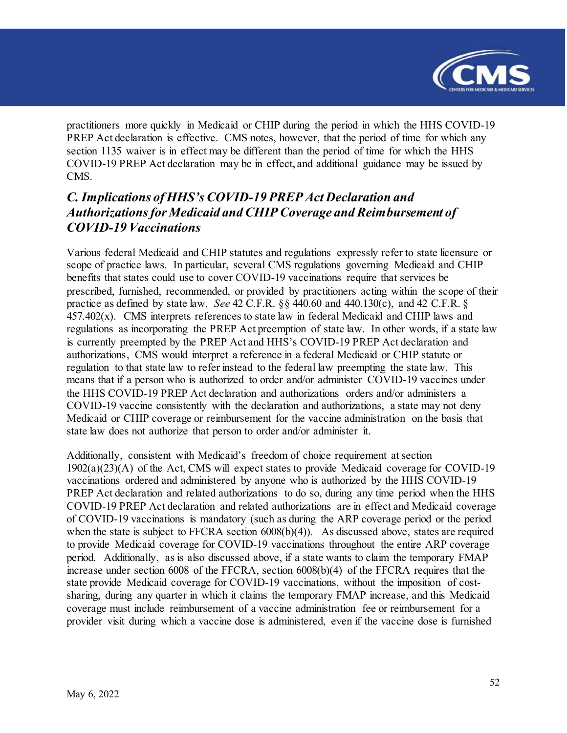practitioners more quickly in Medicaid or CHIP during the period in which the HHS COVID-19 PREP Act declaration is effective. CMS notes, however, that the period of time for which any section 1135 waiver is in effect may be different than the period of time for which the HHS COVID-19 PREP Act declaration may be in effect, and additional guidance may be issued by CMS.

### *C. Implications of HHS's COVID-19 PREP Act Declaration and Authorizations for Medicaid and CHIP Coverage and Reimbursement of COVID-19 Vaccinations*

Various federal Medicaid and CHIP statutes and regulations expressly refer to state licensure or scope of practice laws. In particular, several CMS regulations governing Medicaid and CHIP benefits that states could use to cover COVID-19 vaccinations require that services be prescribed, furnished, recommended, or provided by practitioners acting within the scope of their practice as defined by state law. *See* 42 C.F.R. §§ 440.60 and 440.130(c), and 42 C.F.R. § 457.402(x). CMS interprets references to state law in federal Medicaid and CHIP laws and regulations as incorporating the PREP Act preemption of state law. In other words, if a state law is currently preempted by the PREP Act and HHS's COVID-19 PREP Act declaration and authorizations, CMS would interpret a reference in a federal Medicaid or CHIP statute or regulation to that state law to refer instead to the federal law preempting the state law. This means that if a person who is authorized to order and/or administer COVID-19 vaccines under the HHS COVID-19 PREP Act declaration and authorizations orders and/or administers a COVID-19 vaccine consistently with the declaration and authorizations, a state may not deny Medicaid or CHIP coverage or reimbursement for the vaccine administration on the basis that state law does not authorize that person to order and/or administer it.

Additionally, consistent with Medicaid's freedom of choice requirement at section 1902(a)(23)(A) of the Act, CMS will expect states to provide Medicaid coverage for COVID-19 vaccinations ordered and administered by anyone who is authorized by the HHS COVID-19 PREP Act declaration and related authorizations to do so, during any time period when the HHS COVID-19 PREP Act declaration and related authorizations are in effect and Medicaid coverage of COVID-19 vaccinations is mandatory (such as during the ARP coverage period or the period when the state is subject to FFCRA section 6008(b)(4)). As discussed above, states are required to provide Medicaid coverage for COVID-19 vaccinations throughout the entire ARP coverage period. Additionally, as is also discussed above, if a state wants to claim the temporary FMAP increase under section 6008 of the FFCRA, section 6008(b)(4) of the FFCRA requires that the state provide Medicaid coverage for COVID-19 vaccinations, without the imposition of cost-sharing, during any quarter in which it claims the temporary FMAP increase, and this Medicaid coverage must include reimbursement of a vaccine administration fee or reimbursement for a provider visit during which a vaccine dose is administered, even if the vaccine dose is furnished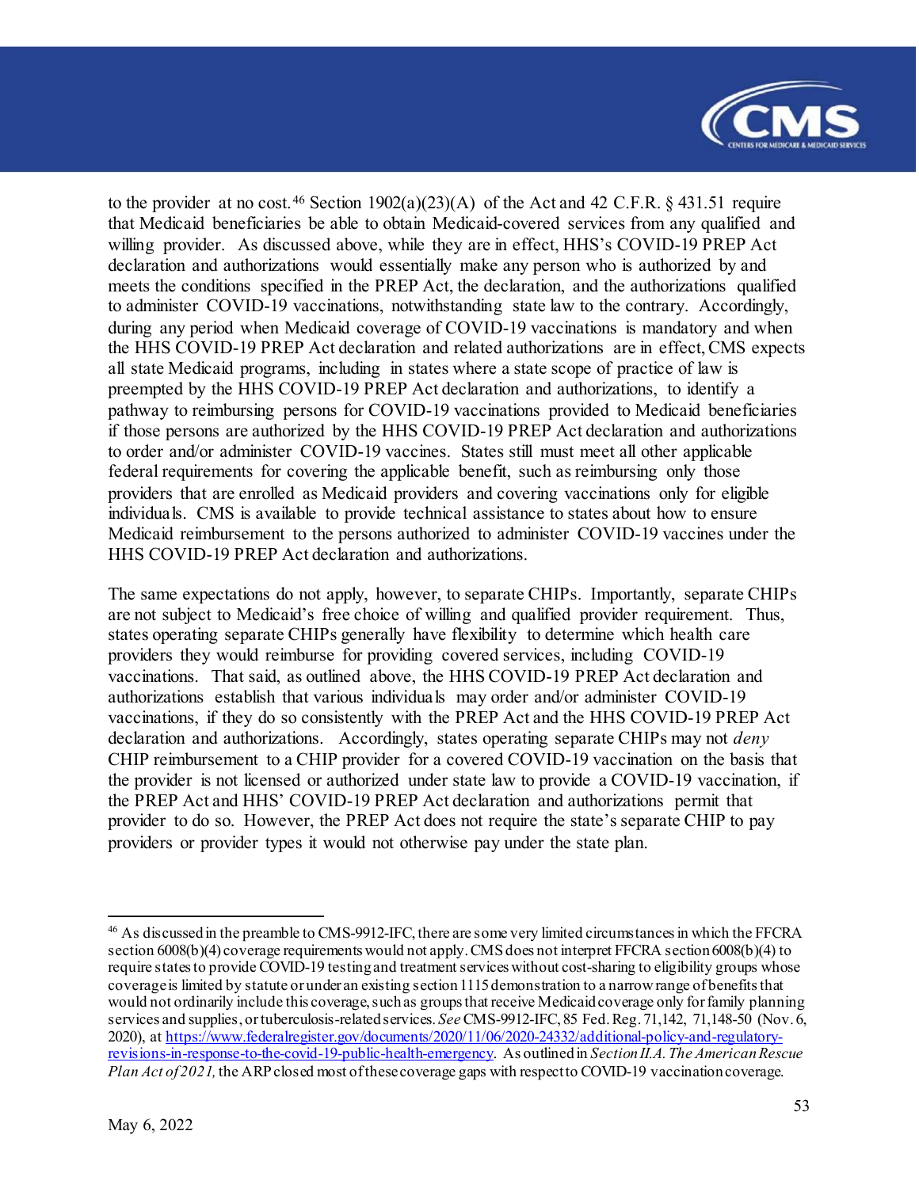to the provider at no cost.[46] Section 1902(a)(23)(A) of the Act and 42 C.F.R. § 431.51 require that Medicaid beneficiaries be able to obtain Medicaid-covered services from any qualified and willing provider. As discussed above, while they are in effect, HHS's COVID-19 PREP Act declaration and authorizations would essentially make any person who is authorized by and meets the conditions specified in the PREP Act, the declaration, and the authorizations qualified to administer COVID-19 vaccinations, notwithstanding state law to the contrary. Accordingly, during any period when Medicaid coverage of COVID-19 vaccinations is mandatory and when the HHS COVID-19 PREP Act declaration and related authorizations are in effect, CMS expects all state Medicaid programs, including in states where a state scope of practice of law is preempted by the HHS COVID-19 PREP Act declaration and authorizations, to identify a pathway to reimbursing persons for COVID-19 vaccinations provided to Medicaid beneficiaries if those persons are authorized by the HHS COVID-19 PREP Act declaration and authorizations to order and/or administer COVID-19 vaccines. States still must meet all other applicable federal requirements for covering the applicable benefit, such as reimbursing only those providers that are enrolled as Medicaid providers and covering vaccinations only for eligible individuals. CMS is available to provide technical assistance to states about how to ensure Medicaid reimbursement to the persons authorized to administer COVID-19 vaccines under the HHS COVID-19 PREP Act declaration and authorizations.

The same expectations do not apply, however, to separate CHIPs. Importantly, separate CHIPs are not subject to Medicaid's free choice of willing and qualified provider requirement. Thus, states operating separate CHIPs generally have flexibility to determine which health care providers they would reimburse for providing covered services, including COVID-19 vaccinations. That said, as outlined above, the HHS COVID-19 PREP Act declaration and authorizations establish that various individuals may order and/or administer COVID-19 vaccinations, if they do so consistently with the PREP Act and the HHS COVID-19 PREP Act declaration and authorizations. Accordingly, states operating separate CHIPs may not *deny* CHIP reimbursement to a CHIP provider for a covered COVID-19 vaccination on the basis that the provider is not licensed or authorized under state law to provide a COVID-19 vaccination, if the PREP Act and HHS' COVID-19 PREP Act declaration and authorizations permit that provider to do so. However, the PREP Act does not require the state's separate CHIP to pay providers or provider types it would not otherwise pay under the state plan.

---

[46] As discussed in the preamble to CMS-9912-IFC, there are some very limited circumstances in which the FFCRA section 6008(b)(4) coverage requirements would not apply. CMS does not interpret FFCRA section 6008(b)(4) to require states to provide COVID-19 testing and treatment services without cost-sharing to eligibility groups whose coverage is limited by statute or under an existing section 1115 demonstration to a narrow range of benefits that would not ordinarily include this coverage, such as groups that receive Medicaid coverage only for family planning services and supplies, or tuberculosis-related services. *See* CMS-9912-IFC, 85 Fed. Reg. 71,142, 71,148-50 (Nov. 6, 2020), at https://www.federalregister.gov/documents/2020/11/06/2020-24332/additional-policy-and-regulatory-revisions-in-response-to-the-covid-19-public-health-emergency. As outlined in *Section II.A. The American Rescue Plan Act of 2021,* the ARP closed most of these coverage gaps with respect to COVID-19 vaccination coverage.

May 6, 2022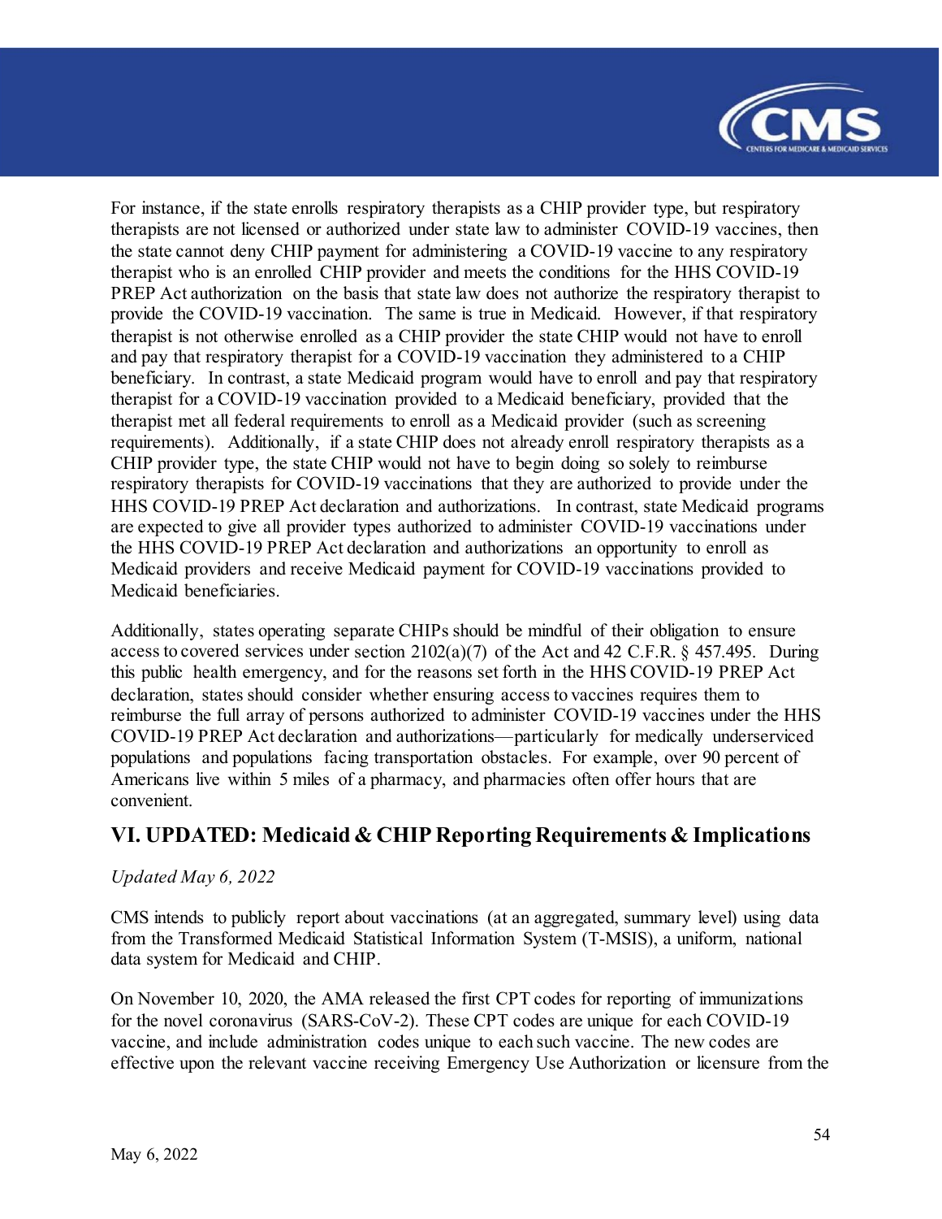For instance, if the state enrolls respiratory therapists as a CHIP provider type, but respiratory therapists are not licensed or authorized under state law to administer COVID-19 vaccines, then the state cannot deny CHIP payment for administering a COVID-19 vaccine to any respiratory therapist who is an enrolled CHIP provider and meets the conditions for the HHS COVID-19 PREP Act authorization on the basis that state law does not authorize the respiratory therapist to provide the COVID-19 vaccination. The same is true in Medicaid. However, if that respiratory therapist is not otherwise enrolled as a CHIP provider the state CHIP would not have to enroll and pay that respiratory therapist for a COVID-19 vaccination they administered to a CHIP beneficiary. In contrast, a state Medicaid program would have to enroll and pay that respiratory therapist for a COVID-19 vaccination provided to a Medicaid beneficiary, provided that the therapist met all federal requirements to enroll as a Medicaid provider (such as screening requirements). Additionally, if a state CHIP does not already enroll respiratory therapists as a CHIP provider type, the state CHIP would not have to begin doing so solely to reimburse respiratory therapists for COVID-19 vaccinations that they are authorized to provide under the HHS COVID-19 PREP Act declaration and authorizations. In contrast, state Medicaid programs are expected to give all provider types authorized to administer COVID-19 vaccinations under the HHS COVID-19 PREP Act declaration and authorizations an opportunity to enroll as Medicaid providers and receive Medicaid payment for COVID-19 vaccinations provided to Medicaid beneficiaries.

Additionally, states operating separate CHIPs should be mindful of their obligation to ensure access to covered services under section 2102(a)(7) of the Act and 42 C.F.R. § 457.495. During this public health emergency, and for the reasons set forth in the HHS COVID-19 PREP Act declaration, states should consider whether ensuring access to vaccines requires them to reimburse the full array of persons authorized to administer COVID-19 vaccines under the HHS COVID-19 PREP Act declaration and authorizations—particularly for medically underserviced populations and populations facing transportation obstacles. For example, over 90 percent of Americans live within 5 miles of a pharmacy, and pharmacies often offer hours that are convenient.

## VI. UPDATED: Medicaid & CHIP Reporting Requirements & Implications

*Updated May 6, 2022*

CMS intends to publicly report about vaccinations (at an aggregated, summary level) using data from the Transformed Medicaid Statistical Information System (T-MSIS), a uniform, national data system for Medicaid and CHIP.

On November 10, 2020, the AMA released the first CPT codes for reporting of immunizations for the novel coronavirus (SARS-CoV-2). These CPT codes are unique for each COVID-19 vaccine, and include administration codes unique to each such vaccine. The new codes are effective upon the relevant vaccine receiving Emergency Use Authorization or licensure from the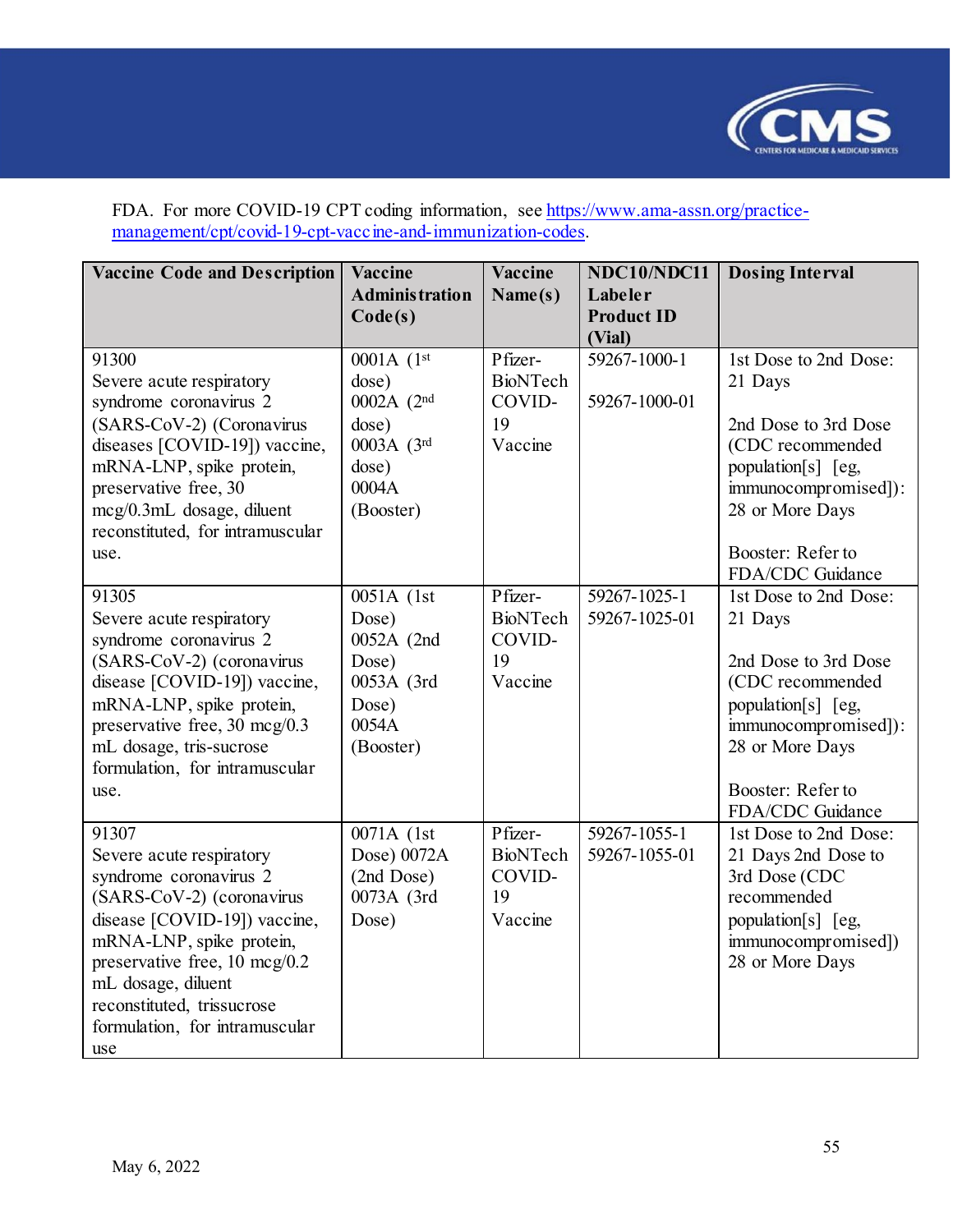FDA. For more COVID-19 CPT coding information, see [https://www.ama-assn.org/practice-management/cpt/covid-19-cpt-vaccine-and-immunization-codes](https://www.ama-assn.org/practice-management/cpt/covid-19-cpt-vaccine-and-immunization-codes).

| Vaccine Code and Description | Vaccine Administration Code(s) | Vaccine Name(s) | NDC10/NDC11 Labeler Product ID (Vial) | Dosing Interval |
|---|---|---|---|---|
| 91300<br>Severe acute respiratory syndrome coronavirus 2 (SARS-CoV-2) (Coronavirus diseases [COVID-19]) vaccine, mRNA-LNP, spike protein, preservative free, 30 mcg/0.3mL dosage, diluent reconstituted, for intramuscular use. | 0001A (1st dose)<br>0002A (2nd dose)<br>0003A (3rd dose)<br>0004A (Booster) | Pfizer-BioNTech COVID-19 Vaccine | 59267-1000-1<br><br>59267-1000-01 | 1st Dose to 2nd Dose: 21 Days<br><br>2nd Dose to 3rd Dose (CDC recommended population[s] [eg, immunocompromised]): 28 or More Days<br><br>Booster: Refer to FDA/CDC Guidance |
| 91305<br>Severe acute respiratory syndrome coronavirus 2 (SARS-CoV-2) (coronavirus disease [COVID-19]) vaccine, mRNA-LNP, spike protein, preservative free, 30 mcg/0.3 mL dosage, tris-sucrose formulation, for intramuscular use. | 0051A (1st Dose)<br>0052A (2nd Dose)<br>0053A (3rd Dose)<br>0054A (Booster) | Pfizer-BioNTech COVID-19 Vaccine | 59267-1025-1<br>59267-1025-01 | 1st Dose to 2nd Dose: 21 Days<br><br>2nd Dose to 3rd Dose (CDC recommended population[s] [eg, immunocompromised]): 28 or More Days<br><br>Booster: Refer to FDA/CDC Guidance |
| 91307<br>Severe acute respiratory syndrome coronavirus 2 (SARS-CoV-2) (coronavirus disease [COVID-19]) vaccine, mRNA-LNP, spike protein, preservative free, 10 mcg/0.2 mL dosage, diluent reconstituted, trissucrose formulation, for intramuscular use | 0071A (1st Dose) 0072A (2nd Dose)<br>0073A (3rd Dose) | Pfizer-BioNTech COVID-19 Vaccine | 59267-1055-1<br>59267-1055-01 | 1st Dose to 2nd Dose: 21 Days 2nd Dose to 3rd Dose (CDC recommended population[s] [eg, immunocompromised]) 28 or More Days |

May 6, 2022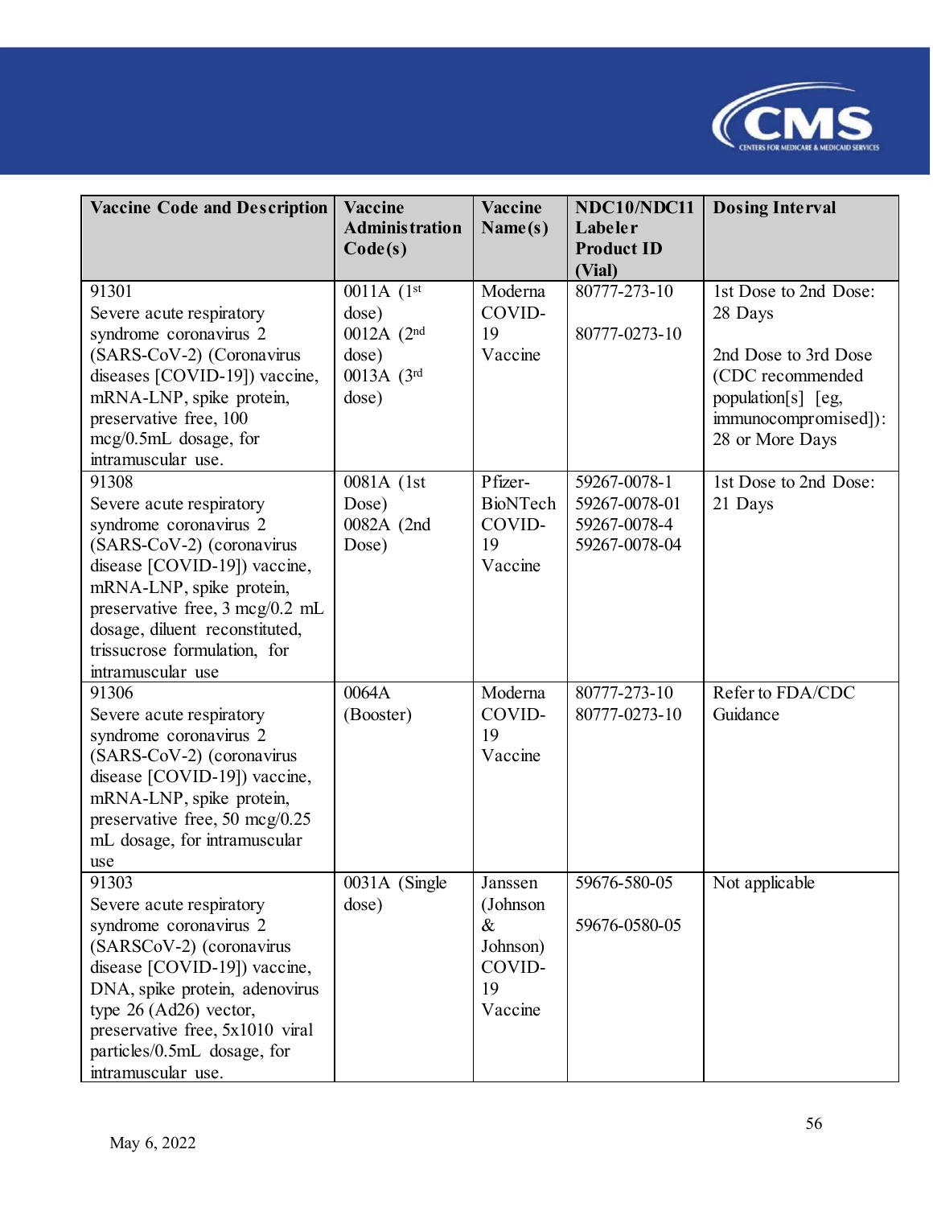| Vaccine Code and Description | Vaccine Administration Code(s) | Vaccine Name(s) | NDC10/NDC11 Labeler Product ID (Vial) | Dosing Interval |
|---|---|---|---|---|
| 91301 Severe acute respiratory syndrome coronavirus 2 (SARS-CoV-2) (Coronavirus diseases [COVID-19]) vaccine, mRNA-LNP, spike protein, preservative free, 100 mcg/0.5mL dosage, for intramuscular use. | 0011A (1st dose) 0012A (2nd dose) 0013A (3rd dose) | Moderna COVID-19 Vaccine | 80777-273-10<br><br>80777-0273-10 | 1st Dose to 2nd Dose: 28 Days<br><br>2nd Dose to 3rd Dose (CDC recommended population[s] [eg, immunocompromised]): 28 or More Days |
| 91308 Severe acute respiratory syndrome coronavirus 2 (SARS-CoV-2) (coronavirus disease [COVID-19]) vaccine, mRNA-LNP, spike protein, preservative free, 3 mcg/0.2 mL dosage, diluent reconstituted, trissucrose formulation, for intramuscular use | 0081A (1st Dose) 0082A (2nd Dose) | Pfizer-BioNTech COVID-19 Vaccine | 59267-0078-1 59267-0078-01 59267-0078-4 59267-0078-04 | 1st Dose to 2nd Dose: 21 Days |
| 91306 Severe acute respiratory syndrome coronavirus 2 (SARS-CoV-2) (coronavirus disease [COVID-19]) vaccine, mRNA-LNP, spike protein, preservative free, 50 mcg/0.25 mL dosage, for intramuscular use | 0064A (Booster) | Moderna COVID-19 Vaccine | 80777-273-10 80777-0273-10 | Refer to FDA/CDC Guidance |
| 91303 Severe acute respiratory syndrome coronavirus 2 (SARSCoV-2) (coronavirus disease [COVID-19]) vaccine, DNA, spike protein, adenovirus type 26 (Ad26) vector, preservative free, 5x1010 viral particles/0.5mL dosage, for intramuscular use. | 0031A (Single dose) | Janssen (Johnson & Johnson) COVID-19 Vaccine | 59676-580-05<br><br>59676-0580-05 | Not applicable |

May 6, 2022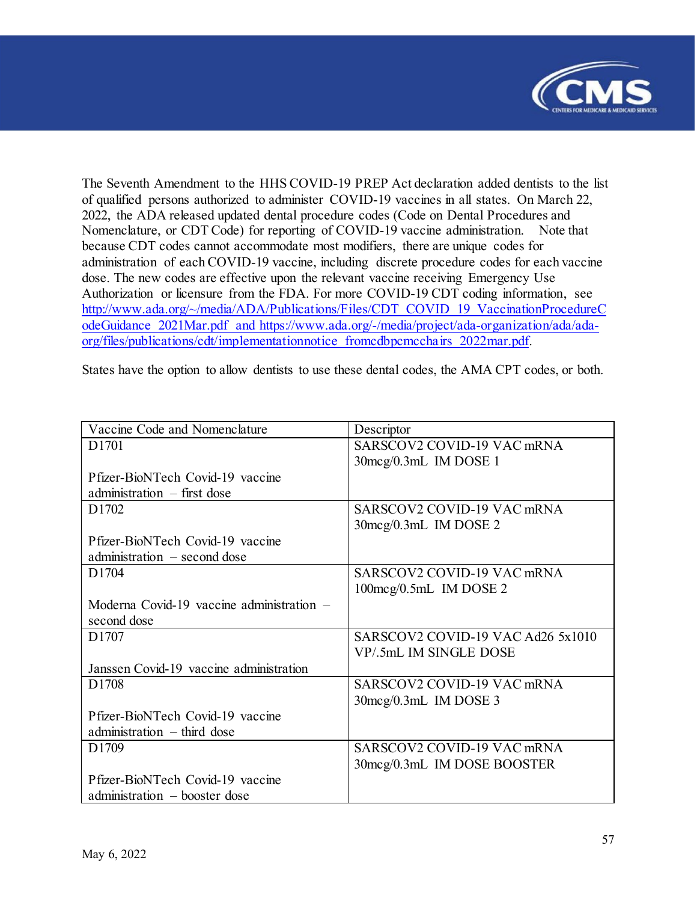The Seventh Amendment to the HHS COVID-19 PREP Act declaration added dentists to the list of qualified persons authorized to administer COVID-19 vaccines in all states. On March 22, 2022, the ADA released updated dental procedure codes (Code on Dental Procedures and Nomenclature, or CDT Code) for reporting of COVID-19 vaccine administration. Note that because CDT codes cannot accommodate most modifiers, there are unique codes for administration of each COVID-19 vaccine, including discrete procedure codes for each vaccine dose. The new codes are effective upon the relevant vaccine receiving Emergency Use Authorization or licensure from the FDA. For more COVID-19 CDT coding information, see [http://www.ada.org/~/media/ADA/Publications/Files/CDT_COVID_19_VaccinationProcedureCodeGuidance_2021Mar.pdf](http://www.ada.org/~/media/ADA/Publications/Files/CDT_COVID_19_VaccinationProcedureCodeGuidance_2021Mar.pdf) and [https://www.ada.org/-/media/project/ada-organization/ada/ada-org/files/publications/cdt/implementationnotice_fromcdbpcmcchairs_2022mar.pdf](https://www.ada.org/-/media/project/ada-organization/ada/ada-org/files/publications/cdt/implementationnotice_fromcdbpcmcchairs_2022mar.pdf).

States have the option to allow dentists to use these dental codes, the AMA CPT codes, or both.

| Vaccine Code and Nomenclature | Descriptor |
|---|---|
| D1701<br><br>Pfizer-BioNTech Covid-19 vaccine administration – first dose | SARSCOV2 COVID-19 VAC mRNA 30mcg/0.3mL IM DOSE 1 |
| D1702<br><br>Pfizer-BioNTech Covid-19 vaccine administration – second dose | SARSCOV2 COVID-19 VAC mRNA 30mcg/0.3mL IM DOSE 2 |
| D1704<br><br>Moderna Covid-19 vaccine administration – second dose | SARSCOV2 COVID-19 VAC mRNA 100mcg/0.5mL IM DOSE 2 |
| D1707<br><br>Janssen Covid-19 vaccine administration | SARSCOV2 COVID-19 VAC Ad26 5x1010 VP/.5mL IM SINGLE DOSE |
| D1708<br><br>Pfizer-BioNTech Covid-19 vaccine administration – third dose | SARSCOV2 COVID-19 VAC mRNA 30mcg/0.3mL IM DOSE 3 |
| D1709<br><br>Pfizer-BioNTech Covid-19 vaccine administration – booster dose | SARSCOV2 COVID-19 VAC mRNA 30mcg/0.3mL IM DOSE BOOSTER |

May 6, 2022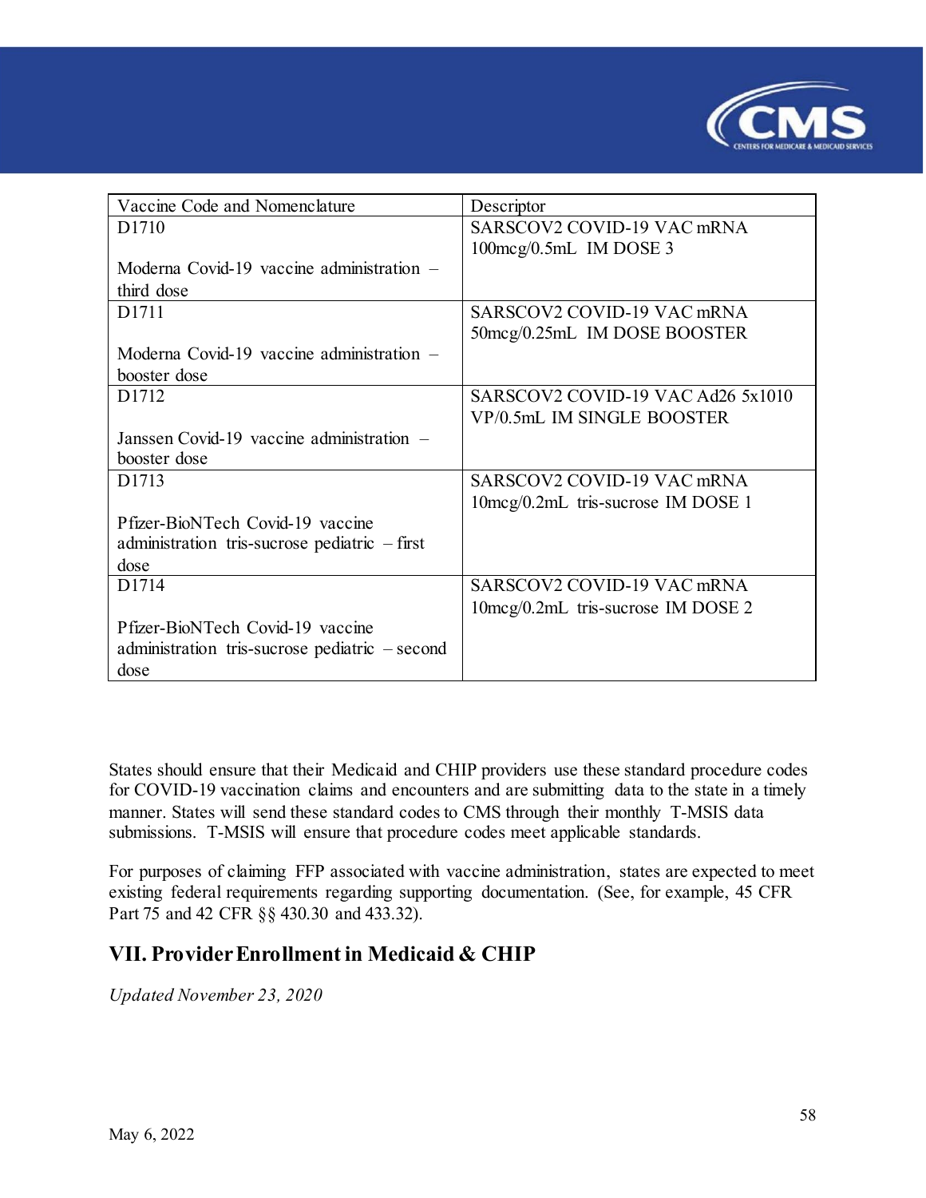| Vaccine Code and Nomenclature | Descriptor |
|---|---|
| D1710<br><br>Moderna Covid-19 vaccine administration – third dose | SARSCOV2 COVID-19 VAC mRNA 100mcg/0.5mL IM DOSE 3 |
| D1711<br><br>Moderna Covid-19 vaccine administration – booster dose | SARSCOV2 COVID-19 VAC mRNA 50mcg/0.25mL IM DOSE BOOSTER |
| D1712<br><br>Janssen Covid-19 vaccine administration – booster dose | SARSCOV2 COVID-19 VAC Ad26 5x1010 VP/0.5mL IM SINGLE BOOSTER |
| D1713<br><br>Pfizer-BioNTech Covid-19 vaccine administration tris-sucrose pediatric – first dose | SARSCOV2 COVID-19 VAC mRNA 10mcg/0.2mL tris-sucrose IM DOSE 1 |
| D1714<br><br>Pfizer-BioNTech Covid-19 vaccine administration tris-sucrose pediatric – second dose | SARSCOV2 COVID-19 VAC mRNA 10mcg/0.2mL tris-sucrose IM DOSE 2 |

States should ensure that their Medicaid and CHIP providers use these standard procedure codes for COVID-19 vaccination claims and encounters and are submitting data to the state in a timely manner. States will send these standard codes to CMS through their monthly T-MSIS data submissions. T-MSIS will ensure that procedure codes meet applicable standards.

For purposes of claiming FFP associated with vaccine administration, states are expected to meet existing federal requirements regarding supporting documentation. (See, for example, 45 CFR Part 75 and 42 CFR §§ 430.30 and 433.32).

## VII. Provider Enrollment in Medicaid & CHIP

*Updated November 23, 2020*

May 6, 2022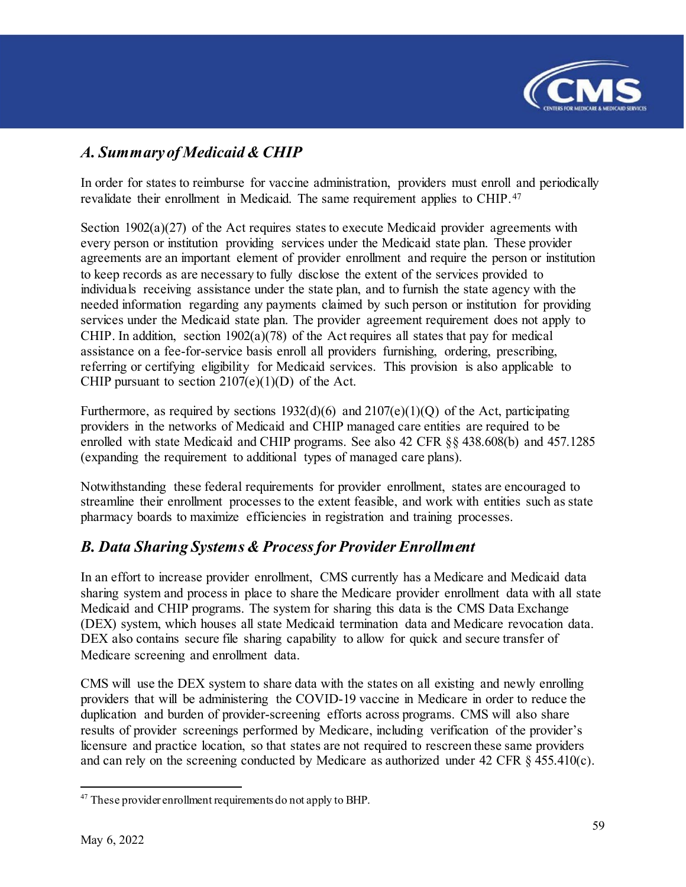## *A. Summary of Medicaid & CHIP*

In order for states to reimburse for vaccine administration, providers must enroll and periodically revalidate their enrollment in Medicaid. The same requirement applies to CHIP.[47]

Section 1902(a)(27) of the Act requires states to execute Medicaid provider agreements with every person or institution providing services under the Medicaid state plan. These provider agreements are an important element of provider enrollment and require the person or institution to keep records as are necessary to fully disclose the extent of the services provided to individuals receiving assistance under the state plan, and to furnish the state agency with the needed information regarding any payments claimed by such person or institution for providing services under the Medicaid state plan. The provider agreement requirement does not apply to CHIP. In addition, section 1902(a)(78) of the Act requires all states that pay for medical assistance on a fee-for-service basis enroll all providers furnishing, ordering, prescribing, referring or certifying eligibility for Medicaid services. This provision is also applicable to CHIP pursuant to section 2107(e)(1)(D) of the Act.

Furthermore, as required by sections 1932(d)(6) and 2107(e)(1)(Q) of the Act, participating providers in the networks of Medicaid and CHIP managed care entities are required to be enrolled with state Medicaid and CHIP programs. See also 42 CFR §§ 438.608(b) and 457.1285 (expanding the requirement to additional types of managed care plans).

Notwithstanding these federal requirements for provider enrollment, states are encouraged to streamline their enrollment processes to the extent feasible, and work with entities such as state pharmacy boards to maximize efficiencies in registration and training processes.

## *B. Data Sharing Systems & Process for Provider Enrollment*

In an effort to increase provider enrollment, CMS currently has a Medicare and Medicaid data sharing system and process in place to share the Medicare provider enrollment data with all state Medicaid and CHIP programs. The system for sharing this data is the CMS Data Exchange (DEX) system, which houses all state Medicaid termination data and Medicare revocation data. DEX also contains secure file sharing capability to allow for quick and secure transfer of Medicare screening and enrollment data.

CMS will use the DEX system to share data with the states on all existing and newly enrolling providers that will be administering the COVID-19 vaccine in Medicare in order to reduce the duplication and burden of provider-screening efforts across programs. CMS will also share results of provider screenings performed by Medicare, including verification of the provider's licensure and practice location, so that states are not required to rescreen these same providers and can rely on the screening conducted by Medicare as authorized under 42 CFR § 455.410(c).

---

[47] These provider enrollment requirements do not apply to BHP.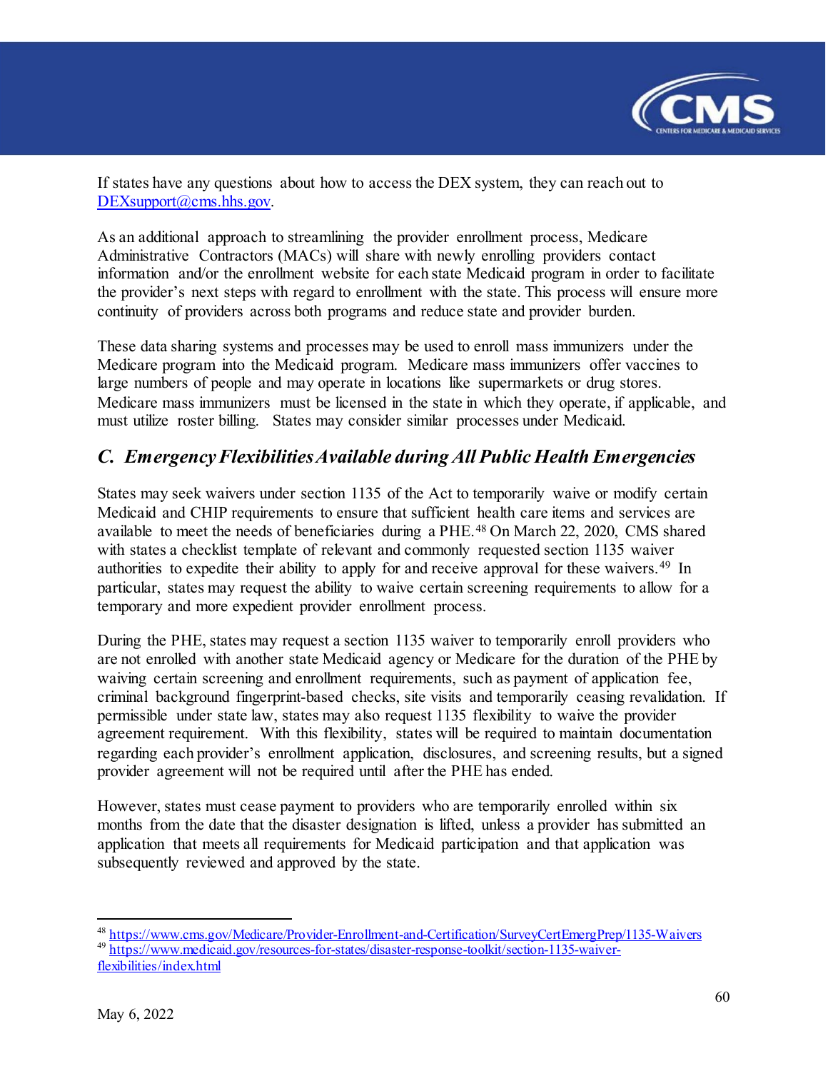If states have any questions about how to access the DEX system, they can reach out to DEXsupport@cms.hhs.gov.

As an additional approach to streamlining the provider enrollment process, Medicare Administrative Contractors (MACs) will share with newly enrolling providers contact information and/or the enrollment website for each state Medicaid program in order to facilitate the provider's next steps with regard to enrollment with the state. This process will ensure more continuity of providers across both programs and reduce state and provider burden.

These data sharing systems and processes may be used to enroll mass immunizers under the Medicare program into the Medicaid program. Medicare mass immunizers offer vaccines to large numbers of people and may operate in locations like supermarkets or drug stores. Medicare mass immunizers must be licensed in the state in which they operate, if applicable, and must utilize roster billing. States may consider similar processes under Medicaid.

### *C. Emergency Flexibilities Available during All Public Health Emergencies*

States may seek waivers under section 1135 of the Act to temporarily waive or modify certain Medicaid and CHIP requirements to ensure that sufficient health care items and services are available to meet the needs of beneficiaries during a PHE.[48] On March 22, 2020, CMS shared with states a checklist template of relevant and commonly requested section 1135 waiver authorities to expedite their ability to apply for and receive approval for these waivers.[49] In particular, states may request the ability to waive certain screening requirements to allow for a temporary and more expedient provider enrollment process.

During the PHE, states may request a section 1135 waiver to temporarily enroll providers who are not enrolled with another state Medicaid agency or Medicare for the duration of the PHE by waiving certain screening and enrollment requirements, such as payment of application fee, criminal background fingerprint-based checks, site visits and temporarily ceasing revalidation. If permissible under state law, states may also request 1135 flexibility to waive the provider agreement requirement. With this flexibility, states will be required to maintain documentation regarding each provider's enrollment application, disclosures, and screening results, but a signed provider agreement will not be required until after the PHE has ended.

However, states must cease payment to providers who are temporarily enrolled within six months from the date that the disaster designation is lifted, unless a provider has submitted an application that meets all requirements for Medicaid participation and that application was subsequently reviewed and approved by the state.

---

[48] https://www.cms.gov/Medicare/Provider-Enrollment-and-Certification/SurveyCertEmergPrep/1135-Waivers

[49] https://www.medicaid.gov/resources-for-states/disaster-response-toolkit/section-1135-waiver-flexibilities/index.html

May 6, 2022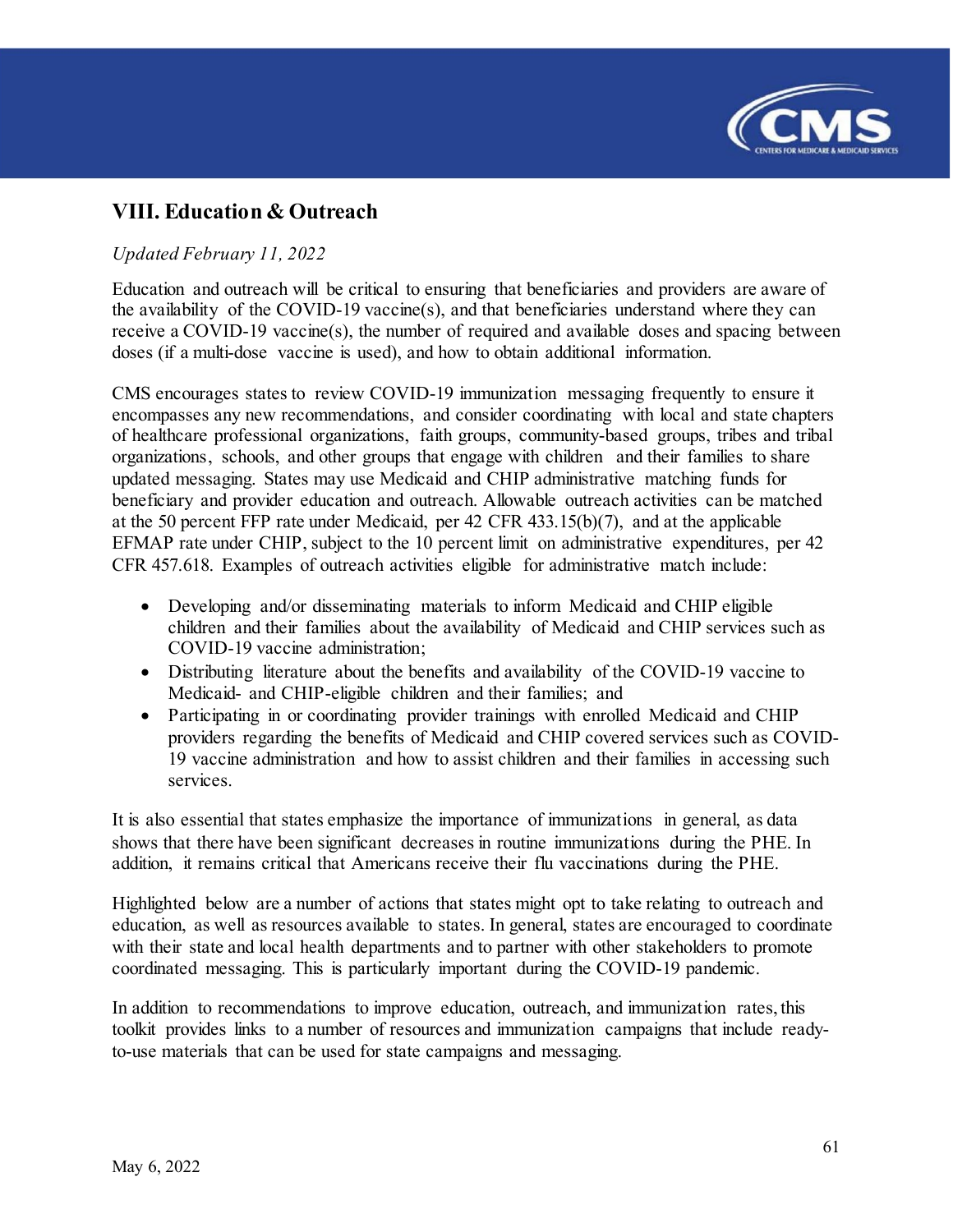## VIII. Education & Outreach

*Updated February 11, 2022*

Education and outreach will be critical to ensuring that beneficiaries and providers are aware of the availability of the COVID-19 vaccine(s), and that beneficiaries understand where they can receive a COVID-19 vaccine(s), the number of required and available doses and spacing between doses (if a multi-dose vaccine is used), and how to obtain additional information.

CMS encourages states to review COVID-19 immunization messaging frequently to ensure it encompasses any new recommendations, and consider coordinating with local and state chapters of healthcare professional organizations, faith groups, community-based groups, tribes and tribal organizations, schools, and other groups that engage with children and their families to share updated messaging. States may use Medicaid and CHIP administrative matching funds for beneficiary and provider education and outreach. Allowable outreach activities can be matched at the 50 percent FFP rate under Medicaid, per 42 CFR 433.15(b)(7), and at the applicable EFMAP rate under CHIP, subject to the 10 percent limit on administrative expenditures, per 42 CFR 457.618. Examples of outreach activities eligible for administrative match include:

- Developing and/or disseminating materials to inform Medicaid and CHIP eligible children and their families about the availability of Medicaid and CHIP services such as COVID-19 vaccine administration;
- Distributing literature about the benefits and availability of the COVID-19 vaccine to Medicaid- and CHIP-eligible children and their families; and
- Participating in or coordinating provider trainings with enrolled Medicaid and CHIP providers regarding the benefits of Medicaid and CHIP covered services such as COVID-19 vaccine administration and how to assist children and their families in accessing such services.

It is also essential that states emphasize the importance of immunizations in general, as data shows that there have been significant decreases in routine immunizations during the PHE. In addition, it remains critical that Americans receive their flu vaccinations during the PHE.

Highlighted below are a number of actions that states might opt to take relating to outreach and education, as well as resources available to states. In general, states are encouraged to coordinate with their state and local health departments and to partner with other stakeholders to promote coordinated messaging. This is particularly important during the COVID-19 pandemic.

In addition to recommendations to improve education, outreach, and immunization rates, this toolkit provides links to a number of resources and immunization campaigns that include ready-to-use materials that can be used for state campaigns and messaging.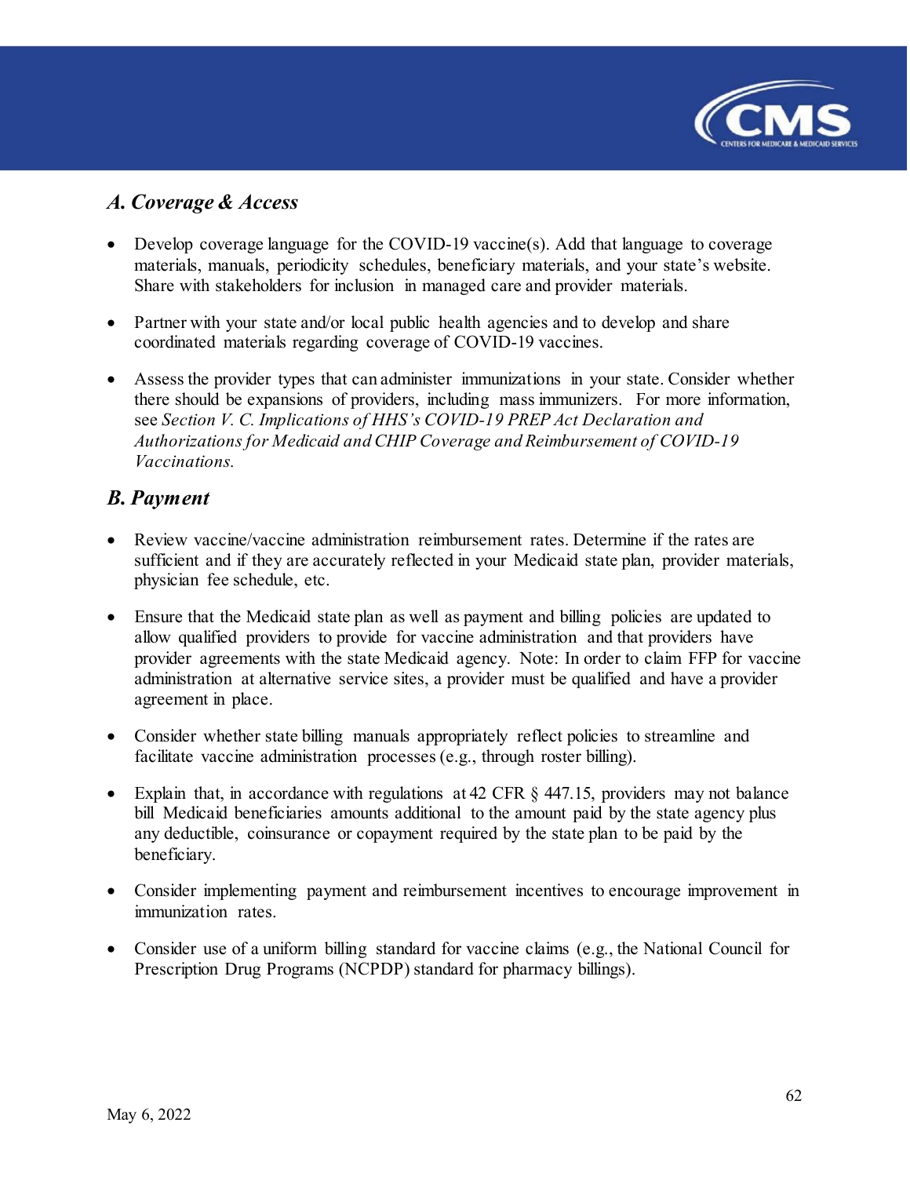### *A. Coverage & Access*

- Develop coverage language for the COVID-19 vaccine(s). Add that language to coverage materials, manuals, periodicity schedules, beneficiary materials, and your state's website. Share with stakeholders for inclusion in managed care and provider materials.

- Partner with your state and/or local public health agencies and to develop and share coordinated materials regarding coverage of COVID-19 vaccines.

- Assess the provider types that can administer immunizations in your state. Consider whether there should be expansions of providers, including mass immunizers. For more information, see *Section V. C. Implications of HHS's COVID-19 PREP Act Declaration and Authorizations for Medicaid and CHIP Coverage and Reimbursement of COVID-19 Vaccinations.*

### *B. Payment*

- Review vaccine/vaccine administration reimbursement rates. Determine if the rates are sufficient and if they are accurately reflected in your Medicaid state plan, provider materials, physician fee schedule, etc.

- Ensure that the Medicaid state plan as well as payment and billing policies are updated to allow qualified providers to provide for vaccine administration and that providers have provider agreements with the state Medicaid agency. Note: In order to claim FFP for vaccine administration at alternative service sites, a provider must be qualified and have a provider agreement in place.

- Consider whether state billing manuals appropriately reflect policies to streamline and facilitate vaccine administration processes (e.g., through roster billing).

- Explain that, in accordance with regulations at 42 CFR § 447.15, providers may not balance bill Medicaid beneficiaries amounts additional to the amount paid by the state agency plus any deductible, coinsurance or copayment required by the state plan to be paid by the beneficiary.

- Consider implementing payment and reimbursement incentives to encourage improvement in immunization rates.

- Consider use of a uniform billing standard for vaccine claims (e.g., the National Council for Prescription Drug Programs (NCPDP) standard for pharmacy billings).

May 6, 2022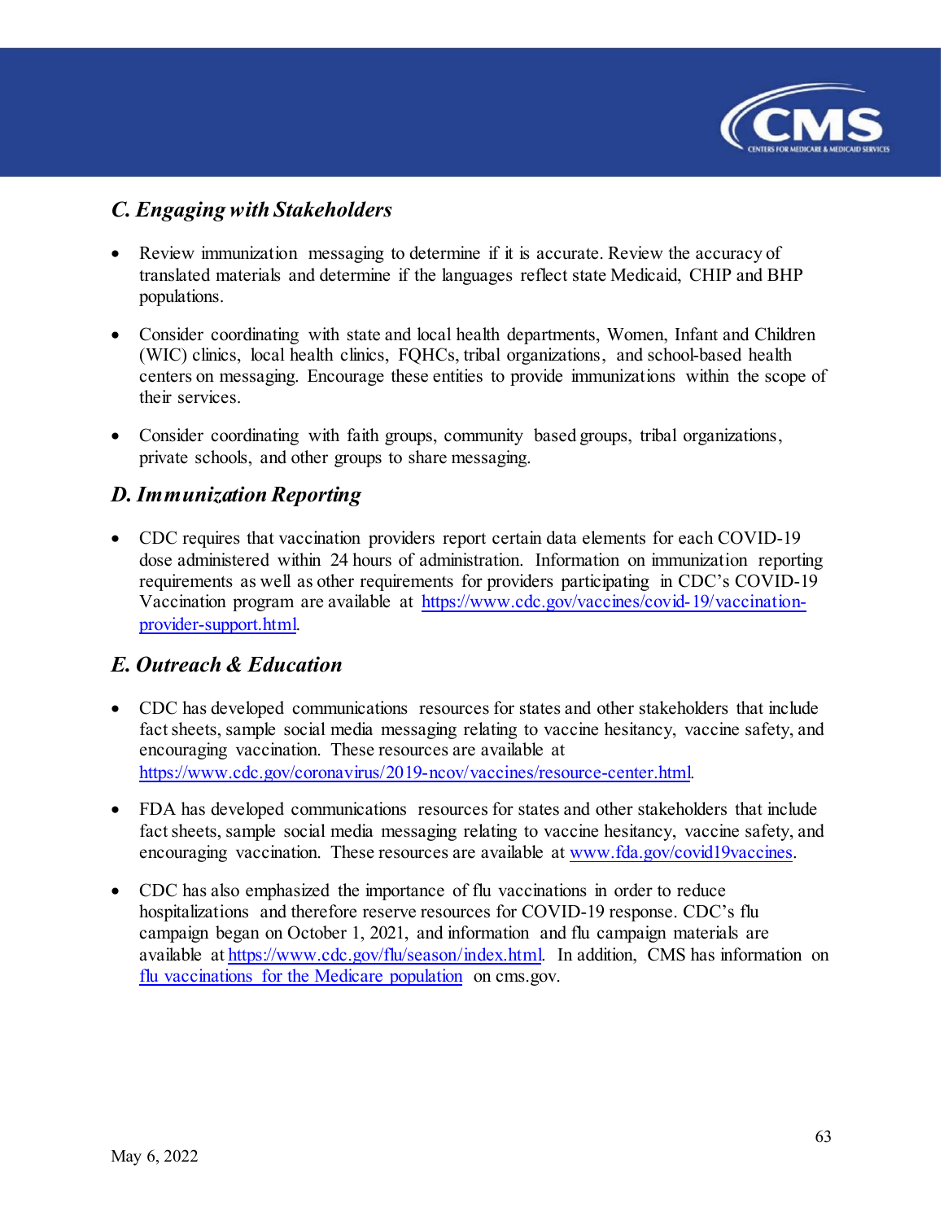### *C. Engaging with Stakeholders*

- Review immunization messaging to determine if it is accurate. Review the accuracy of translated materials and determine if the languages reflect state Medicaid, CHIP and BHP populations.
- Consider coordinating with state and local health departments, Women, Infant and Children (WIC) clinics, local health clinics, FQHCs, tribal organizations, and school-based health centers on messaging. Encourage these entities to provide immunizations within the scope of their services.
- Consider coordinating with faith groups, community based groups, tribal organizations, private schools, and other groups to share messaging.

### *D. Immunization Reporting*

- CDC requires that vaccination providers report certain data elements for each COVID-19 dose administered within 24 hours of administration. Information on immunization reporting requirements as well as other requirements for providers participating in CDC's COVID-19 Vaccination program are available at [https://www.cdc.gov/vaccines/covid-19/vaccination-provider-support.html](https://www.cdc.gov/vaccines/covid-19/vaccination-provider-support.html).

### *E. Outreach & Education*

- CDC has developed communications resources for states and other stakeholders that include fact sheets, sample social media messaging relating to vaccine hesitancy, vaccine safety, and encouraging vaccination. These resources are available at [https://www.cdc.gov/coronavirus/2019-ncov/vaccines/resource-center.html](https://www.cdc.gov/coronavirus/2019-ncov/vaccines/resource-center.html).
- FDA has developed communications resources for states and other stakeholders that include fact sheets, sample social media messaging relating to vaccine hesitancy, vaccine safety, and encouraging vaccination. These resources are available at [www.fda.gov/covid19vaccines](www.fda.gov/covid19vaccines).
- CDC has also emphasized the importance of flu vaccinations in order to reduce hospitalizations and therefore reserve resources for COVID-19 response. CDC's flu campaign began on October 1, 2021, and information and flu campaign materials are available at [https://www.cdc.gov/flu/season/index.html](https://www.cdc.gov/flu/season/index.html). In addition, CMS has information on flu vaccinations for the Medicare population on cms.gov.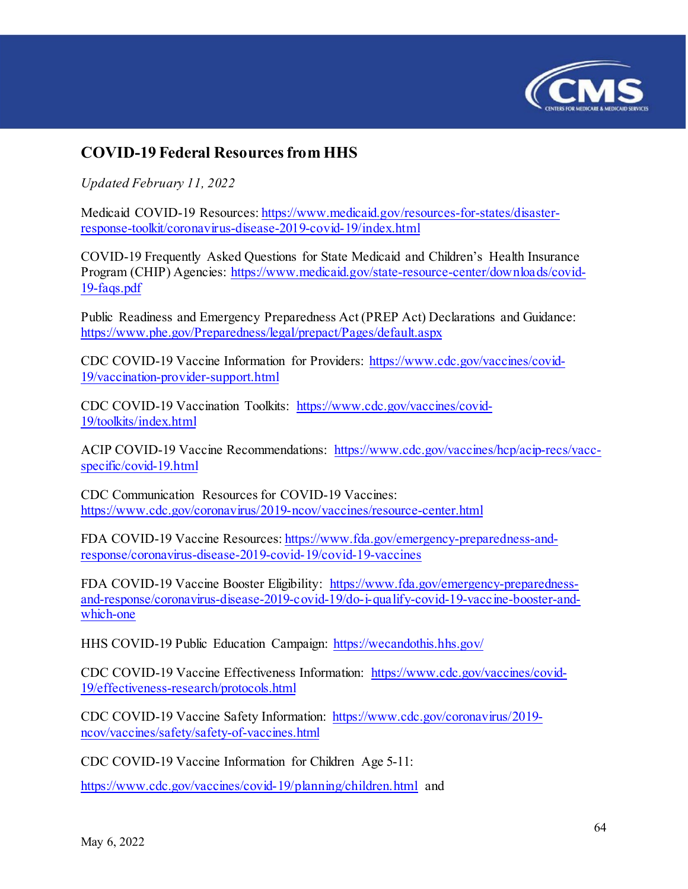## COVID-19 Federal Resources from HHS

*Updated February 11, 2022*

Medicaid COVID-19 Resources: https://www.medicaid.gov/resources-for-states/disaster-response-toolkit/coronavirus-disease-2019-covid-19/index.html

COVID-19 Frequently Asked Questions for State Medicaid and Children's Health Insurance Program (CHIP) Agencies: https://www.medicaid.gov/state-resource-center/downloads/covid-19-faqs.pdf

Public Readiness and Emergency Preparedness Act (PREP Act) Declarations and Guidance: https://www.phe.gov/Preparedness/legal/prepact/Pages/default.aspx

CDC COVID-19 Vaccine Information for Providers: https://www.cdc.gov/vaccines/covid-19/vaccination-provider-support.html

CDC COVID-19 Vaccination Toolkits: https://www.cdc.gov/vaccines/covid-19/toolkits/index.html

ACIP COVID-19 Vaccine Recommendations: https://www.cdc.gov/vaccines/hcp/acip-recs/vacc-specific/covid-19.html

CDC Communication Resources for COVID-19 Vaccines: https://www.cdc.gov/coronavirus/2019-ncov/vaccines/resource-center.html

FDA COVID-19 Vaccine Resources: https://www.fda.gov/emergency-preparedness-and-response/coronavirus-disease-2019-covid-19/covid-19-vaccines

FDA COVID-19 Vaccine Booster Eligibility: https://www.fda.gov/emergency-preparedness-and-response/coronavirus-disease-2019-covid-19/do-i-qualify-covid-19-vaccine-booster-and-which-one

HHS COVID-19 Public Education Campaign: https://wecandothis.hhs.gov/

CDC COVID-19 Vaccine Effectiveness Information: https://www.cdc.gov/vaccines/covid-19/effectiveness-research/protocols.html

CDC COVID-19 Vaccine Safety Information: https://www.cdc.gov/coronavirus/2019-ncov/vaccines/safety/safety-of-vaccines.html

CDC COVID-19 Vaccine Information for Children Age 5-11:

https://www.cdc.gov/vaccines/covid-19/planning/children.html and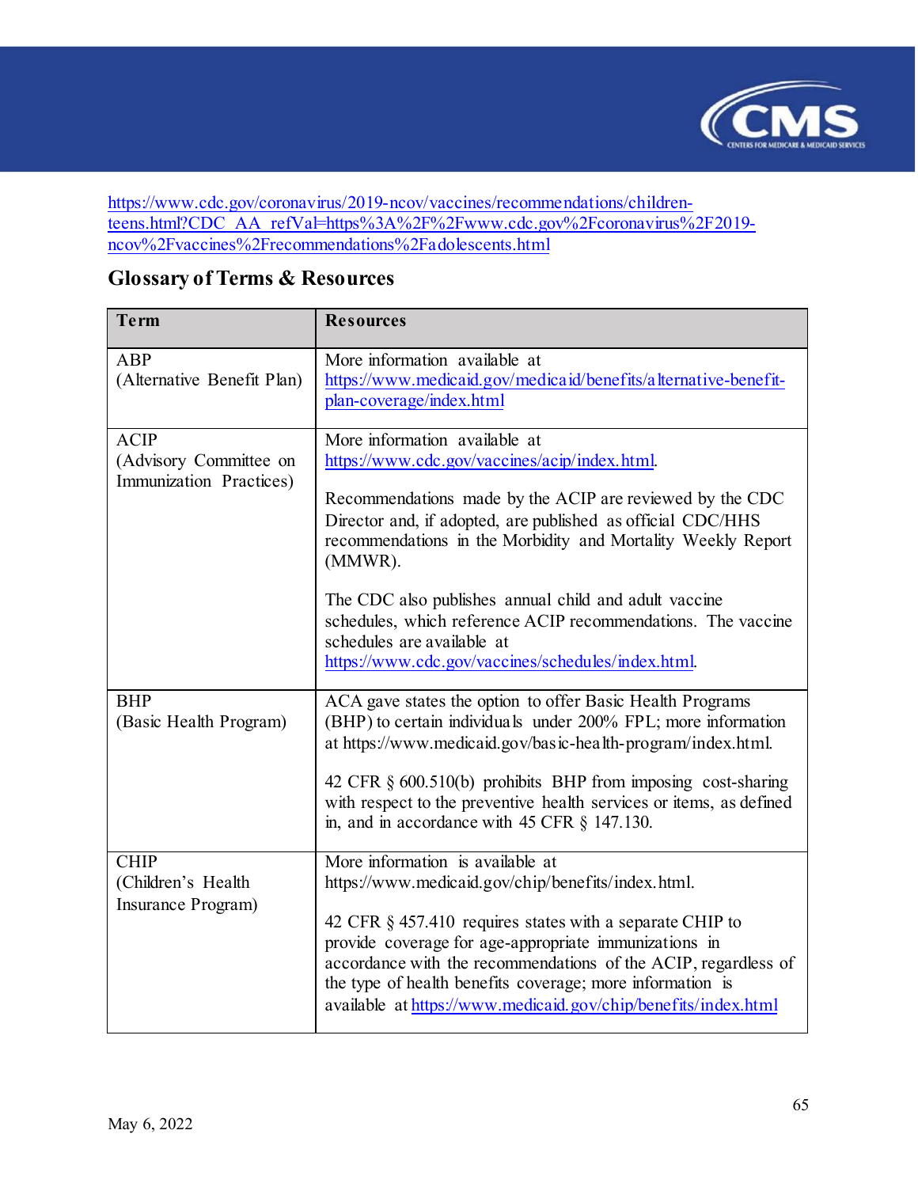https://www.cdc.gov/coronavirus/2019-ncov/vaccines/recommendations/children-teens.html?CDC_AA_refVal=https%3A%2F%2Fwww.cdc.gov%2Fcoronavirus%2F2019-ncov%2Fvaccines%2Frecommendations%2Fadolescents.html

## Glossary of Terms & Resources

| Term | Resources |
|---|---|
| ABP (Alternative Benefit Plan) | More information available at https://www.medicaid.gov/medicaid/benefits/alternative-benefit-plan-coverage/index.html |
| ACIP (Advisory Committee on Immunization Practices) | More information available at https://www.cdc.gov/vaccines/acip/index.html.<br><br>Recommendations made by the ACIP are reviewed by the CDC Director and, if adopted, are published as official CDC/HHS recommendations in the Morbidity and Mortality Weekly Report (MMWR).<br><br>The CDC also publishes annual child and adult vaccine schedules, which reference ACIP recommendations. The vaccine schedules are available at https://www.cdc.gov/vaccines/schedules/index.html. |
| BHP (Basic Health Program) | ACA gave states the option to offer Basic Health Programs (BHP) to certain individuals under 200% FPL; more information at https://www.medicaid.gov/basic-health-program/index.html.<br><br>42 CFR § 600.510(b) prohibits BHP from imposing cost-sharing with respect to the preventive health services or items, as defined in, and in accordance with 45 CFR § 147.130. |
| CHIP (Children's Health Insurance Program) | More information is available at https://www.medicaid.gov/chip/benefits/index.html.<br><br>42 CFR § 457.410 requires states with a separate CHIP to provide coverage for age-appropriate immunizations in accordance with the recommendations of the ACIP, regardless of the type of health benefits coverage; more information is available at https://www.medicaid.gov/chip/benefits/index.html |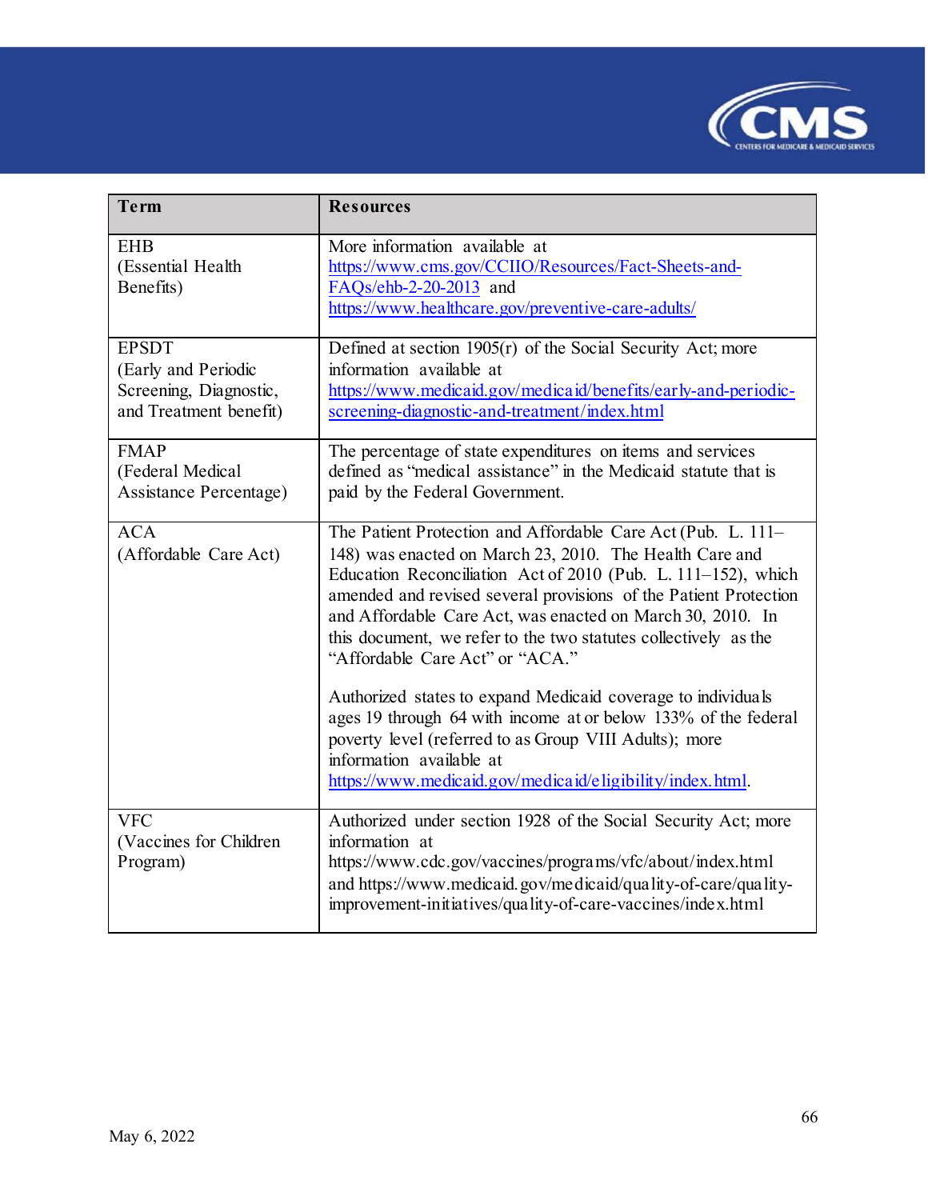| Term | Resources |
| --- | --- |
| EHB (Essential Health Benefits) | More information available at https://www.cms.gov/CCIIO/Resources/Fact-Sheets-and-FAQs/ehb-2-20-2013 and https://www.healthcare.gov/preventive-care-adults/ |
| EPSDT (Early and Periodic Screening, Diagnostic, and Treatment benefit) | Defined at section 1905(r) of the Social Security Act; more information available at https://www.medicaid.gov/medicaid/benefits/early-and-periodic-screening-diagnostic-and-treatment/index.html |
| FMAP (Federal Medical Assistance Percentage) | The percentage of state expenditures on items and services defined as "medical assistance" in the Medicaid statute that is paid by the Federal Government. |
| ACA (Affordable Care Act) | The Patient Protection and Affordable Care Act (Pub. L. 111–148) was enacted on March 23, 2010. The Health Care and Education Reconciliation Act of 2010 (Pub. L. 111–152), which amended and revised several provisions of the Patient Protection and Affordable Care Act, was enacted on March 30, 2010. In this document, we refer to the two statutes collectively as the "Affordable Care Act" or "ACA."<br><br>Authorized states to expand Medicaid coverage to individuals ages 19 through 64 with income at or below 133% of the federal poverty level (referred to as Group VIII Adults); more information available at https://www.medicaid.gov/medicaid/eligibility/index.html. |
| VFC (Vaccines for Children Program) | Authorized under section 1928 of the Social Security Act; more information at https://www.cdc.gov/vaccines/programs/vfc/about/index.html and https://www.medicaid.gov/medicaid/quality-of-care/quality-improvement-initiatives/quality-of-care-vaccines/index.html |

May 6, 2022